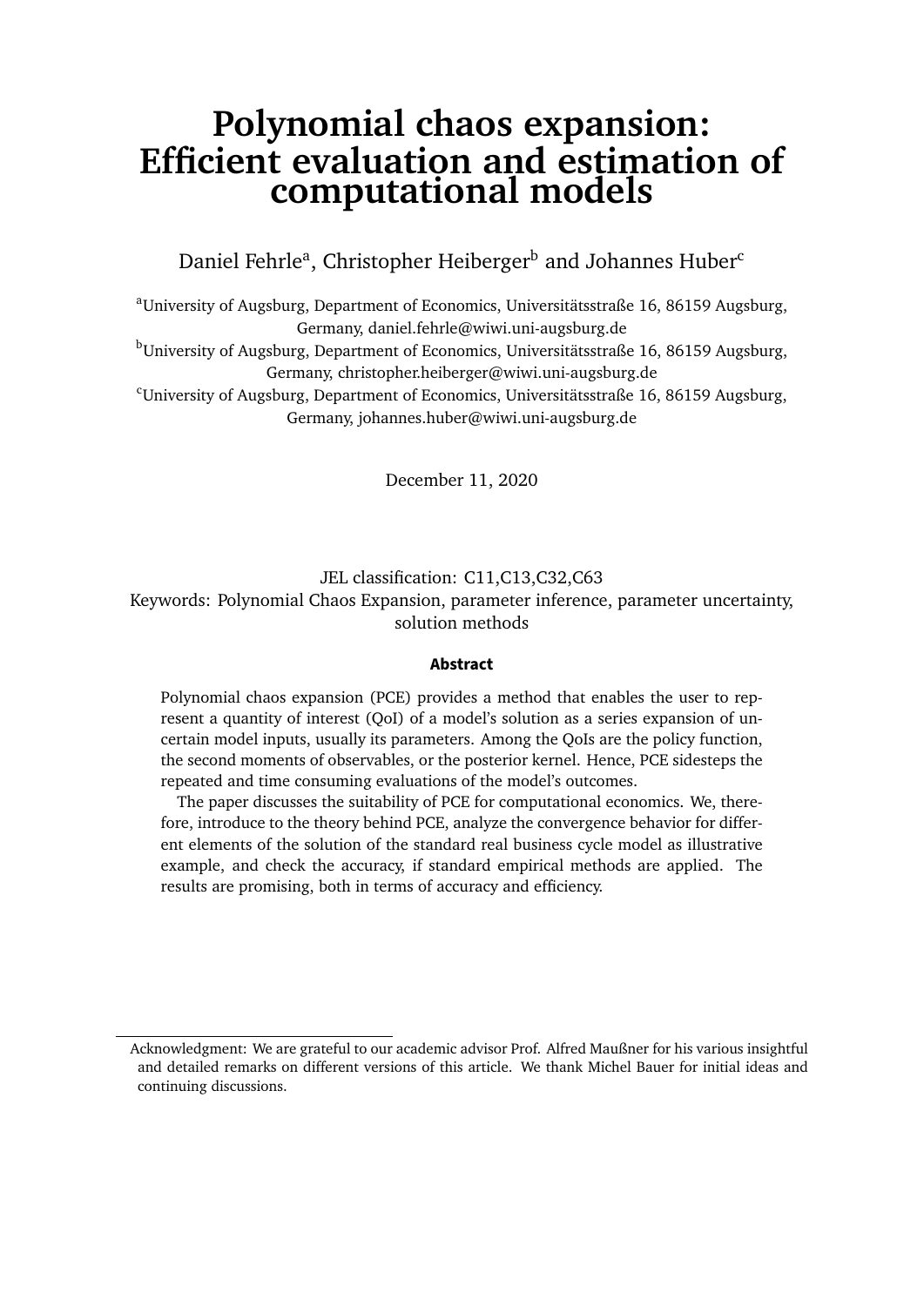# Polynomial chaos expansion: Efficient evaluation and estimation of computational models

Daniel Fehrle[a], Christopher Heiberger[b] and Johannes Huber[c]

[a]University of Augsburg, Department of Economics, Universitätsstraße 16, 86159 Augsburg, Germany, daniel.fehrle@wiwi.uni-augsburg.de
[b]University of Augsburg, Department of Economics, Universitätsstraße 16, 86159 Augsburg, Germany, christopher.heiberger@wiwi.uni-augsburg.de
[c]University of Augsburg, Department of Economics, Universitätsstraße 16, 86159 Augsburg, Germany, johannes.huber@wiwi.uni-augsburg.de

December 11, 2020

JEL classification: C11,C13,C32,C63
Keywords: Polynomial Chaos Expansion, parameter inference, parameter uncertainty, solution methods

**Abstract**

Polynomial chaos expansion (PCE) provides a method that enables the user to represent a quantity of interest (QoI) of a model's solution as a series expansion of uncertain model inputs, usually its parameters. Among the QoIs are the policy function, the second moments of observables, or the posterior kernel. Hence, PCE sidesteps the repeated and time consuming evaluations of the model's outcomes.

The paper discusses the suitability of PCE for computational economics. We, therefore, introduce to the theory behind PCE, analyze the convergence behavior for different elements of the solution of the standard real business cycle model as illustrative example, and check the accuracy, if standard empirical methods are applied. The results are promising, both in terms of accuracy and efficiency.

Acknowledgment: We are grateful to our academic advisor Prof. Alfred Maußner for his various insightful and detailed remarks on different versions of this article. We thank Michel Bauer for initial ideas and continuing discussions.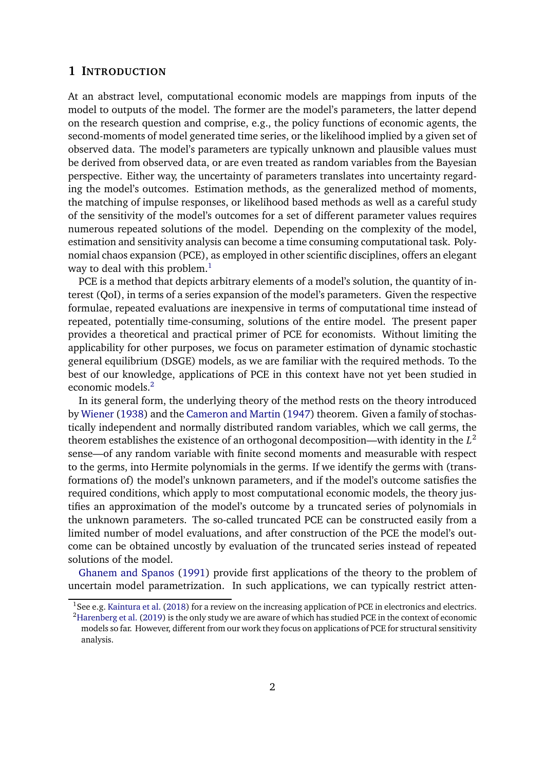# 1 INTRODUCTION

At an abstract level, computational economic models are mappings from inputs of the model to outputs of the model. The former are the model's parameters, the latter depend on the research question and comprise, e.g., the policy functions of economic agents, the second-moments of model generated time series, or the likelihood implied by a given set of observed data. The model's parameters are typically unknown and plausible values must be derived from observed data, or are even treated as random variables from the Bayesian perspective. Either way, the uncertainty of parameters translates into uncertainty regarding the model's outcomes. Estimation methods, as the generalized method of moments, the matching of impulse responses, or likelihood based methods as well as a careful study of the sensitivity of the model's outcomes for a set of different parameter values requires numerous repeated solutions of the model. Depending on the complexity of the model, estimation and sensitivity analysis can become a time consuming computational task. Polynomial chaos expansion (PCE), as employed in other scientific disciplines, offers an elegant way to deal with this problem.[1]

PCE is a method that depicts arbitrary elements of a model's solution, the quantity of interest (QoI), in terms of a series expansion of the model's parameters. Given the respective formulae, repeated evaluations are inexpensive in terms of computational time instead of repeated, potentially time-consuming, solutions of the entire model. The present paper provides a theoretical and practical primer of PCE for economists. Without limiting the applicability for other purposes, we focus on parameter estimation of dynamic stochastic general equilibrium (DSGE) models, as we are familiar with the required methods. To the best of our knowledge, applications of PCE in this context have not yet been studied in economic models.[2]

In its general form, the underlying theory of the method rests on the theory introduced by Wiener (1938) and the Cameron and Martin (1947) theorem. Given a family of stochastically independent and normally distributed random variables, which we call germs, the theorem establishes the existence of an orthogonal decomposition—with identity in the $L^2$ sense—of any random variable with finite second moments and measurable with respect to the germs, into Hermite polynomials in the germs. If we identify the germs with (transformations of) the model's unknown parameters, and if the model's outcome satisfies the required conditions, which apply to most computational economic models, the theory justifies an approximation of the model's outcome by a truncated series of polynomials in the unknown parameters. The so-called truncated PCE can be constructed easily from a limited number of model evaluations, and after construction of the PCE the model's outcome can be obtained uncostly by evaluation of the truncated series instead of repeated solutions of the model.

Ghanem and Spanos (1991) provide first applications of the theory to the problem of uncertain model parametrization. In such applications, we can typically restrict atten-

[1] See e.g. Kaintura et al. (2018) for a review on the increasing application of PCE in electronics and electrics.

[2] Harenberg et al. (2019) is the only study we are aware of which has studied PCE in the context of economic models so far. However, different from our work they focus on applications of PCE for structural sensitivity analysis.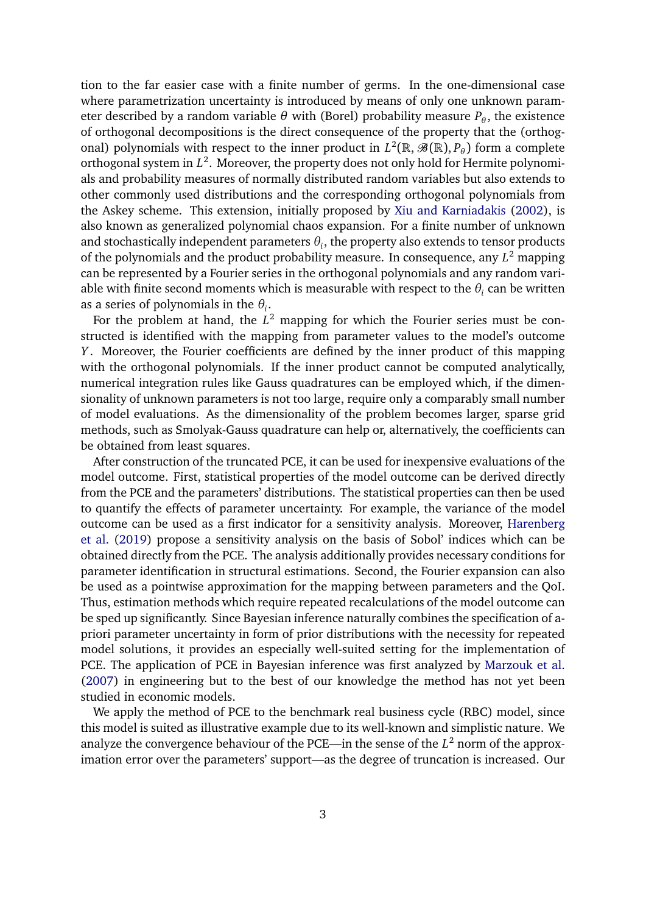tion to the far easier case with a finite number of germs. In the one-dimensional case where parametrization uncertainty is introduced by means of only one unknown parameter described by a random variable $\theta$ with (Borel) probability measure $P_\theta$, the existence of orthogonal decompositions is the direct consequence of the property that the (orthogonal) polynomials with respect to the inner product in $L^2(\mathbb{R}, \mathscr{B}(\mathbb{R}), P_\theta)$ form a complete orthogonal system in $L^2$. Moreover, the property does not only hold for Hermite polynomials and probability measures of normally distributed random variables but also extends to other commonly used distributions and the corresponding orthogonal polynomials from the Askey scheme. This extension, initially proposed by Xiu and Karniadakis (2002), is also known as generalized polynomial chaos expansion. For a finite number of unknown and stochastically independent parameters $\theta_i$, the property also extends to tensor products of the polynomials and the product probability measure. In consequence, any $L^2$ mapping can be represented by a Fourier series in the orthogonal polynomials and any random variable with finite second moments which is measurable with respect to the $\theta_i$ can be written as a series of polynomials in the $\theta_i$.

For the problem at hand, the $L^2$ mapping for which the Fourier series must be constructed is identified with the mapping from parameter values to the model's outcome $Y$. Moreover, the Fourier coefficients are defined by the inner product of this mapping with the orthogonal polynomials. If the inner product cannot be computed analytically, numerical integration rules like Gauss quadratures can be employed which, if the dimensionality of unknown parameters is not too large, require only a comparably small number of model evaluations. As the dimensionality of the problem becomes larger, sparse grid methods, such as Smolyak-Gauss quadrature can help or, alternatively, the coefficients can be obtained from least squares.

After construction of the truncated PCE, it can be used for inexpensive evaluations of the model outcome. First, statistical properties of the model outcome can be derived directly from the PCE and the parameters' distributions. The statistical properties can then be used to quantify the effects of parameter uncertainty. For example, the variance of the model outcome can be used as a first indicator for a sensitivity analysis. Moreover, Harenberg et al. (2019) propose a sensitivity analysis on the basis of Sobol' indices which can be obtained directly from the PCE. The analysis additionally provides necessary conditions for parameter identification in structural estimations. Second, the Fourier expansion can also be used as a pointwise approximation for the mapping between parameters and the QoI. Thus, estimation methods which require repeated recalculations of the model outcome can be sped up significantly. Since Bayesian inference naturally combines the specification of a-priori parameter uncertainty in form of prior distributions with the necessity for repeated model solutions, it provides an especially well-suited setting for the implementation of PCE. The application of PCE in Bayesian inference was first analyzed by Marzouk et al. (2007) in engineering but to the best of our knowledge the method has not yet been studied in economic models.

We apply the method of PCE to the benchmark real business cycle (RBC) model, since this model is suited as illustrative example due to its well-known and simplistic nature. We analyze the convergence behaviour of the PCE—in the sense of the $L^2$ norm of the approximation error over the parameters' support—as the degree of truncation is increased. Our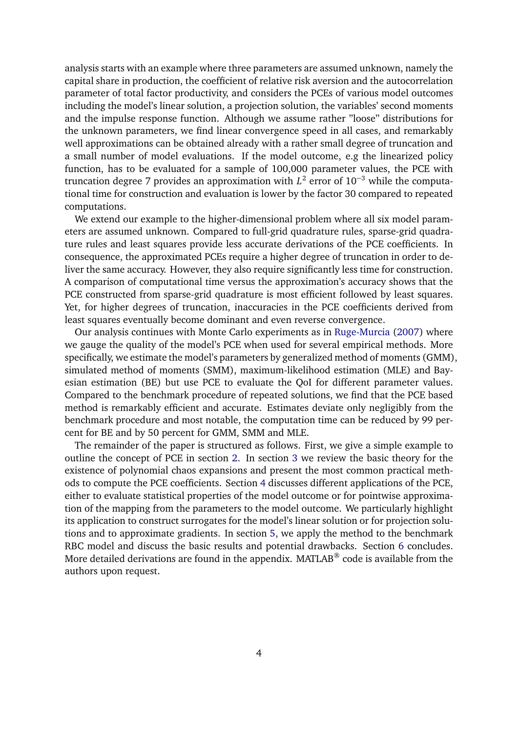analysis starts with an example where three parameters are assumed unknown, namely the capital share in production, the coefficient of relative risk aversion and the autocorrelation parameter of total factor productivity, and considers the PCEs of various model outcomes including the model's linear solution, a projection solution, the variables' second moments and the impulse response function. Although we assume rather "loose" distributions for the unknown parameters, we find linear convergence speed in all cases, and remarkably well approximations can be obtained already with a rather small degree of truncation and a small number of model evaluations. If the model outcome, e.g the linearized policy function, has to be evaluated for a sample of 100,000 parameter values, the PCE with truncation degree 7 provides an approximation with $L^2$ error of $10^{-3}$ while the computational time for construction and evaluation is lower by the factor 30 compared to repeated computations.

We extend our example to the higher-dimensional problem where all six model parameters are assumed unknown. Compared to full-grid quadrature rules, sparse-grid quadrature rules and least squares provide less accurate derivations of the PCE coefficients. In consequence, the approximated PCEs require a higher degree of truncation in order to deliver the same accuracy. However, they also require significantly less time for construction. A comparison of computational time versus the approximation's accuracy shows that the PCE constructed from sparse-grid quadrature is most efficient followed by least squares. Yet, for higher degrees of truncation, inaccuracies in the PCE coefficients derived from least squares eventually become dominant and even reverse convergence.

Our analysis continues with Monte Carlo experiments as in Ruge-Murcia (2007) where we gauge the quality of the model's PCE when used for several empirical methods. More specifically, we estimate the model's parameters by generalized method of moments (GMM), simulated method of moments (SMM), maximum-likelihood estimation (MLE) and Bayesian estimation (BE) but use PCE to evaluate the QoI for different parameter values. Compared to the benchmark procedure of repeated solutions, we find that the PCE based method is remarkably efficient and accurate. Estimates deviate only negligibly from the benchmark procedure and most notable, the computation time can be reduced by 99 percent for BE and by 50 percent for GMM, SMM and MLE.

The remainder of the paper is structured as follows. First, we give a simple example to outline the concept of PCE in section 2. In section 3 we review the basic theory for the existence of polynomial chaos expansions and present the most common practical methods to compute the PCE coefficients. Section 4 discusses different applications of the PCE, either to evaluate statistical properties of the model outcome or for pointwise approximation of the mapping from the parameters to the model outcome. We particularly highlight its application to construct surrogates for the model's linear solution or for projection solutions and to approximate gradients. In section 5, we apply the method to the benchmark RBC model and discuss the basic results and potential drawbacks. Section 6 concludes. More detailed derivations are found in the appendix. MATLAB® code is available from the authors upon request.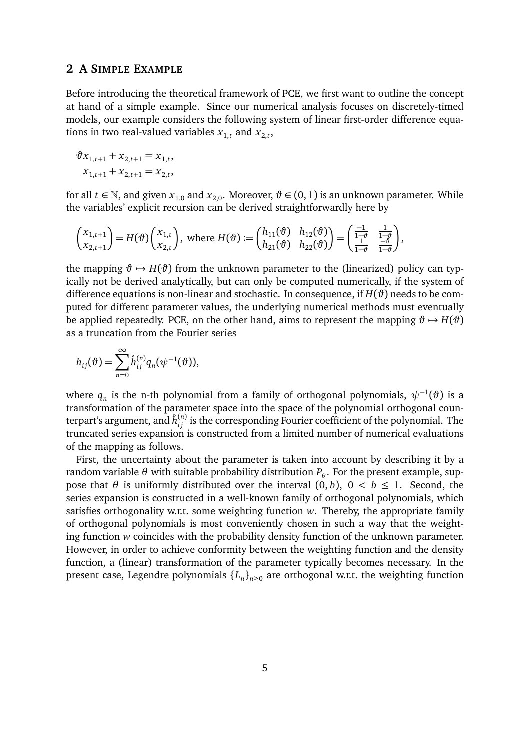## 2 A Simple Example

Before introducing the theoretical framework of PCE, we first want to outline the concept at hand of a simple example. Since our numerical analysis focuses on discretely-timed models, our example considers the following system of linear first-order difference equations in two real-valued variables $x_{1,t}$ and $x_{2,t}$,

$$
\begin{aligned}
\vartheta x_{1,t+1} + x_{2,t+1} &= x_{1,t}, \\
x_{1,t+1} + x_{2,t+1} &= x_{2,t},
\end{aligned}
$$

for all $t \in \mathbb{N}$, and given $x_{1,0}$ and $x_{2,0}$. Moreover, $\vartheta \in (0,1)$ is an unknown parameter. While the variables' explicit recursion can be derived straightforwardly here by

$$
\begin{pmatrix} x_{1,t+1} \\ x_{2,t+1} \end{pmatrix} = H(\vartheta) \begin{pmatrix} x_{1,t} \\ x_{2,t} \end{pmatrix}, \text{ where } H(\vartheta) := \begin{pmatrix} h_{11}(\vartheta) & h_{12}(\vartheta) \\ h_{21}(\vartheta) & h_{22}(\vartheta) \end{pmatrix} = \begin{pmatrix} \frac{-1}{1-\vartheta} & \frac{1}{1-\vartheta} \\ \frac{1}{1-\vartheta} & \frac{-\vartheta}{1-\vartheta} \end{pmatrix},
$$

the mapping $\vartheta \mapsto H(\vartheta)$ from the unknown parameter to the (linearized) policy can typically not be derived analytically, but can only be computed numerically, if the system of difference equations is non-linear and stochastic. In consequence, if $H(\vartheta)$ needs to be computed for different parameter values, the underlying numerical methods must eventually be applied repeatedly. PCE, on the other hand, aims to represent the mapping $\vartheta \mapsto H(\vartheta)$ as a truncation from the Fourier series

$$
h_{ij}(\vartheta) = \sum_{n=0}^{\infty} \hat{h}_{ij}^{(n)} q_n(\psi^{-1}(\vartheta)),
$$

where $q_n$ is the n-th polynomial from a family of orthogonal polynomials, $\psi^{-1}(\vartheta)$ is a transformation of the parameter space into the space of the polynomial orthogonal counterpart's argument, and $\hat{h}_{ij}^{(n)}$ is the corresponding Fourier coefficient of the polynomial. The truncated series expansion is constructed from a limited number of numerical evaluations of the mapping as follows.

First, the uncertainty about the parameter is taken into account by describing it by a random variable $\theta$ with suitable probability distribution $P_\theta$. For the present example, suppose that $\theta$ is uniformly distributed over the interval $(0, b)$, $0 < b \leq 1$. Second, the series expansion is constructed in a well-known family of orthogonal polynomials, which satisfies orthogonality w.r.t. some weighting function $w$. Thereby, the appropriate family of orthogonal polynomials is most conveniently chosen in such a way that the weighting function $w$ coincides with the probability density function of the unknown parameter. However, in order to achieve conformity between the weighting function and the density function, a (linear) transformation of the parameter typically becomes necessary. In the present case, Legendre polynomials $\{L_n\}_{n \geq 0}$ are orthogonal w.r.t. the weighting function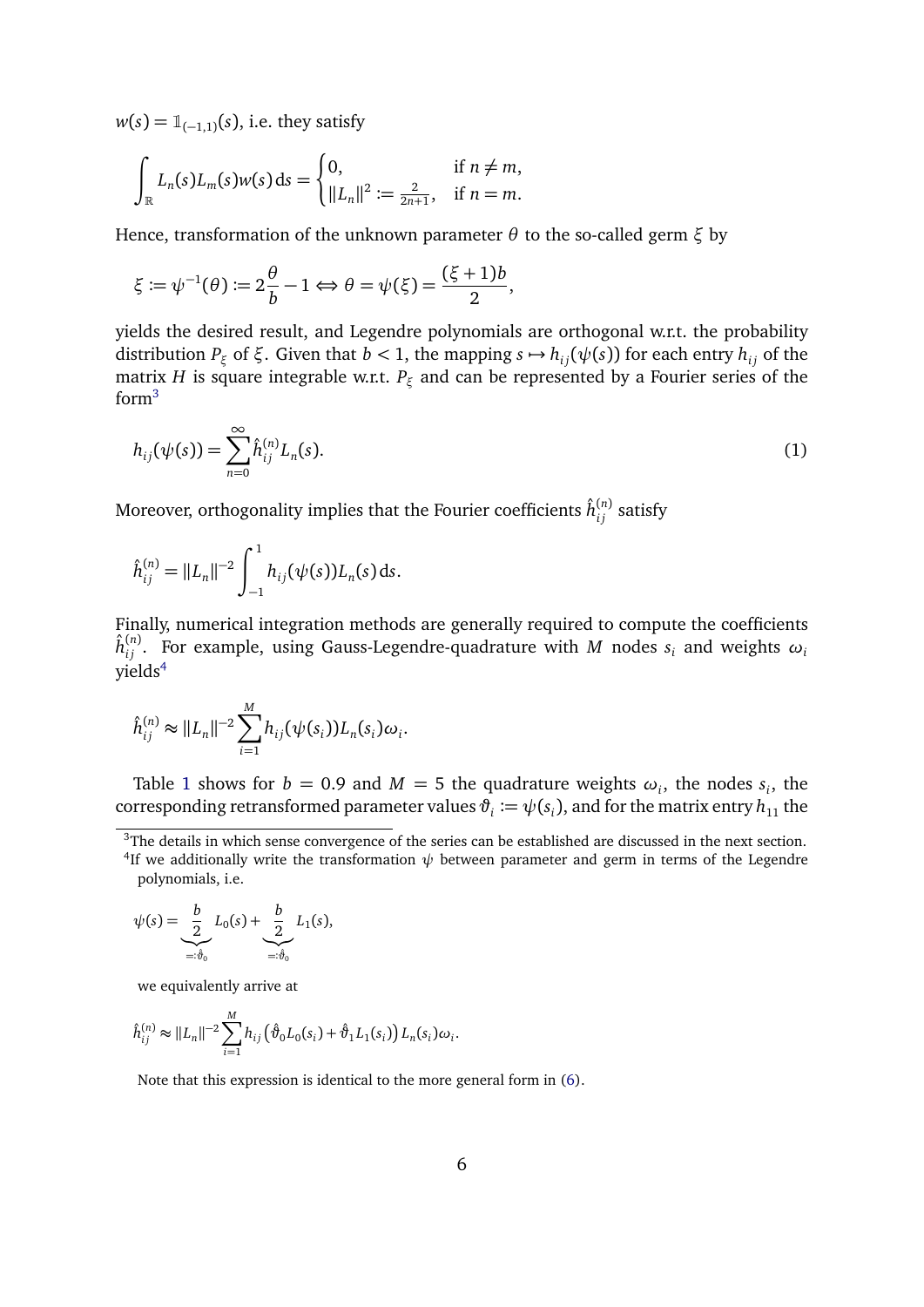$w(s) = \mathbb{1}_{(-1,1)}(s)$, i.e. they satisfy

$$\int_{\mathbb{R}} L_n(s)L_m(s)w(s)\,\mathrm{d}s = \begin{cases} 0, & \text{if } n \neq m, \\ \|L_n\|^2 := \frac{2}{2n+1}, & \text{if } n = m. \end{cases}$$

Hence, transformation of the unknown parameter $\theta$ to the so-called germ $\xi$ by

$$\xi := \psi^{-1}(\theta) := 2\frac{\theta}{b} - 1 \Leftrightarrow \theta = \psi(\xi) = \frac{(\xi+1)b}{2},$$

yields the desired result, and Legendre polynomials are orthogonal w.r.t. the probability distribution $P_\xi$ of $\xi$. Given that $b < 1$, the mapping $s \mapsto h_{ij}(\psi(s))$ for each entry $h_{ij}$ of the matrix $H$ is square integrable w.r.t. $P_\xi$ and can be represented by a Fourier series of the form[3]

$$h_{ij}(\psi(s)) = \sum_{n=0}^{\infty} \hat{h}_{ij}^{(n)} L_n(s). \tag{1}$$

Moreover, orthogonality implies that the Fourier coefficients $\hat{h}_{ij}^{(n)}$ satisfy

$$\hat{h}_{ij}^{(n)} = \|L_n\|^{-2} \int_{-1}^{1} h_{ij}(\psi(s))L_n(s)\,\mathrm{d}s.$$

Finally, numerical integration methods are generally required to compute the coefficients $\hat{h}_{ij}^{(n)}$. For example, using Gauss-Legendre-quadrature with $M$ nodes $s_i$ and weights $\omega_i$ yields[4]

$$\hat{h}_{ij}^{(n)} \approx \|L_n\|^{-2} \sum_{i=1}^{M} h_{ij}(\psi(s_i))L_n(s_i)\omega_i.$$

Table 1 shows for $b = 0.9$ and $M = 5$ the quadrature weights $\omega_i$, the nodes $s_i$, the corresponding retransformed parameter values $\vartheta_i := \psi(s_i)$, and for the matrix entry $h_{11}$ the

[3] The details in which sense convergence of the series can be established are discussed in the next section.

[4] If we additionally write the transformation $\psi$ between parameter and germ in terms of the Legendre polynomials, i.e.

$$\psi(s) = \underbrace{\frac{b}{2}}_{=:\hat{\vartheta}_0} L_0(s) + \underbrace{\frac{b}{2}}_{=:\hat{\vartheta}_1} L_1(s),$$

we equivalently arrive at

$$\hat{h}_{ij}^{(n)} \approx \|L_n\|^{-2} \sum_{i=1}^{M} h_{ij}\left(\hat{\vartheta}_0 L_0(s_i) + \hat{\vartheta}_1 L_1(s_i)\right) L_n(s_i)\omega_i.$$

Note that this expression is identical to the more general form in (6).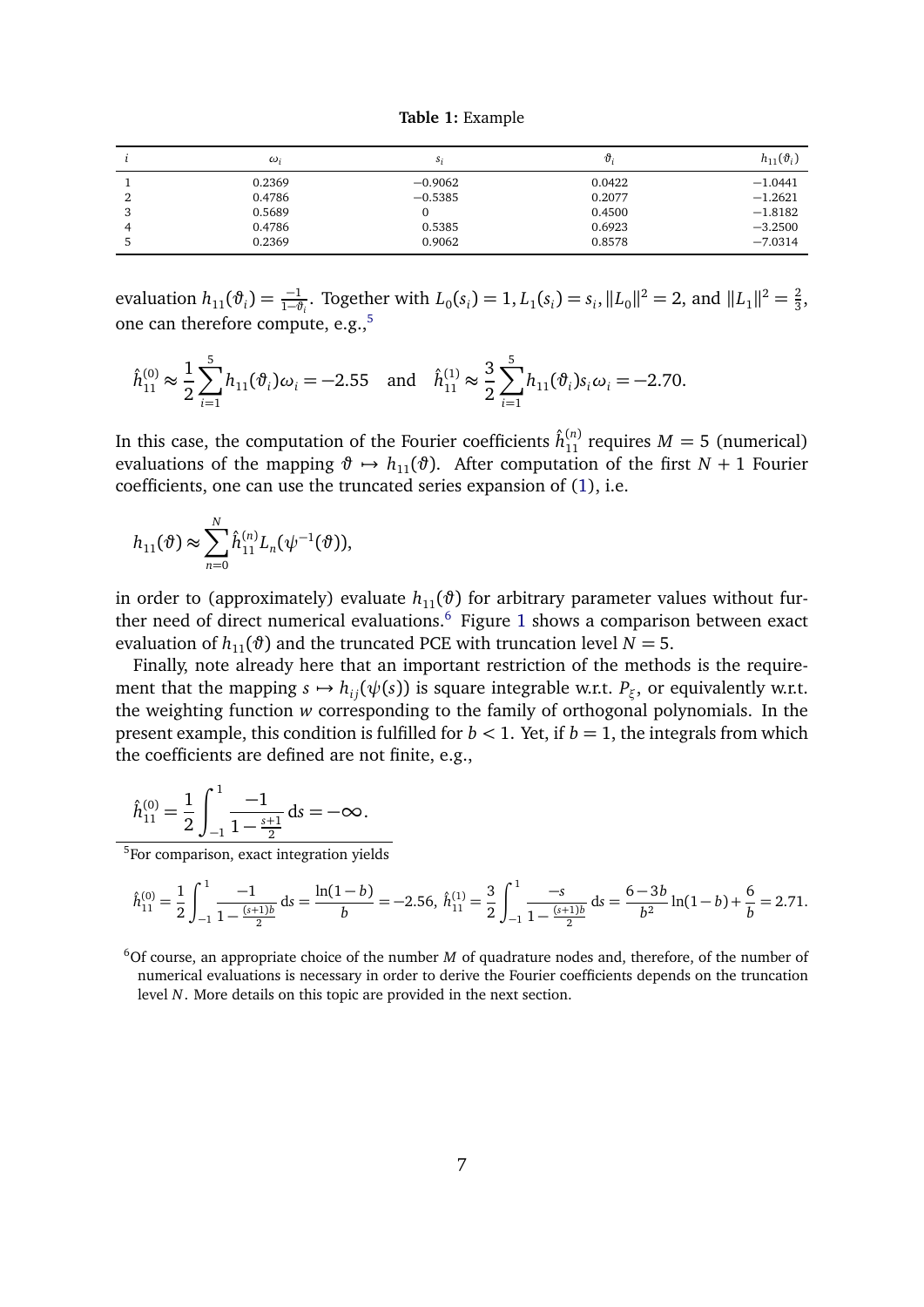**Table 1:** Example

| $i$ | $\omega_i$ | $s_i$ | $\vartheta_i$ | $h_{11}(\vartheta_i)$ |
|---|---|---|---|---|
| 1 | 0.2369 | −0.9062 | 0.0422 | −1.0441 |
| 2 | 0.4786 | −0.5385 | 0.2077 | −1.2621 |
| 3 | 0.5689 | 0 | 0.4500 | −1.8182 |
| 4 | 0.4786 | 0.5385 | 0.6923 | −3.2500 |
| 5 | 0.2369 | 0.9062 | 0.8578 | −7.0314 |

evaluation $h_{11}(\vartheta_i) = \frac{-1}{1-\vartheta_i}$. Together with $L_0(s_i) = 1, L_1(s_i) = s_i, \|L_0\|^2 = 2$, and $\|L_1\|^2 = \frac{2}{3}$, one can therefore compute, e.g.,[5]

$$\hat{h}_{11}^{(0)} \approx \frac{1}{2}\sum_{i=1}^{5} h_{11}(\vartheta_i)\omega_i = -2.55 \quad \text{and} \quad \hat{h}_{11}^{(1)} \approx \frac{3}{2}\sum_{i=1}^{5} h_{11}(\vartheta_i)s_i\omega_i = -2.70.$$

In this case, the computation of the Fourier coefficients $\hat{h}_{11}^{(n)}$ requires $M = 5$ (numerical) evaluations of the mapping $\vartheta \mapsto h_{11}(\vartheta)$. After computation of the first $N + 1$ Fourier coefficients, one can use the truncated series expansion of (1), i.e.

$$h_{11}(\vartheta) \approx \sum_{n=0}^{N} \hat{h}_{11}^{(n)} L_n(\psi^{-1}(\vartheta)),$$

in order to (approximately) evaluate $h_{11}(\vartheta)$ for arbitrary parameter values without further need of direct numerical evaluations.[6] Figure 1 shows a comparison between exact evaluation of $h_{11}(\vartheta)$ and the truncated PCE with truncation level $N = 5$.

Finally, note already here that an important restriction of the methods is the requirement that the mapping $s \mapsto h_{ij}(\psi(s))$ is square integrable w.r.t. $P_\xi$, or equivalently w.r.t. the weighting function $w$ corresponding to the family of orthogonal polynomials. In the present example, this condition is fulfilled for $b < 1$. Yet, if $b = 1$, the integrals from which the coefficients are defined are not finite, e.g.,

$$\hat{h}_{11}^{(0)} = \frac{1}{2}\int_{-1}^{1} \frac{-1}{1-\frac{s+1}{2}}\,\mathrm{d}s = -\infty.$$

[5] For comparison, exact integration yields

$$\hat{h}_{11}^{(0)} = \frac{1}{2}\int_{-1}^{1} \frac{-1}{1-\frac{(s+1)b}{2}}\,\mathrm{d}s = \frac{\ln(1-b)}{b} = -2.56,\; \hat{h}_{11}^{(1)} = \frac{3}{2}\int_{-1}^{1} \frac{-s}{1-\frac{(s+1)b}{2}}\,\mathrm{d}s = \frac{6-3b}{b^2}\ln(1-b) + \frac{6}{b} = 2.71.$$

[6] Of course, an appropriate choice of the number $M$ of quadrature nodes and, therefore, of the number of numerical evaluations is necessary in order to derive the Fourier coefficients depends on the truncation level $N$. More details on this topic are provided in the next section.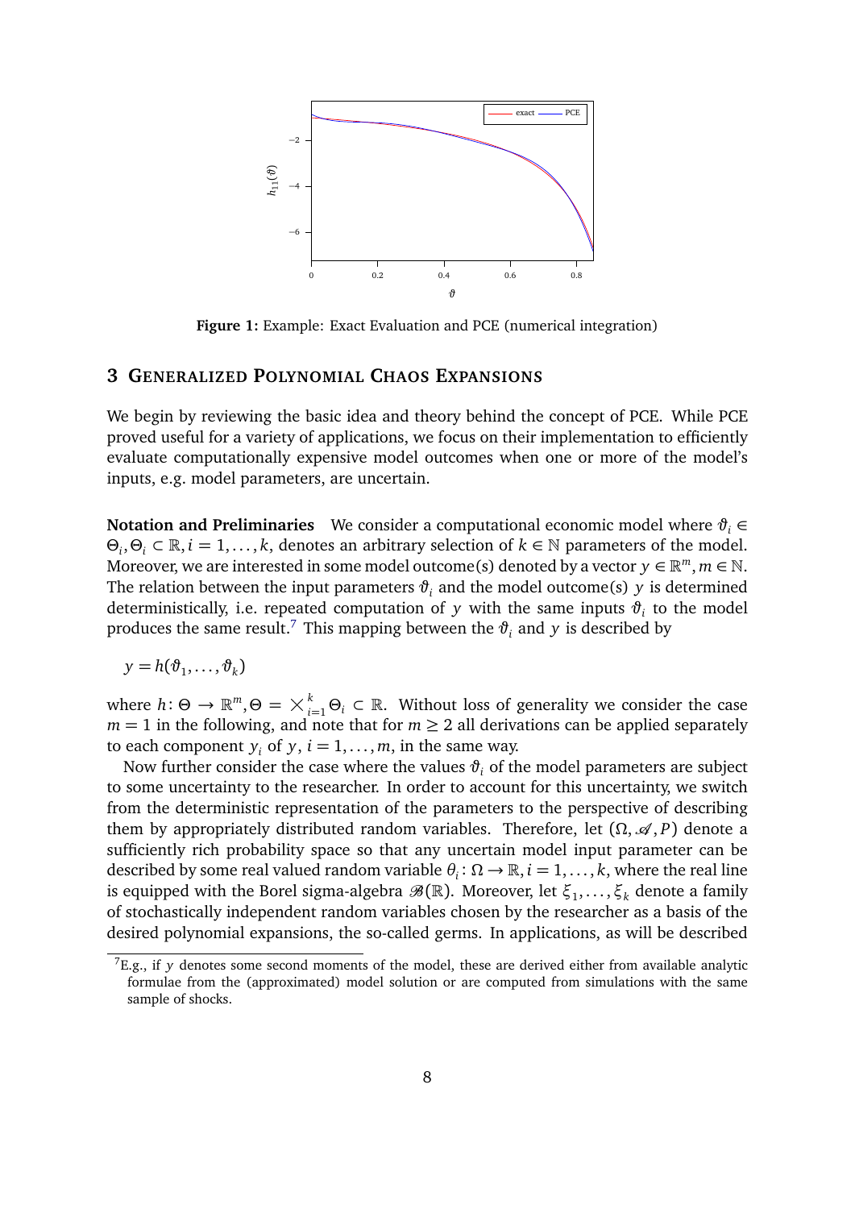Figure 1: Example: Exact Evaluation and PCE (numerical integration)

## 3 Generalized Polynomial Chaos Expansions

We begin by reviewing the basic idea and theory behind the concept of PCE. While PCE proved useful for a variety of applications, we focus on their implementation to efficiently evaluate computationally expensive model outcomes when one or more of the model's inputs, e.g. model parameters, are uncertain.

**Notation and Preliminaries** We consider a computational economic model where $\vartheta_i \in \Theta_i, \Theta_i \subset \mathbb{R}, i = 1, \ldots, k$, denotes an arbitrary selection of $k \in \mathbb{N}$ parameters of the model. Moreover, we are interested in some model outcome(s) denoted by a vector $y \in \mathbb{R}^m, m \in \mathbb{N}$. The relation between the input parameters $\vartheta_i$ and the model outcome(s) $y$ is determined deterministically, i.e. repeated computation of $y$ with the same inputs $\vartheta_i$ to the model produces the same result.[7] This mapping between the $\vartheta_i$ and $y$ is described by

$$y = h(\vartheta_1, \ldots, \vartheta_k)$$

where $h \colon \Theta \to \mathbb{R}^m, \Theta = \times_{i=1}^{k} \Theta_i \subset \mathbb{R}$. Without loss of generality we consider the case $m = 1$ in the following, and note that for $m \geq 2$ all derivations can be applied separately to each component $y_i$ of $y$, $i = 1, \ldots, m$, in the same way.

Now further consider the case where the values $\vartheta_i$ of the model parameters are subject to some uncertainty to the researcher. In order to account for this uncertainty, we switch from the deterministic representation of the parameters to the perspective of describing them by appropriately distributed random variables. Therefore, let $(\Omega, \mathscr{A}, P)$ denote a sufficiently rich probability space so that any uncertain model input parameter can be described by some real valued random variable $\theta_i \colon \Omega \to \mathbb{R}, i = 1, \ldots, k$, where the real line is equipped with the Borel sigma-algebra $\mathscr{B}(\mathbb{R})$. Moreover, let $\xi_1, \ldots, \xi_k$ denote a family of stochastically independent random variables chosen by the researcher as a basis of the desired polynomial expansions, the so-called germs. In applications, as will be described

[7] E.g., if $y$ denotes some second moments of the model, these are derived either from available analytic formulae from the (approximated) model solution or are computed from simulations with the same sample of shocks.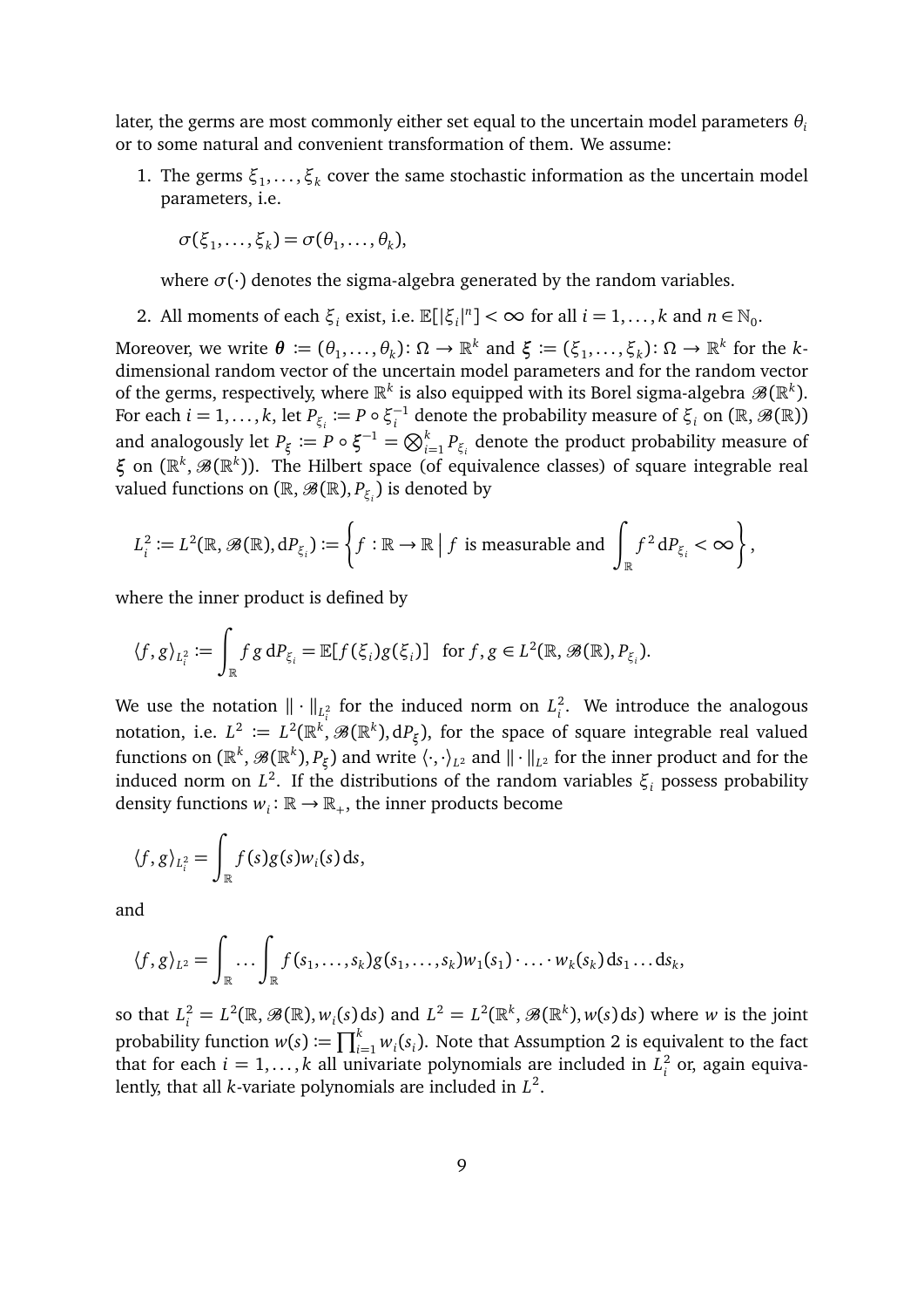later, the germs are most commonly either set equal to the uncertain model parameters $\theta_i$ or to some natural and convenient transformation of them. We assume:

1. The germs $\xi_1, \dots, \xi_k$ cover the same stochastic information as the uncertain model parameters, i.e.

   $$\sigma(\xi_1, \dots, \xi_k) = \sigma(\theta_1, \dots, \theta_k),$$

   where $\sigma(\cdot)$ denotes the sigma-algebra generated by the random variables.

2. All moments of each $\xi_i$ exist, i.e. $\mathbb{E}[|\xi_i|^n] < \infty$ for all $i = 1, \dots, k$ and $n \in \mathbb{N}_0$.

Moreover, we write $\boldsymbol{\theta} := (\theta_1, \dots, \theta_k) : \Omega \to \mathbb{R}^k$ and $\boldsymbol{\xi} := (\xi_1, \dots, \xi_k) : \Omega \to \mathbb{R}^k$ for the $k$-dimensional random vector of the uncertain model parameters and for the random vector of the germs, respectively, where $\mathbb{R}^k$ is also equipped with its Borel sigma-algebra $\mathscr{B}(\mathbb{R}^k)$. For each $i = 1, \dots, k$, let $P_{\xi_i} := P \circ \xi_i^{-1}$ denote the probability measure of $\xi_i$ on $(\mathbb{R}, \mathscr{B}(\mathbb{R}))$ and analogously let $P_{\boldsymbol{\xi}} := P \circ \boldsymbol{\xi}^{-1} = \bigotimes_{i=1}^k P_{\xi_i}$ denote the product probability measure of $\boldsymbol{\xi}$ on $(\mathbb{R}^k, \mathscr{B}(\mathbb{R}^k))$. The Hilbert space (of equivalence classes) of square integrable real valued functions on $(\mathbb{R}, \mathscr{B}(\mathbb{R}), P_{\xi_i})$ is denoted by

$$L_i^2 := L^2(\mathbb{R}, \mathscr{B}(\mathbb{R}), \mathrm{d}P_{\xi_i}) := \left\{ f : \mathbb{R} \to \mathbb{R} \;\middle|\; f \text{ is measurable and } \int_{\mathbb{R}} f^2 \, \mathrm{d}P_{\xi_i} < \infty \right\},$$

where the inner product is defined by

$$\langle f, g \rangle_{L_i^2} := \int_{\mathbb{R}} f\, g \, \mathrm{d}P_{\xi_i} = \mathbb{E}[f(\xi_i) g(\xi_i)] \quad \text{for } f, g \in L^2(\mathbb{R}, \mathscr{B}(\mathbb{R}), P_{\xi_i}).$$

We use the notation $\| \cdot \|_{L_i^2}$ for the induced norm on $L_i^2$. We introduce the analogous notation, i.e. $L^2 := L^2(\mathbb{R}^k, \mathscr{B}(\mathbb{R}^k), \mathrm{d}P_{\boldsymbol{\xi}})$, for the space of square integrable real valued functions on $(\mathbb{R}^k, \mathscr{B}(\mathbb{R}^k), P_{\boldsymbol{\xi}})$ and write $\langle \cdot, \cdot \rangle_{L^2}$ and $\| \cdot \|_{L^2}$ for the inner product and for the induced norm on $L^2$. If the distributions of the random variables $\xi_i$ possess probability density functions $w_i : \mathbb{R} \to \mathbb{R}_+$, the inner products become

$$\langle f, g \rangle_{L_i^2} = \int_{\mathbb{R}} f(s) g(s) w_i(s) \, \mathrm{d}s,$$

and

$$\langle f, g \rangle_{L^2} = \int_{\mathbb{R}} \dots \int_{\mathbb{R}} f(s_1, \dots, s_k) g(s_1, \dots, s_k) w_1(s_1) \cdot \ldots \cdot w_k(s_k) \, \mathrm{d}s_1 \dots \mathrm{d}s_k,$$

so that $L_i^2 = L^2(\mathbb{R}, \mathscr{B}(\mathbb{R}), w_i(s)\, \mathrm{d}s)$ and $L^2 = L^2(\mathbb{R}^k, \mathscr{B}(\mathbb{R}^k), w(s)\, \mathrm{d}s)$ where $w$ is the joint probability function $w(s) := \prod_{i=1}^k w_i(s_i)$. Note that Assumption 2 is equivalent to the fact that for each $i = 1, \dots, k$ all univariate polynomials are included in $L_i^2$ or, again equivalently, that all $k$-variate polynomials are included in $L^2$.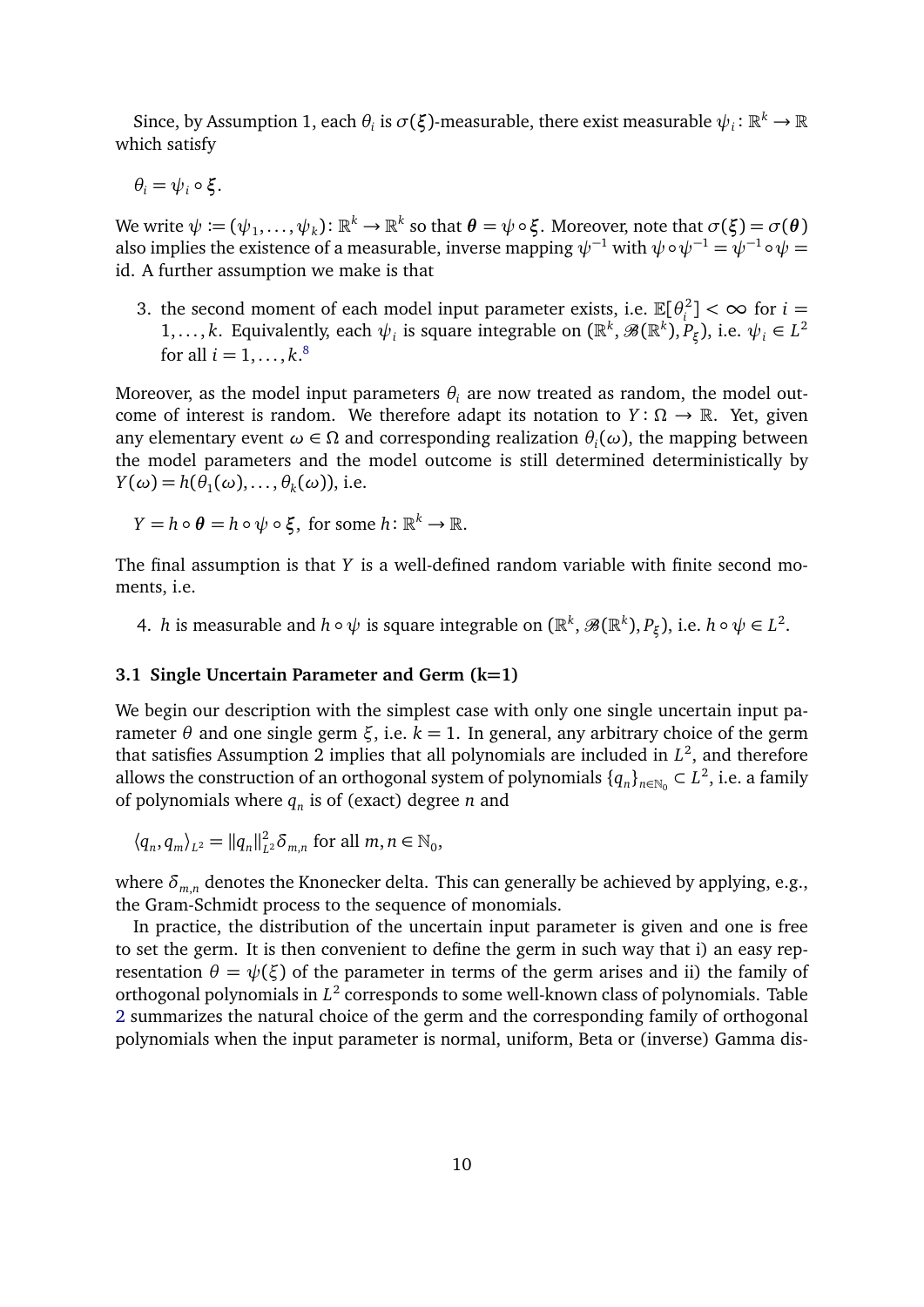Since, by Assumption 1, each $\theta_i$ is $\sigma(\boldsymbol{\xi})$-measurable, there exist measurable $\psi_i \colon \mathbb{R}^k \to \mathbb{R}$ which satisfy

$$\theta_i = \psi_i \circ \boldsymbol{\xi}.$$

We write $\psi := (\psi_1, \ldots, \psi_k) \colon \mathbb{R}^k \to \mathbb{R}^k$ so that $\boldsymbol{\theta} = \psi \circ \boldsymbol{\xi}$. Moreover, note that $\sigma(\boldsymbol{\xi}) = \sigma(\boldsymbol{\theta})$ also implies the existence of a measurable, inverse mapping $\psi^{-1}$ with $\psi \circ \psi^{-1} = \psi^{-1} \circ \psi = \text{id}$. A further assumption we make is that

3. the second moment of each model input parameter exists, i.e. $\mathbb{E}[\theta_i^2] < \infty$ for $i = 1, \ldots, k$. Equivalently, each $\psi_i$ is square integrable on $(\mathbb{R}^k, \mathscr{B}(\mathbb{R}^k), P_\xi)$, i.e. $\psi_i \in L^2$ for all $i = 1, \ldots, k$.[8]

Moreover, as the model input parameters $\theta_i$ are now treated as random, the model outcome of interest is random. We therefore adapt its notation to $Y \colon \Omega \to \mathbb{R}$. Yet, given any elementary event $\omega \in \Omega$ and corresponding realization $\theta_i(\omega)$, the mapping between the model parameters and the model outcome is still determined deterministically by $Y(\omega) = h(\theta_1(\omega), \ldots, \theta_k(\omega))$, i.e.

$$Y = h \circ \boldsymbol{\theta} = h \circ \psi \circ \boldsymbol{\xi}, \text{ for some } h \colon \mathbb{R}^k \to \mathbb{R}.$$

The final assumption is that $Y$ is a well-defined random variable with finite second moments, i.e.

4. $h$ is measurable and $h \circ \psi$ is square integrable on $(\mathbb{R}^k, \mathscr{B}(\mathbb{R}^k), P_\xi)$, i.e. $h \circ \psi \in L^2$.

### 3.1 Single Uncertain Parameter and Germ (k=1)

We begin our description with the simplest case with only one single uncertain input parameter $\theta$ and one single germ $\xi$, i.e. $k = 1$. In general, any arbitrary choice of the germ that satisfies Assumption 2 implies that all polynomials are included in $L^2$, and therefore allows the construction of an orthogonal system of polynomials $\{q_n\}_{n \in \mathbb{N}_0} \subset L^2$, i.e. a family of polynomials where $q_n$ is of (exact) degree $n$ and

$$\langle q_n, q_m \rangle_{L^2} = \|q_n\|_{L^2}^2 \delta_{m,n} \text{ for all } m, n \in \mathbb{N}_0,$$

where $\delta_{m,n}$ denotes the Knonecker delta. This can generally be achieved by applying, e.g., the Gram-Schmidt process to the sequence of monomials.

In practice, the distribution of the uncertain input parameter is given and one is free to set the germ. It is then convenient to define the germ in such way that i) an easy representation $\theta = \psi(\xi)$ of the parameter in terms of the germ arises and ii) the family of orthogonal polynomials in $L^2$ corresponds to some well-known class of polynomials. Table 2 summarizes the natural choice of the germ and the corresponding family of orthogonal polynomials when the input parameter is normal, uniform, Beta or (inverse) Gamma dis-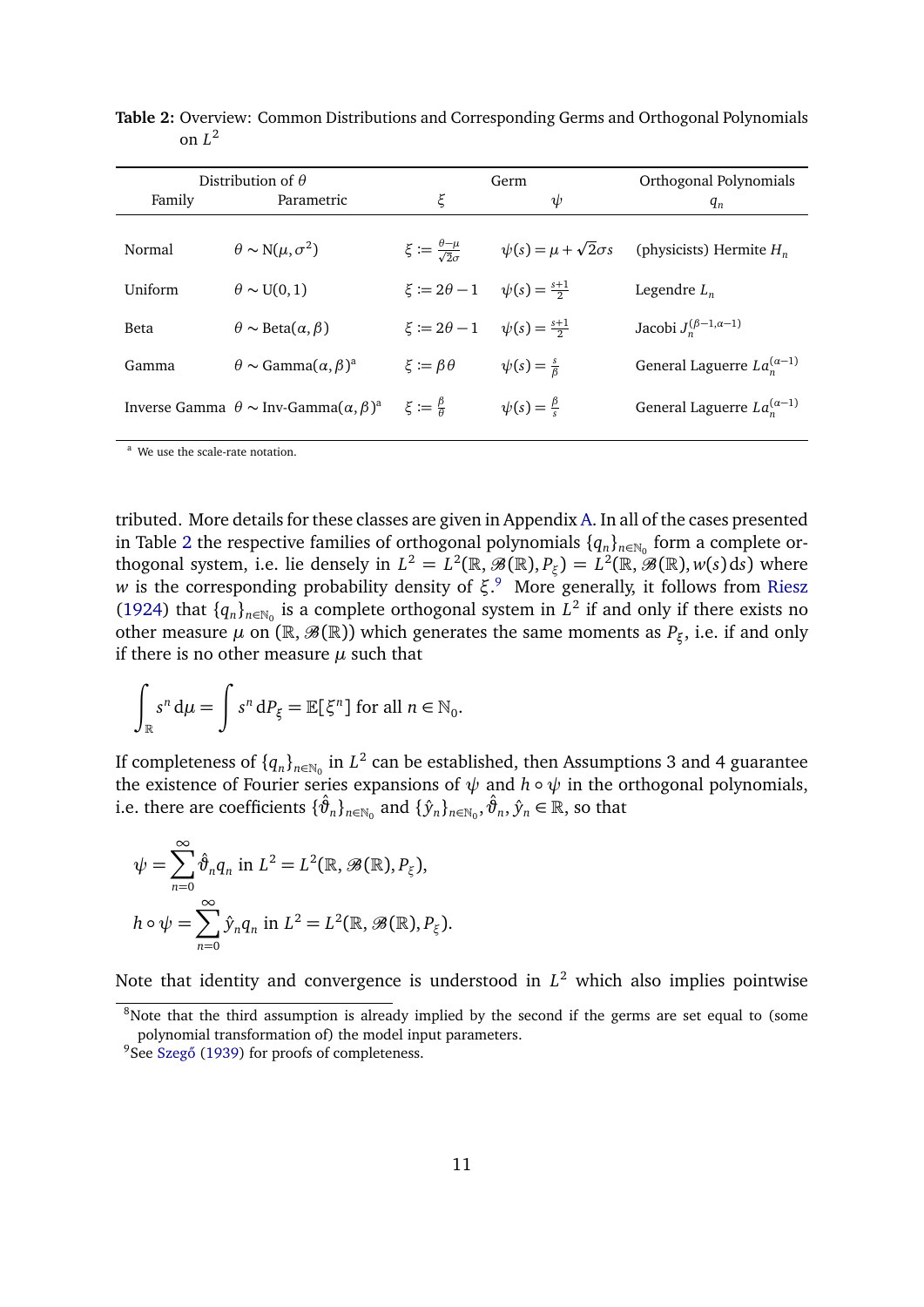**Table 2:** Overview: Common Distributions and Corresponding Germs and Orthogonal Polynomials on $L^2$

| Distribution of $\theta$ | | Germ | | Orthogonal Polynomials |
|---|---|---|---|---|
| Family | Parametric | $\xi$ | $\psi$ | $q_n$ |
| Normal | $\theta \sim \mathrm{N}(\mu, \sigma^2)$ | $\xi := \frac{\theta-\mu}{\sqrt{2}\sigma}$ | $\psi(s) = \mu + \sqrt{2}\sigma s$ | (physicists) Hermite $H_n$ |
| Uniform | $\theta \sim \mathrm{U}(0,1)$ | $\xi := 2\theta - 1$ | $\psi(s) = \frac{s+1}{2}$ | Legendre $L_n$ |
| Beta | $\theta \sim \mathrm{Beta}(\alpha, \beta)$ | $\xi := 2\theta - 1$ | $\psi(s) = \frac{s+1}{2}$ | Jacobi $J_n^{(\beta-1,\alpha-1)}$ |
| Gamma | $\theta \sim \mathrm{Gamma}(\alpha, \beta)$[a] | $\xi := \beta\theta$ | $\psi(s) = \frac{s}{\beta}$ | General Laguerre $La_n^{(\alpha-1)}$ |
| Inverse Gamma | $\theta \sim \text{Inv-Gamma}(\alpha, \beta)$[a] | $\xi := \frac{\beta}{\theta}$ | $\psi(s) = \frac{\beta}{s}$ | General Laguerre $La_n^{(\alpha-1)}$ |

[a] We use the scale-rate notation.

tributed. More details for these classes are given in Appendix A. In all of the cases presented in Table 2 the respective families of orthogonal polynomials $\{q_n\}_{n\in\mathbb{N}_0}$ form a complete orthogonal system, i.e. lie densely in $L^2 = L^2(\mathbb{R}, \mathscr{B}(\mathbb{R}), P_\xi) = L^2(\mathbb{R}, \mathscr{B}(\mathbb{R}), w(s)\,\mathrm{d}s)$ where $w$ is the corresponding probability density of $\xi$.[9] More generally, it follows from Riesz (1924) that $\{q_n\}_{n\in\mathbb{N}_0}$ is a complete orthogonal system in $L^2$ if and only if there exists no other measure $\mu$ on $(\mathbb{R}, \mathscr{B}(\mathbb{R}))$ which generates the same moments as $P_\xi$, i.e. if and only if there is no other measure $\mu$ such that

$$\int_{\mathbb{R}} s^n \,\mathrm{d}\mu = \int s^n \,\mathrm{d}P_\xi = \mathbb{E}[\xi^n] \text{ for all } n \in \mathbb{N}_0.$$

If completeness of $\{q_n\}_{n\in\mathbb{N}_0}$ in $L^2$ can be established, then Assumptions 3 and 4 guarantee the existence of Fourier series expansions of $\psi$ and $h \circ \psi$ in the orthogonal polynomials, i.e. there are coefficients $\{\hat{\vartheta}_n\}_{n\in\mathbb{N}_0}$ and $\{\hat{y}_n\}_{n\in\mathbb{N}_0}, \hat{\vartheta}_n, \hat{y}_n \in \mathbb{R}$, so that

$$\psi = \sum_{n=0}^{\infty} \hat{\vartheta}_n q_n \text{ in } L^2 = L^2(\mathbb{R}, \mathscr{B}(\mathbb{R}), P_\xi),$$

$$h \circ \psi = \sum_{n=0}^{\infty} \hat{y}_n q_n \text{ in } L^2 = L^2(\mathbb{R}, \mathscr{B}(\mathbb{R}), P_\xi).$$

Note that identity and convergence is understood in $L^2$ which also implies pointwise

[8] Note that the third assumption is already implied by the second if the germs are set equal to (some polynomial transformation of) the model input parameters.

[9] See Szegő (1939) for proofs of completeness.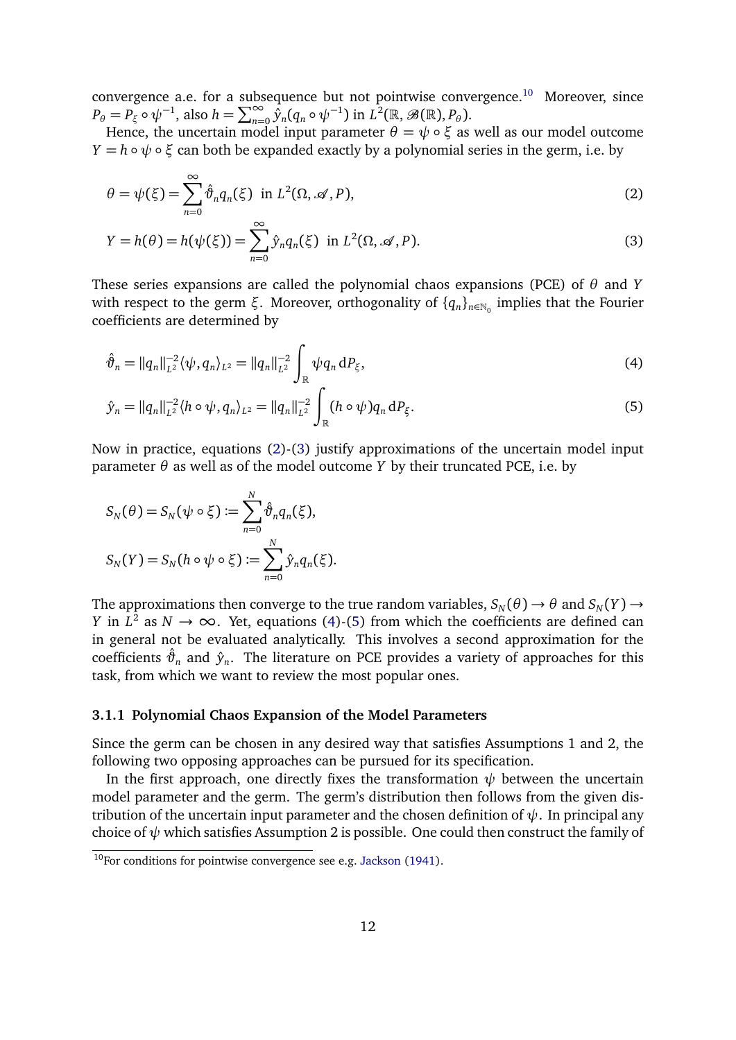convergence a.e. for a subsequence but not pointwise convergence.[10] Moreover, since $P_\theta = P_\xi \circ \psi^{-1}$, also $h = \sum_{n=0}^{\infty} \hat{y}_n (q_n \circ \psi^{-1})$ in $L^2(\mathbb{R}, \mathscr{B}(\mathbb{R}), P_\theta)$.

Hence, the uncertain model input parameter $\theta = \psi \circ \xi$ as well as our model outcome $Y = h \circ \psi \circ \xi$ can both be expanded exactly by a polynomial series in the germ, i.e. by

$$\theta = \psi(\xi) = \sum_{n=0}^{\infty} \hat{\vartheta}_n q_n(\xi) \ \text{ in } L^2(\Omega, \mathscr{A}, P), \tag{2}$$

$$Y = h(\theta) = h(\psi(\xi)) = \sum_{n=0}^{\infty} \hat{y}_n q_n(\xi) \ \text{ in } L^2(\Omega, \mathscr{A}, P). \tag{3}$$

These series expansions are called the polynomial chaos expansions (PCE) of $\theta$ and $Y$ with respect to the germ $\xi$. Moreover, orthogonality of $\{q_n\}_{n \in \mathbb{N}_0}$ implies that the Fourier coefficients are determined by

$$\hat{\vartheta}_n = \|q_n\|_{L^2}^{-2} \langle \psi, q_n \rangle_{L^2} = \|q_n\|_{L^2}^{-2} \int_{\mathbb{R}} \psi q_n \,\mathrm{d}P_\xi, \tag{4}$$

$$\hat{y}_n = \|q_n\|_{L^2}^{-2} \langle h \circ \psi, q_n \rangle_{L^2} = \|q_n\|_{L^2}^{-2} \int_{\mathbb{R}} (h \circ \psi) q_n \,\mathrm{d}P_\xi. \tag{5}$$

Now in practice, equations (2)-(3) justify approximations of the uncertain model input parameter $\theta$ as well as of the model outcome $Y$ by their truncated PCE, i.e. by

$$S_N(\theta) = S_N(\psi \circ \xi) := \sum_{n=0}^{N} \hat{\vartheta}_n q_n(\xi),$$

$$S_N(Y) = S_N(h \circ \psi \circ \xi) := \sum_{n=0}^{N} \hat{y}_n q_n(\xi).$$

The approximations then converge to the true random variables, $S_N(\theta) \to \theta$ and $S_N(Y) \to Y$ in $L^2$ as $N \to \infty$. Yet, equations (4)-(5) from which the coefficients are defined can in general not be evaluated analytically. This involves a second approximation for the coefficients $\hat{\vartheta}_n$ and $\hat{y}_n$. The literature on PCE provides a variety of approaches for this task, from which we want to review the most popular ones.

### 3.1.1 Polynomial Chaos Expansion of the Model Parameters

Since the germ can be chosen in any desired way that satisfies Assumptions 1 and 2, the following two opposing approaches can be pursued for its specification.

In the first approach, one directly fixes the transformation $\psi$ between the uncertain model parameter and the germ. The germ's distribution then follows from the given distribution of the uncertain input parameter and the chosen definition of $\psi$. In principal any choice of $\psi$ which satisfies Assumption 2 is possible. One could then construct the family of

[10] For conditions for pointwise convergence see e.g. Jackson (1941).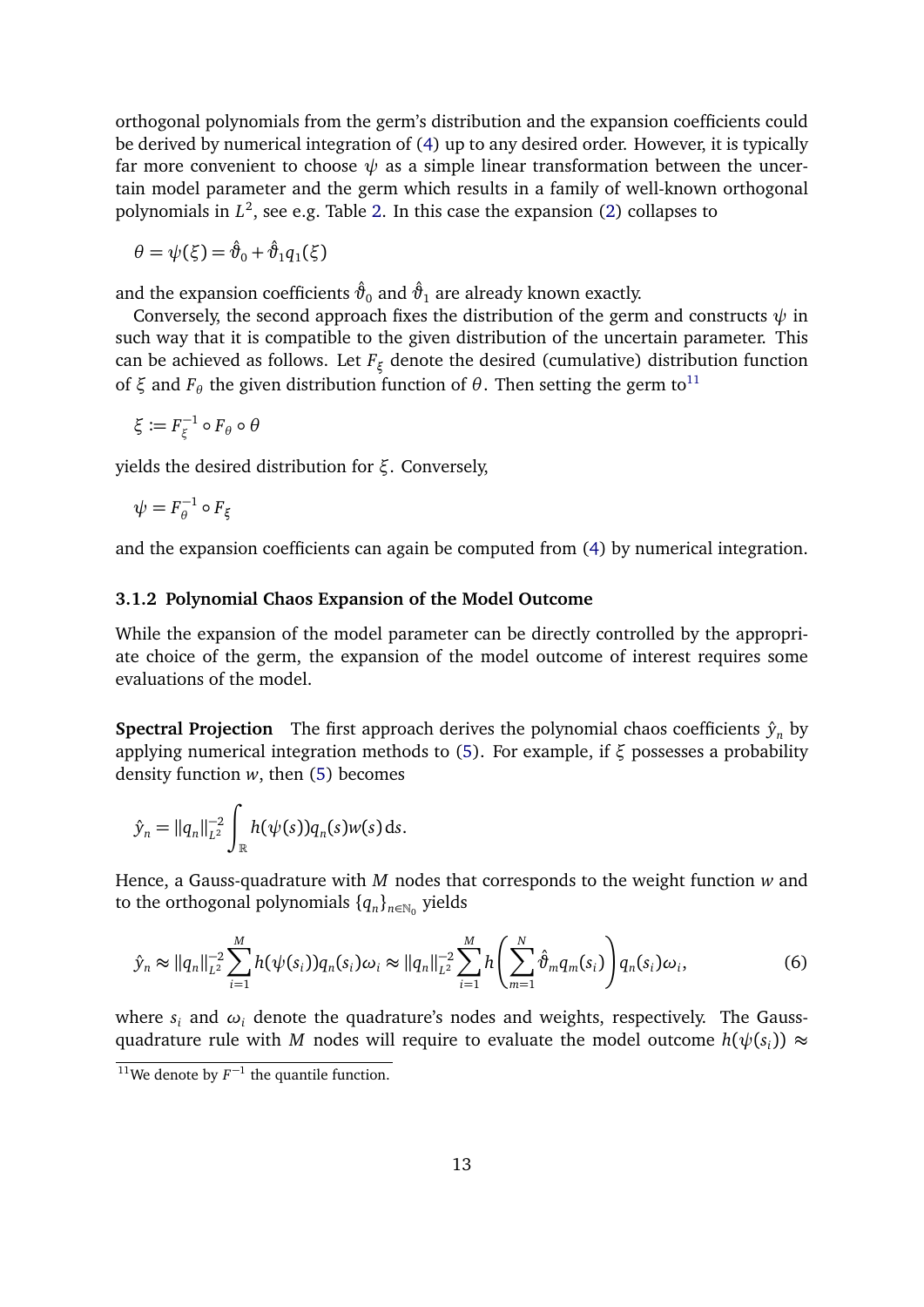orthogonal polynomials from the germ's distribution and the expansion coefficients could be derived by numerical integration of (4) up to any desired order. However, it is typically far more convenient to choose $\psi$ as a simple linear transformation between the uncertain model parameter and the germ which results in a family of well-known orthogonal polynomials in $L^2$, see e.g. Table 2. In this case the expansion (2) collapses to

$$\theta = \psi(\xi) = \hat{\vartheta}_0 + \hat{\vartheta}_1 q_1(\xi)$$

and the expansion coefficients $\hat{\vartheta}_0$ and $\hat{\vartheta}_1$ are already known exactly.

Conversely, the second approach fixes the distribution of the germ and constructs $\psi$ in such way that it is compatible to the given distribution of the uncertain parameter. This can be achieved as follows. Let $F_\xi$ denote the desired (cumulative) distribution function of $\xi$ and $F_\theta$ the given distribution function of $\theta$. Then setting the germ to[11]

$$\xi := F_\xi^{-1} \circ F_\theta \circ \theta$$

yields the desired distribution for $\xi$. Conversely,

$$\psi = F_\theta^{-1} \circ F_\xi$$

and the expansion coefficients can again be computed from (4) by numerical integration.

### 3.1.2 Polynomial Chaos Expansion of the Model Outcome

While the expansion of the model parameter can be directly controlled by the appropriate choice of the germ, the expansion of the model outcome of interest requires some evaluations of the model.

**Spectral Projection** The first approach derives the polynomial chaos coefficients $\hat{y}_n$ by applying numerical integration methods to (5). For example, if $\xi$ possesses a probability density function $w$, then (5) becomes

$$\hat{y}_n = \|q_n\|_{L^2}^{-2} \int_{\mathbb{R}} h(\psi(s)) q_n(s) w(s) \, \mathrm{d}s.$$

Hence, a Gauss-quadrature with $M$ nodes that corresponds to the weight function $w$ and to the orthogonal polynomials $\{q_n\}_{n \in \mathbb{N}_0}$ yields

$$\hat{y}_n \approx \|q_n\|_{L^2}^{-2} \sum_{i=1}^{M} h(\psi(s_i)) q_n(s_i) \omega_i \approx \|q_n\|_{L^2}^{-2} \sum_{i=1}^{M} h\left( \sum_{m=1}^{N} \hat{\vartheta}_m q_m(s_i) \right) q_n(s_i) \omega_i, \tag{6}$$

where $s_i$ and $\omega_i$ denote the quadrature's nodes and weights, respectively. The Gauss-quadrature rule with $M$ nodes will require to evaluate the model outcome $h(\psi(s_i)) \approx$

[11] We denote by $F^{-1}$ the quantile function.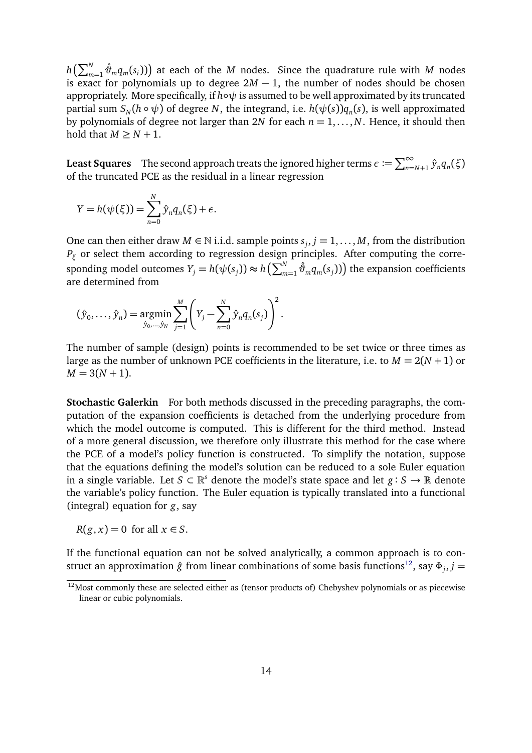$h\big(\sum_{m=1}^{N}\hat{\vartheta}_m q_m(s_i)\big)\big)$ at each of the $M$ nodes. Since the quadrature rule with $M$ nodes is exact for polynomials up to degree $2M-1$, the number of nodes should be chosen appropriately. More specifically, if $h\circ\psi$ is assumed to be well approximated by its truncated partial sum $S_N(h\circ\psi)$ of degree $N$, the integrand, i.e. $h(\psi(s))q_n(s)$, is well approximated by polynomials of degree not larger than $2N$ for each $n=1,\dots,N$. Hence, it should then hold that $M \geq N+1$.

**Least Squares** The second approach treats the ignored higher terms $\epsilon := \sum_{n=N+1}^{\infty}\hat{y}_n q_n(\xi)$ of the truncated PCE as the residual in a linear regression

$$Y = h(\psi(\xi)) = \sum_{n=0}^{N}\hat{y}_n q_n(\xi) + \epsilon.$$

One can then either draw $M \in \mathbb{N}$ i.i.d. sample points $s_j$, $j=1,\dots,M$, from the distribution $P_\xi$ or select them according to regression design principles. After computing the corresponding model outcomes $Y_j = h(\psi(s_j)) \approx h\big(\sum_{m=1}^{N}\hat{\vartheta}_m q_m(s_j)\big)\big)$ the expansion coefficients are determined from

$$(\hat{y}_0,\dots,\hat{y}_n) = \underset{\hat{y}_0,\dots,\hat{y}_N}{\operatorname{argmin}} \sum_{j=1}^{M}\left(Y_j - \sum_{n=0}^{N}\hat{y}_n q_n(s_j)\right)^2.$$

The number of sample (design) points is recommended to be set twice or three times as large as the number of unknown PCE coefficients in the literature, i.e. to $M = 2(N+1)$ or $M = 3(N+1)$.

**Stochastic Galerkin** For both methods discussed in the preceding paragraphs, the computation of the expansion coefficients is detached from the underlying procedure from which the model outcome is computed. This is different for the third method. Instead of a more general discussion, we therefore only illustrate this method for the case where the PCE of a model's policy function is constructed. To simplify the notation, suppose that the equations defining the model's solution can be reduced to a sole Euler equation in a single variable. Let $S \subset \mathbb{R}^s$ denote the model's state space and let $g : S \to \mathbb{R}$ denote the variable's policy function. The Euler equation is typically translated into a functional (integral) equation for $g$, say

$$R(g,x) = 0 \text{ for all } x \in S.$$

If the functional equation can not be solved analytically, a common approach is to construct an approximation $\hat{g}$ from linear combinations of some basis functions[12], say $\Phi_j$, $j =$

[12] Most commonly these are selected either as (tensor products of) Chebyshev polynomials or as piecewise linear or cubic polynomials.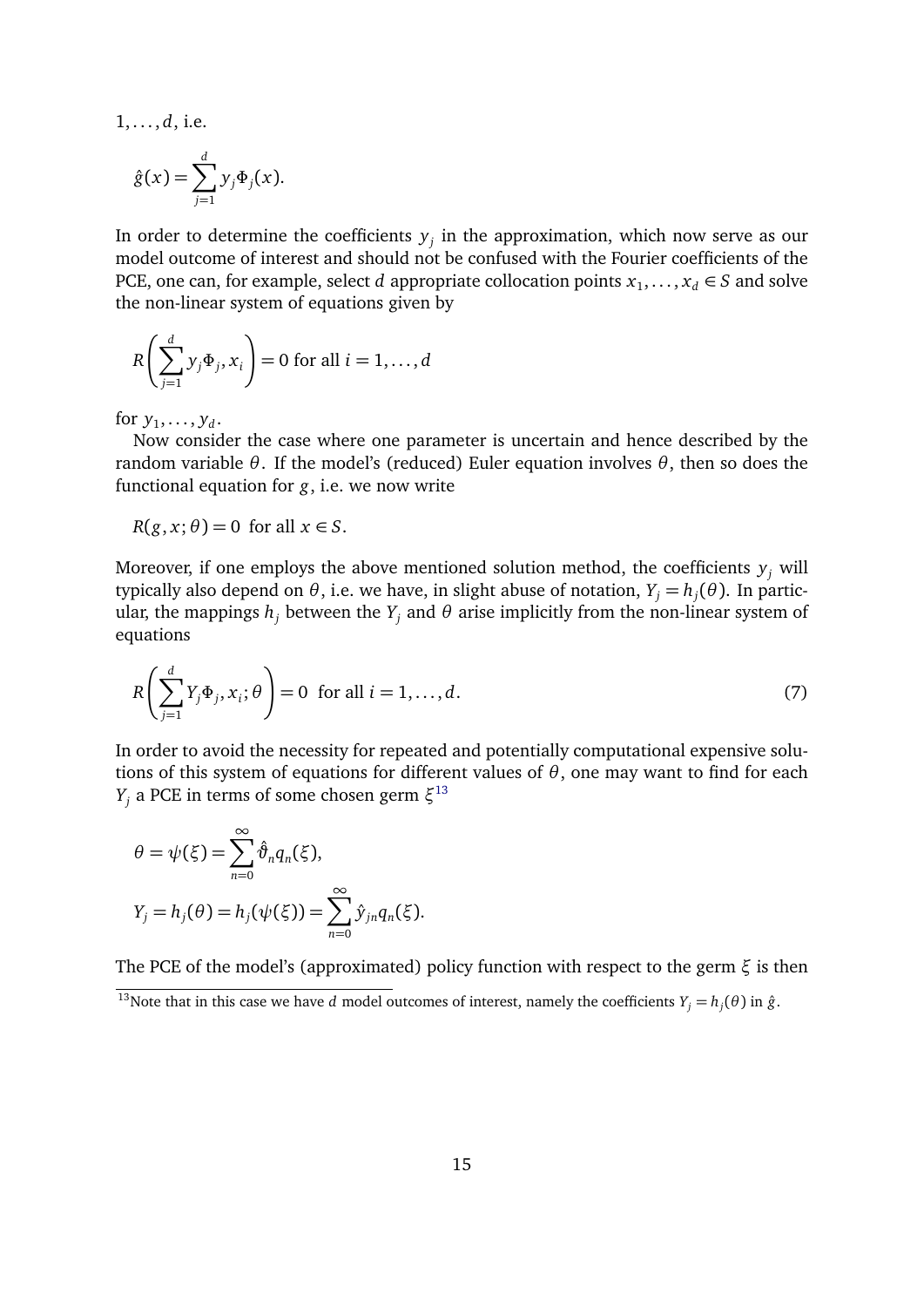$1, \ldots, d$, i.e.

$$\hat{g}(x) = \sum_{j=1}^{d} y_j \Phi_j(x).$$

In order to determine the coefficients $y_j$ in the approximation, which now serve as our model outcome of interest and should not be confused with the Fourier coefficients of the PCE, one can, for example, select $d$ appropriate collocation points $x_1, \ldots, x_d \in S$ and solve the non-linear system of equations given by

$$R\left(\sum_{j=1}^{d} y_j \Phi_j, x_i\right) = 0 \text{ for all } i = 1, \ldots, d$$

for $y_1, \ldots, y_d$.

Now consider the case where one parameter is uncertain and hence described by the random variable $\theta$. If the model's (reduced) Euler equation involves $\theta$, then so does the functional equation for $g$, i.e. we now write

$$R(g, x; \theta) = 0 \text{ for all } x \in S.$$

Moreover, if one employs the above mentioned solution method, the coefficients $y_j$ will typically also depend on $\theta$, i.e. we have, in slight abuse of notation, $Y_j = h_j(\theta)$. In particular, the mappings $h_j$ between the $Y_j$ and $\theta$ arise implicitly from the non-linear system of equations

$$R\left(\sum_{j=1}^{d} Y_j \Phi_j, x_i; \theta\right) = 0 \text{ for all } i = 1, \ldots, d. \tag{7}$$

In order to avoid the necessity for repeated and potentially computational expensive solutions of this system of equations for different values of $\theta$, one may want to find for each $Y_j$ a PCE in terms of some chosen germ $\xi$[13]

$$\theta = \psi(\xi) = \sum_{n=0}^{\infty} \hat{\vartheta}_n q_n(\xi),$$

$$Y_j = h_j(\theta) = h_j(\psi(\xi)) = \sum_{n=0}^{\infty} \hat{y}_{jn} q_n(\xi).$$

The PCE of the model's (approximated) policy function with respect to the germ $\xi$ is then

[13] Note that in this case we have $d$ model outcomes of interest, namely the coefficients $Y_j = h_j(\theta)$ in $\hat{g}$.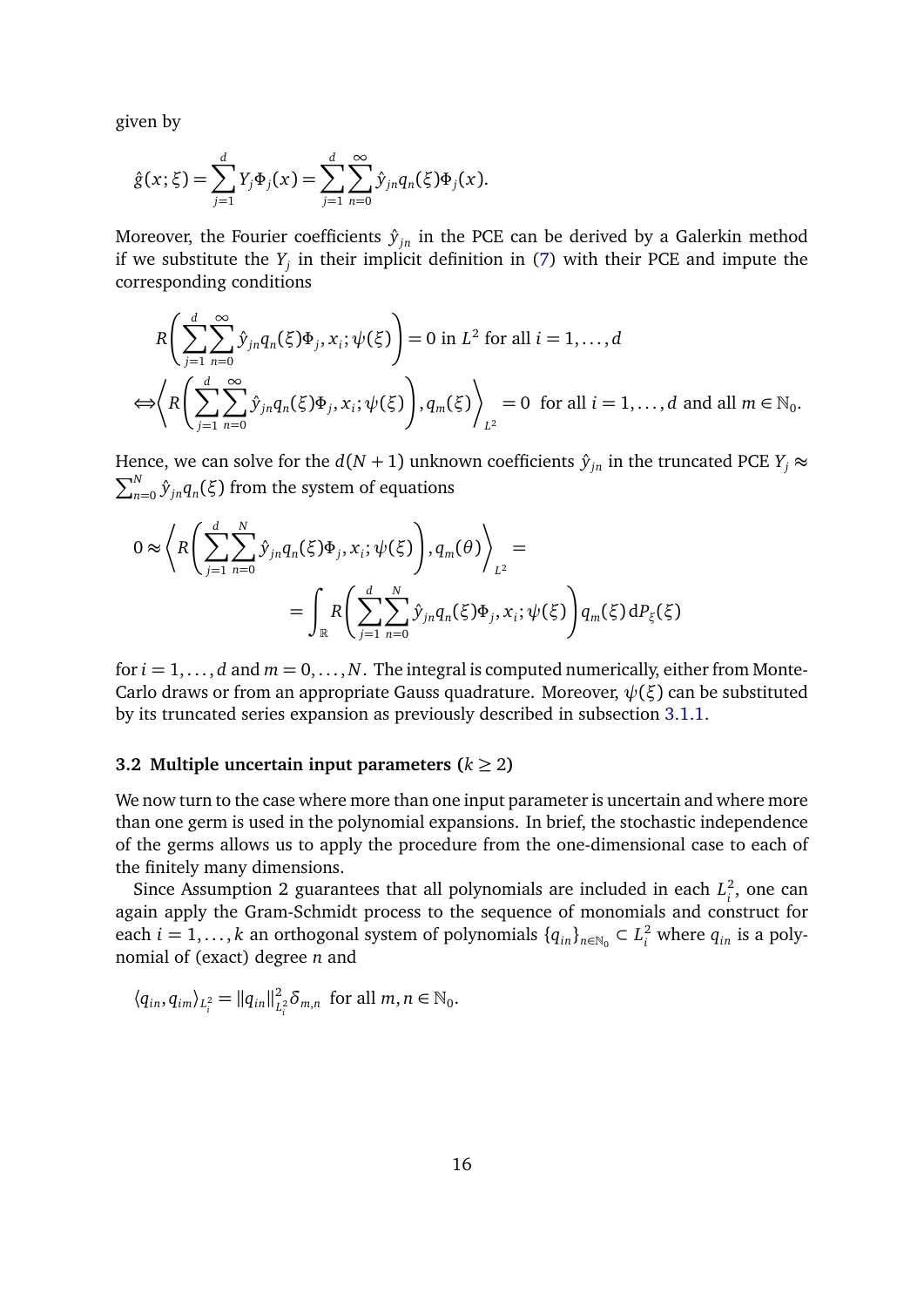given by

$$\hat{g}(x;\xi) = \sum_{j=1}^{d} Y_j \Phi_j(x) = \sum_{j=1}^{d}\sum_{n=0}^{\infty} \hat{y}_{jn} q_n(\xi)\Phi_j(x).$$

Moreover, the Fourier coefficients $\hat{y}_{jn}$ in the PCE can be derived by a Galerkin method if we substitute the $Y_j$ in their implicit definition in (7) with their PCE and impute the corresponding conditions

$$R\left(\sum_{j=1}^{d}\sum_{n=0}^{\infty} \hat{y}_{jn} q_n(\xi)\Phi_j, x_i; \psi(\xi)\right) = 0 \text{ in } L^2 \text{ for all } i = 1,\dots,d$$

$$\Leftrightarrow \left\langle R\left(\sum_{j=1}^{d}\sum_{n=0}^{\infty} \hat{y}_{jn} q_n(\xi)\Phi_j, x_i; \psi(\xi)\right), q_m(\xi)\right\rangle_{L^2} = 0 \text{ for all } i = 1,\dots,d \text{ and all } m \in \mathbb{N}_0.$$

Hence, we can solve for the $d(N+1)$ unknown coefficients $\hat{y}_{jn}$ in the truncated PCE $Y_j \approx \sum_{n=0}^{N} \hat{y}_{jn} q_n(\xi)$ from the system of equations

$$0 \approx \left\langle R\left(\sum_{j=1}^{d}\sum_{n=0}^{N} \hat{y}_{jn} q_n(\xi)\Phi_j, x_i; \psi(\xi)\right), q_m(\theta)\right\rangle_{L^2} =$$

$$= \int_{\mathbb{R}} R\left(\sum_{j=1}^{d}\sum_{n=0}^{N} \hat{y}_{jn} q_n(\xi)\Phi_j, x_i; \psi(\xi)\right) q_m(\xi)\, \mathrm{d}P_{\xi}(\xi)$$

for $i = 1,\dots,d$ and $m = 0,\dots,N$. The integral is computed numerically, either from Monte-Carlo draws or from an appropriate Gauss quadrature. Moreover, $\psi(\xi)$ can be substituted by its truncated series expansion as previously described in subsection 3.1.1.

### 3.2 Multiple uncertain input parameters ($k \geq 2$)

We now turn to the case where more than one input parameter is uncertain and where more than one germ is used in the polynomial expansions. In brief, the stochastic independence of the germs allows us to apply the procedure from the one-dimensional case to each of the finitely many dimensions.

Since Assumption 2 guarantees that all polynomials are included in each $L^2_i$, one can again apply the Gram-Schmidt process to the sequence of monomials and construct for each $i = 1,\dots,k$ an orthogonal system of polynomials $\{q_{in}\}_{n\in\mathbb{N}_0} \subset L^2_i$ where $q_{in}$ is a polynomial of (exact) degree $n$ and

$$\langle q_{in}, q_{im}\rangle_{L^2_i} = \|q_{in}\|^2_{L^2_i}\delta_{m,n} \text{ for all } m,n \in \mathbb{N}_0.$$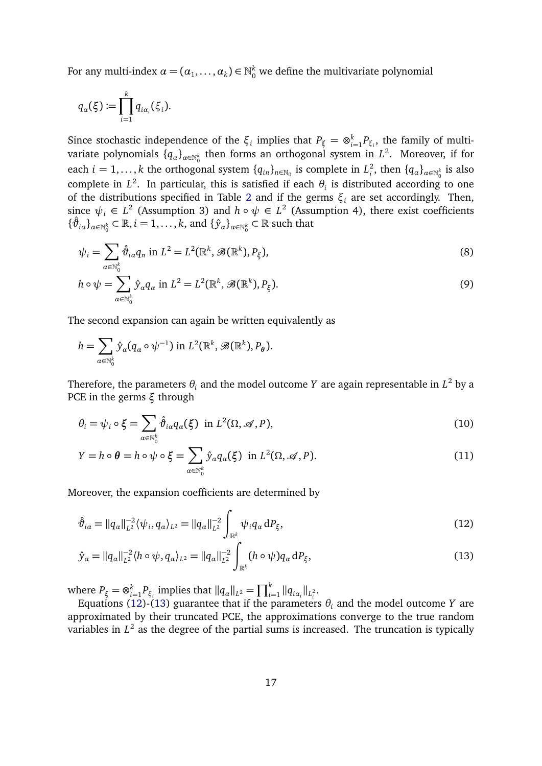For any multi-index $\alpha = (\alpha_1, \dots, \alpha_k) \in \mathbb{N}_0^k$ we define the multivariate polynomial

$$q_\alpha(\xi) := \prod_{i=1}^{k} q_{i\alpha_i}(\xi_i).$$

Since stochastic independence of the $\xi_i$ implies that $P_\xi = \otimes_{i=1}^k P_{\xi_i}$, the family of multivariate polynomials $\{q_\alpha\}_{\alpha \in \mathbb{N}_0^k}$ then forms an orthogonal system in $L^2$. Moreover, if for each $i = 1, \dots, k$ the orthogonal system $\{q_{in}\}_{n \in \mathbb{N}_0}$ is complete in $L_i^2$, then $\{q_\alpha\}_{\alpha \in \mathbb{N}_0^k}$ is also complete in $L^2$. In particular, this is satisfied if each $\theta_i$ is distributed according to one of the distributions specified in Table 2 and if the germs $\xi_i$ are set accordingly. Then, since $\psi_i \in L^2$ (Assumption 3) and $h \circ \psi \in L^2$ (Assumption 4), there exist coefficients $\{\hat{\vartheta}_{i\alpha}\}_{\alpha \in \mathbb{N}_0^k} \subset \mathbb{R}, i = 1, \dots, k$, and $\{\hat{y}_\alpha\}_{\alpha \in \mathbb{N}_0^k} \subset \mathbb{R}$ such that

$$\psi_i = \sum_{\alpha \in \mathbb{N}_0^k} \hat{\vartheta}_{i\alpha} q_n \text{ in } L^2 = L^2(\mathbb{R}^k, \mathscr{B}(\mathbb{R}^k), P_\xi), \tag{8}$$

$$h \circ \psi = \sum_{\alpha \in \mathbb{N}_0^k} \hat{y}_\alpha q_\alpha \text{ in } L^2 = L^2(\mathbb{R}^k, \mathscr{B}(\mathbb{R}^k), P_\xi). \tag{9}$$

The second expansion can again be written equivalently as

$$h = \sum_{\alpha \in \mathbb{N}_0^k} \hat{y}_\alpha (q_\alpha \circ \psi^{-1}) \text{ in } L^2(\mathbb{R}^k, \mathscr{B}(\mathbb{R}^k), P_{\boldsymbol{\theta}}).$$

Therefore, the parameters $\theta_i$ and the model outcome $Y$ are again representable in $L^2$ by a PCE in the germs $\boldsymbol{\xi}$ through

$$\theta_i = \psi_i \circ \boldsymbol{\xi} = \sum_{\alpha \in \mathbb{N}_0^k} \hat{\vartheta}_{i\alpha} q_\alpha(\boldsymbol{\xi}) \;\text{ in } L^2(\Omega, \mathscr{A}, P), \tag{10}$$

$$Y = h \circ \boldsymbol{\theta} = h \circ \psi \circ \boldsymbol{\xi} = \sum_{\alpha \in \mathbb{N}_0^k} \hat{y}_\alpha q_\alpha(\boldsymbol{\xi}) \;\text{ in } L^2(\Omega, \mathscr{A}, P). \tag{11}$$

Moreover, the expansion coefficients are determined by

$$\hat{\vartheta}_{i\alpha} = \|q_\alpha\|_{L^2}^{-2} \langle \psi_i, q_\alpha \rangle_{L^2} = \|q_\alpha\|_{L^2}^{-2} \int_{\mathbb{R}^k} \psi_i q_\alpha \, \mathrm{d}P_\xi, \tag{12}$$

$$\hat{y}_\alpha = \|q_\alpha\|_{L^2}^{-2} \langle h \circ \psi, q_\alpha \rangle_{L^2} = \|q_\alpha\|_{L^2}^{-2} \int_{\mathbb{R}^k} (h \circ \psi) q_\alpha \, \mathrm{d}P_\xi, \tag{13}$$

where $P_\xi = \otimes_{i=1}^k P_{\xi_i}$ implies that $\|q_\alpha\|_{L^2} = \prod_{i=1}^k \|q_{i\alpha_i}\|_{L_i^2}$.

Equations (12)-(13) guarantee that if the parameters $\theta_i$ and the model outcome $Y$ are approximated by their truncated PCE, the approximations converge to the true random variables in $L^2$ as the degree of the partial sums is increased. The truncation is typically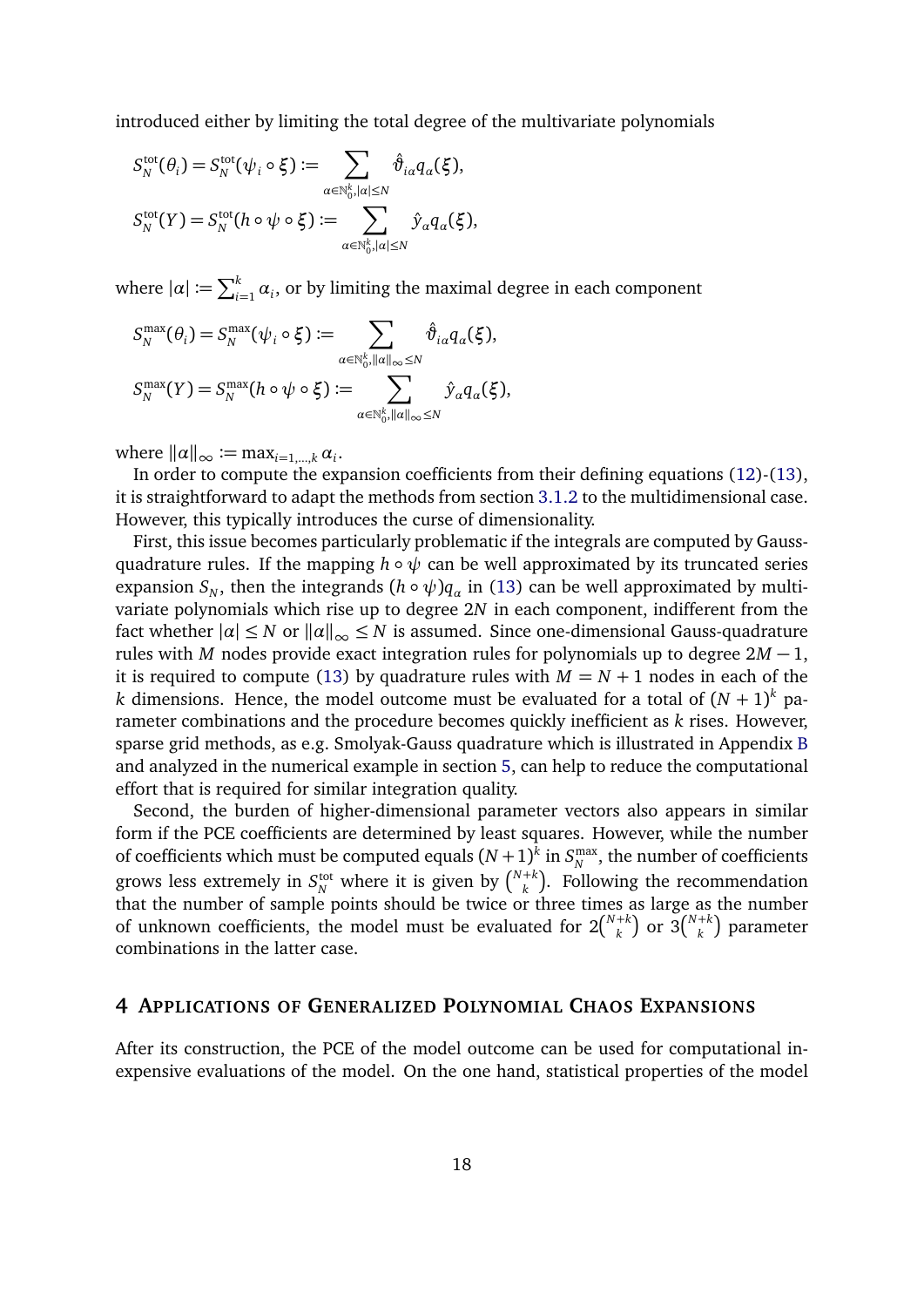introduced either by limiting the total degree of the multivariate polynomials

$$
\begin{aligned}
S_N^{\text{tot}}(\theta_i) = S_N^{\text{tot}}(\psi_i \circ \xi) &:= \sum_{\alpha \in \mathbb{N}_0^k, |\alpha| \leq N} \hat{\vartheta}_{i\alpha} q_\alpha(\xi), \\
S_N^{\text{tot}}(Y) = S_N^{\text{tot}}(h \circ \psi \circ \xi) &:= \sum_{\alpha \in \mathbb{N}_0^k, |\alpha| \leq N} \hat{y}_\alpha q_\alpha(\xi),
\end{aligned}
$$

where $|\alpha| := \sum_{i=1}^k \alpha_i$, or by limiting the maximal degree in each component

$$
\begin{aligned}
S_N^{\max}(\theta_i) = S_N^{\max}(\psi_i \circ \xi) &:= \sum_{\alpha \in \mathbb{N}_0^k, \|\alpha\|_\infty \leq N} \hat{\vartheta}_{i\alpha} q_\alpha(\xi), \\
S_N^{\max}(Y) = S_N^{\max}(h \circ \psi \circ \xi) &:= \sum_{\alpha \in \mathbb{N}_0^k, \|\alpha\|_\infty \leq N} \hat{y}_\alpha q_\alpha(\xi),
\end{aligned}
$$

where $\|\alpha\|_\infty := \max_{i=1,\ldots,k} \alpha_i$.

In order to compute the expansion coefficients from their defining equations (12)-(13), it is straightforward to adapt the methods from section 3.1.2 to the multidimensional case. However, this typically introduces the curse of dimensionality.

First, this issue becomes particularly problematic if the integrals are computed by Gauss-quadrature rules. If the mapping $h \circ \psi$ can be well approximated by its truncated series expansion $S_N$, then the integrands $(h \circ \psi) q_\alpha$ in (13) can be well approximated by multivariate polynomials which rise up to degree $2N$ in each component, indifferent from the fact whether $|\alpha| \leq N$ or $\|\alpha\|_\infty \leq N$ is assumed. Since one-dimensional Gauss-quadrature rules with $M$ nodes provide exact integration rules for polynomials up to degree $2M-1$, it is required to compute (13) by quadrature rules with $M = N+1$ nodes in each of the $k$ dimensions. Hence, the model outcome must be evaluated for a total of $(N+1)^k$ parameter combinations and the procedure becomes quickly inefficient as $k$ rises. However, sparse grid methods, as e.g. Smolyak-Gauss quadrature which is illustrated in Appendix B and analyzed in the numerical example in section 5, can help to reduce the computational effort that is required for similar integration quality.

Second, the burden of higher-dimensional parameter vectors also appears in similar form if the PCE coefficients are determined by least squares. However, while the number of coefficients which must be computed equals $(N+1)^k$ in $S_N^{\max}$, the number of coefficients grows less extremely in $S_N^{\text{tot}}$ where it is given by $\binom{N+k}{k}$. Following the recommendation that the number of sample points should be twice or three times as large as the number of unknown coefficients, the model must be evaluated for $2\binom{N+k}{k}$ or $3\binom{N+k}{k}$ parameter combinations in the latter case.

## 4 Applications of Generalized Polynomial Chaos Expansions

After its construction, the PCE of the model outcome can be used for computational inexpensive evaluations of the model. On the one hand, statistical properties of the model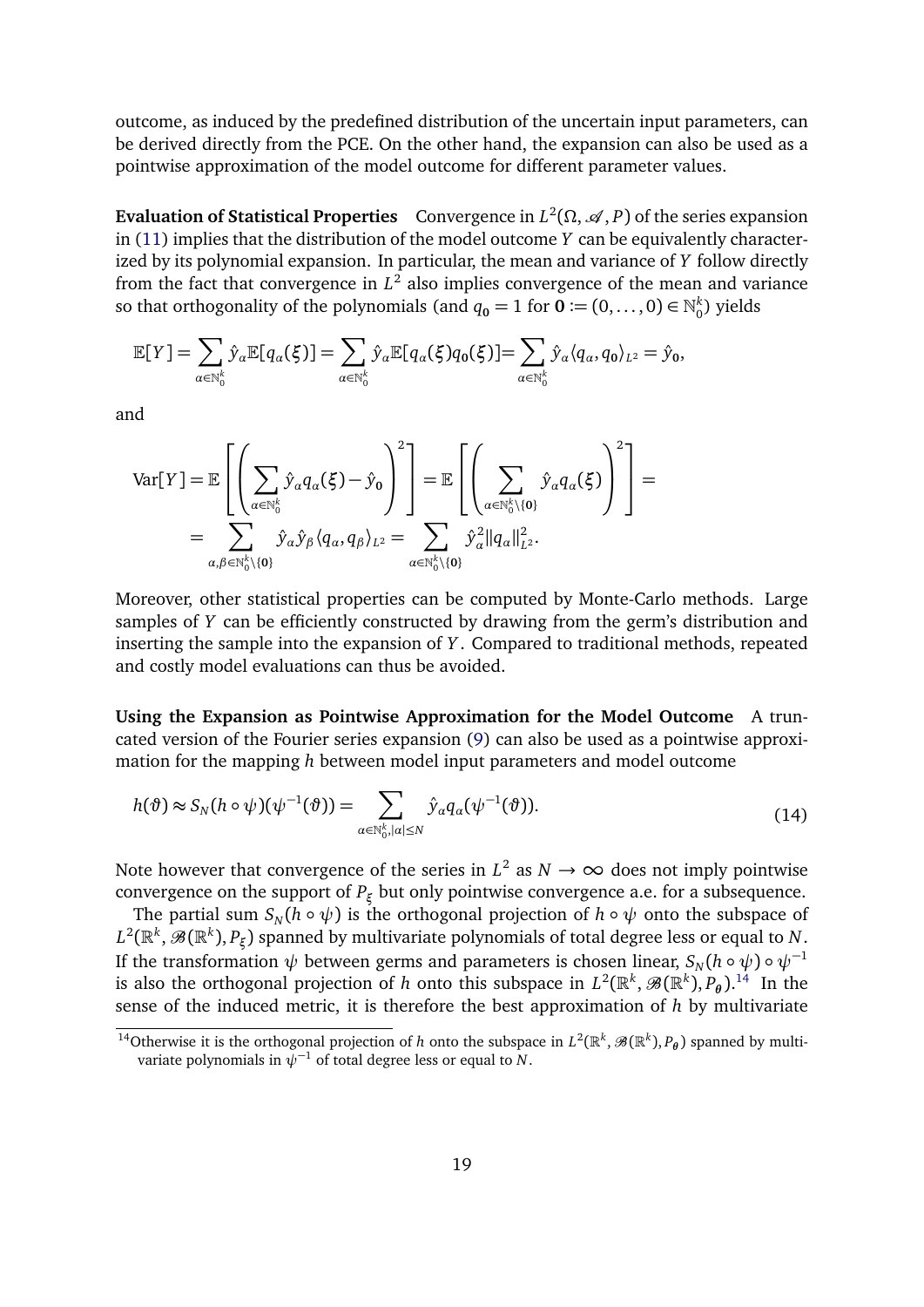outcome, as induced by the predefined distribution of the uncertain input parameters, can be derived directly from the PCE. On the other hand, the expansion can also be used as a pointwise approximation of the model outcome for different parameter values.

**Evaluation of Statistical Properties** Convergence in $L^2(\Omega, \mathscr{A}, P)$ of the series expansion in (11) implies that the distribution of the model outcome $Y$ can be equivalently characterized by its polynomial expansion. In particular, the mean and variance of $Y$ follow directly from the fact that convergence in $L^2$ also implies convergence of the mean and variance so that orthogonality of the polynomials (and $q_{\mathbf{0}} = 1$ for $\mathbf{0} := (0, \ldots, 0) \in \mathbb{N}_0^k$) yields

$$\mathbb{E}[Y] = \sum_{\alpha \in \mathbb{N}_0^k} \hat{y}_\alpha \mathbb{E}[q_\alpha(\xi)] = \sum_{\alpha \in \mathbb{N}_0^k} \hat{y}_\alpha \mathbb{E}[q_\alpha(\xi) q_{\mathbf{0}}(\xi)] = \sum_{\alpha \in \mathbb{N}_0^k} \hat{y}_\alpha \langle q_\alpha, q_{\mathbf{0}} \rangle_{L^2} = \hat{y}_{\mathbf{0}},$$

and

$$\begin{aligned}
\operatorname{Var}[Y] &= \mathbb{E}\left[\left(\sum_{\alpha \in \mathbb{N}_0^k} \hat{y}_\alpha q_\alpha(\xi) - \hat{y}_{\mathbf{0}}\right)^2\right] = \mathbb{E}\left[\left(\sum_{\alpha \in \mathbb{N}_0^k \setminus \{\mathbf{0}\}} \hat{y}_\alpha q_\alpha(\xi)\right)^2\right] = \\
&= \sum_{\alpha, \beta \in \mathbb{N}_0^k \setminus \{\mathbf{0}\}} \hat{y}_\alpha \hat{y}_\beta \langle q_\alpha, q_\beta \rangle_{L^2} = \sum_{\alpha \in \mathbb{N}_0^k \setminus \{\mathbf{0}\}} \hat{y}_\alpha^2 \|q_\alpha\|_{L^2}^2.
\end{aligned}$$

Moreover, other statistical properties can be computed by Monte-Carlo methods. Large samples of $Y$ can be efficiently constructed by drawing from the germ's distribution and inserting the sample into the expansion of $Y$. Compared to traditional methods, repeated and costly model evaluations can thus be avoided.

**Using the Expansion as Pointwise Approximation for the Model Outcome** A truncated version of the Fourier series expansion (9) can also be used as a pointwise approximation for the mapping $h$ between model input parameters and model outcome

$$h(\vartheta) \approx S_N(h \circ \psi)(\psi^{-1}(\vartheta)) = \sum_{\alpha \in \mathbb{N}_0^k, |\alpha| \leq N} \hat{y}_\alpha q_\alpha(\psi^{-1}(\vartheta)). \tag{14}$$

Note however that convergence of the series in $L^2$ as $N \to \infty$ does not imply pointwise convergence on the support of $P_\xi$ but only pointwise convergence a.e. for a subsequence.

The partial sum $S_N(h \circ \psi)$ is the orthogonal projection of $h \circ \psi$ onto the subspace of $L^2(\mathbb{R}^k, \mathscr{B}(\mathbb{R}^k), P_\xi)$ spanned by multivariate polynomials of total degree less or equal to $N$. If the transformation $\psi$ between germs and parameters is chosen linear, $S_N(h \circ \psi) \circ \psi^{-1}$ is also the orthogonal projection of $h$ onto this subspace in $L^2(\mathbb{R}^k, \mathscr{B}(\mathbb{R}^k), P_{\boldsymbol{\theta}})$.[14] In the sense of the induced metric, it is therefore the best approximation of $h$ by multivariate

[14] Otherwise it is the orthogonal projection of $h$ onto the subspace in $L^2(\mathbb{R}^k, \mathscr{B}(\mathbb{R}^k), P_{\boldsymbol{\theta}})$ spanned by multivariate polynomials in $\psi^{-1}$ of total degree less or equal to $N$.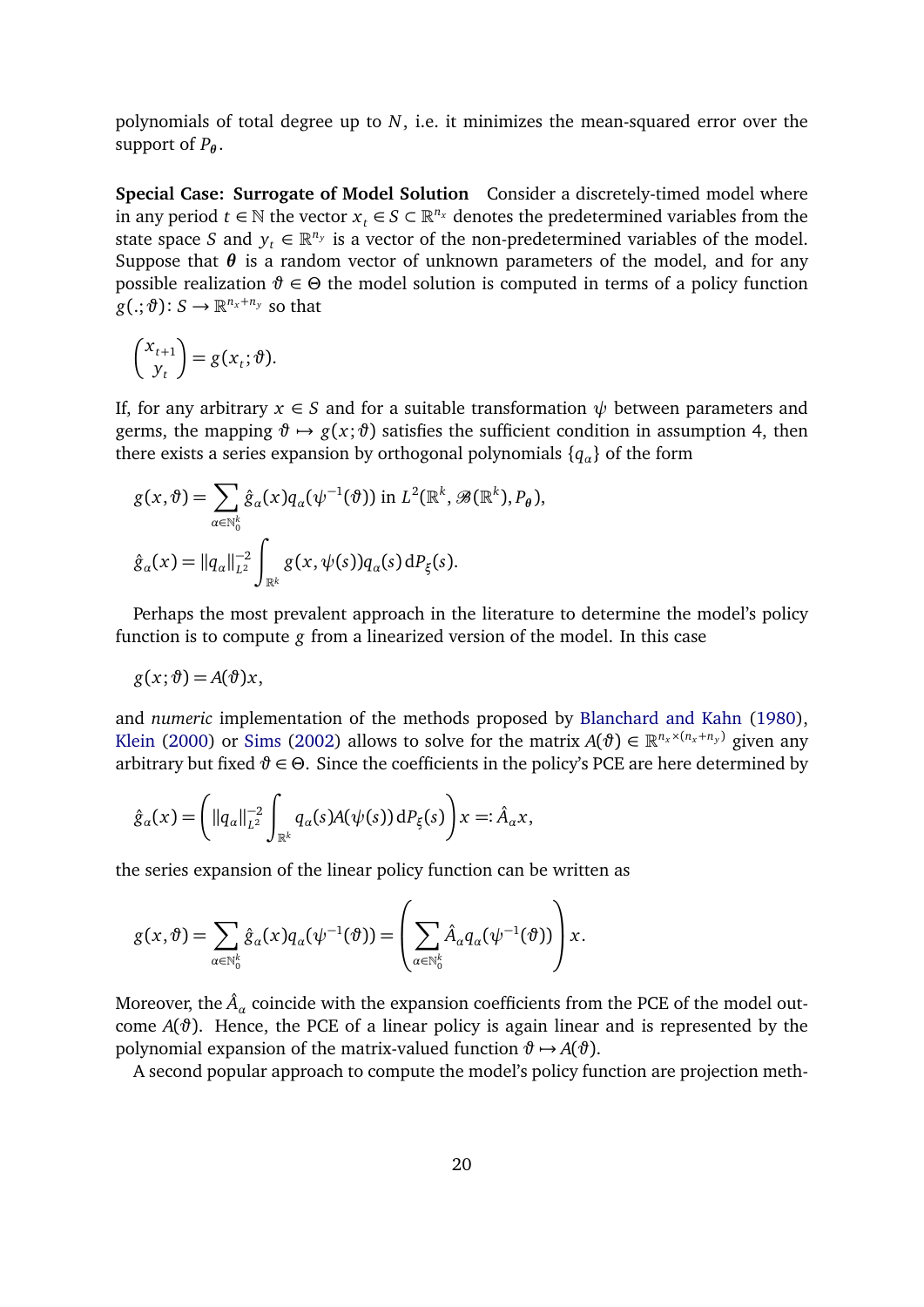polynomials of total degree up to $N$, i.e. it minimizes the mean-squared error over the support of $P_{\boldsymbol{\theta}}$.

**Special Case: Surrogate of Model Solution** Consider a discretely-timed model where in any period $t \in \mathbb{N}$ the vector $x_t \in S \subset \mathbb{R}^{n_x}$ denotes the predetermined variables from the state space $S$ and $y_t \in \mathbb{R}^{n_y}$ is a vector of the non-predetermined variables of the model. Suppose that $\boldsymbol{\theta}$ is a random vector of unknown parameters of the model, and for any possible realization $\vartheta \in \Theta$ the model solution is computed in terms of a policy function $g(.;\vartheta)\colon S \to \mathbb{R}^{n_x+n_y}$ so that

$$\begin{pmatrix} x_{t+1} \\ y_t \end{pmatrix} = g(x_t;\vartheta).$$

If, for any arbitrary $x \in S$ and for a suitable transformation $\psi$ between parameters and germs, the mapping $\vartheta \mapsto g(x;\vartheta)$ satisfies the sufficient condition in assumption 4, then there exists a series expansion by orthogonal polynomials $\{q_\alpha\}$ of the form

$$g(x,\vartheta) = \sum_{\alpha \in \mathbb{N}_0^k} \hat{g}_\alpha(x) q_\alpha(\psi^{-1}(\vartheta)) \text{ in } L^2(\mathbb{R}^k, \mathscr{B}(\mathbb{R}^k), P_{\boldsymbol{\theta}}),$$

$$\hat{g}_\alpha(x) = \|q_\alpha\|_{L^2}^{-2} \int_{\mathbb{R}^k} g(x, \psi(s)) q_\alpha(s) \, \mathrm{d}P_\xi(s).$$

Perhaps the most prevalent approach in the literature to determine the model's policy function is to compute $g$ from a linearized version of the model. In this case

$$g(x;\vartheta) = A(\vartheta)x,$$

and *numeric* implementation of the methods proposed by Blanchard and Kahn (1980), Klein (2000) or Sims (2002) allows to solve for the matrix $A(\vartheta) \in \mathbb{R}^{n_x \times (n_x+n_y)}$ given any arbitrary but fixed $\vartheta \in \Theta$. Since the coefficients in the policy's PCE are here determined by

$$\hat{g}_\alpha(x) = \left( \|q_\alpha\|_{L^2}^{-2} \int_{\mathbb{R}^k} q_\alpha(s) A(\psi(s)) \, \mathrm{d}P_\xi(s) \right) x =: \hat{A}_\alpha x,$$

the series expansion of the linear policy function can be written as

$$g(x,\vartheta) = \sum_{\alpha \in \mathbb{N}_0^k} \hat{g}_\alpha(x) q_\alpha(\psi^{-1}(\vartheta)) = \left( \sum_{\alpha \in \mathbb{N}_0^k} \hat{A}_\alpha q_\alpha(\psi^{-1}(\vartheta)) \right) x.$$

Moreover, the $\hat{A}_\alpha$ coincide with the expansion coefficients from the PCE of the model outcome $A(\vartheta)$. Hence, the PCE of a linear policy is again linear and is represented by the polynomial expansion of the matrix-valued function $\vartheta \mapsto A(\vartheta)$.

A second popular approach to compute the model's policy function are projection meth-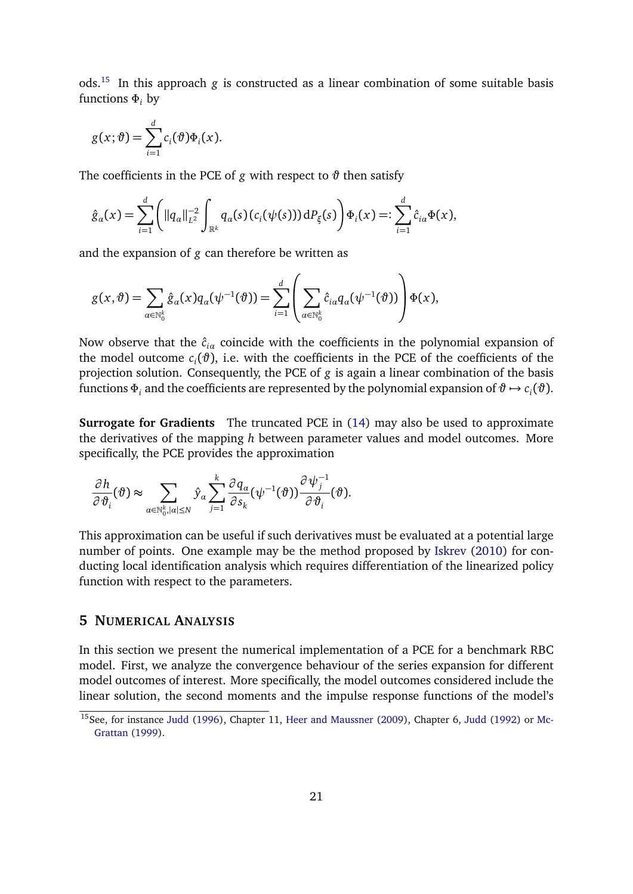ods.[15] In this approach $g$ is constructed as a linear combination of some suitable basis functions $\Phi_i$ by

$$g(x;\vartheta) = \sum_{i=1}^{d} c_i(\vartheta)\Phi_i(x).$$

The coefficients in the PCE of $g$ with respect to $\vartheta$ then satisfy

$$\hat{g}_\alpha(x) = \sum_{i=1}^{d} \left( \|q_\alpha\|_{L^2}^{-2} \int_{\mathbb{R}^k} q_\alpha(s)\,(c_i(\psi(s)))\,\mathrm{d}P_\xi(s) \right) \Phi_i(x) =: \sum_{i=1}^{d} \hat{c}_{i\alpha}\Phi(x),$$

and the expansion of $g$ can therefore be written as

$$g(x,\vartheta) = \sum_{\alpha\in\mathbb{N}_0^k} \hat{g}_\alpha(x) q_\alpha(\psi^{-1}(\vartheta)) = \sum_{i=1}^{d} \left( \sum_{\alpha\in\mathbb{N}_0^k} \hat{c}_{i\alpha} q_\alpha(\psi^{-1}(\vartheta)) \right) \Phi(x),$$

Now observe that the $\hat{c}_{i\alpha}$ coincide with the coefficients in the polynomial expansion of the model outcome $c_i(\vartheta)$, i.e. with the coefficients in the PCE of the coefficients of the projection solution. Consequently, the PCE of $g$ is again a linear combination of the basis functions $\Phi_i$ and the coefficients are represented by the polynomial expansion of $\vartheta \mapsto c_i(\vartheta)$.

**Surrogate for Gradients** The truncated PCE in (14) may also be used to approximate the derivatives of the mapping $h$ between parameter values and model outcomes. More specifically, the PCE provides the approximation

$$\frac{\partial h}{\partial \vartheta_i}(\vartheta) \approx \sum_{\alpha\in\mathbb{N}_0^k, |\alpha|\leq N} \hat{y}_\alpha \sum_{j=1}^{k} \frac{\partial q_\alpha}{\partial s_k}(\psi^{-1}(\vartheta)) \frac{\partial \psi_j^{-1}}{\partial \vartheta_i}(\vartheta).$$

This approximation can be useful if such derivatives must be evaluated at a potential large number of points. One example may be the method proposed by Iskrev (2010) for conducting local identification analysis which requires differentiation of the linearized policy function with respect to the parameters.

## 5 Numerical Analysis

In this section we present the numerical implementation of a PCE for a benchmark RBC model. First, we analyze the convergence behaviour of the series expansion for different model outcomes of interest. More specifically, the model outcomes considered include the linear solution, the second moments and the impulse response functions of the model's

[15] See, for instance Judd (1996), Chapter 11, Heer and Maussner (2009), Chapter 6, Judd (1992) or McGrattan (1999).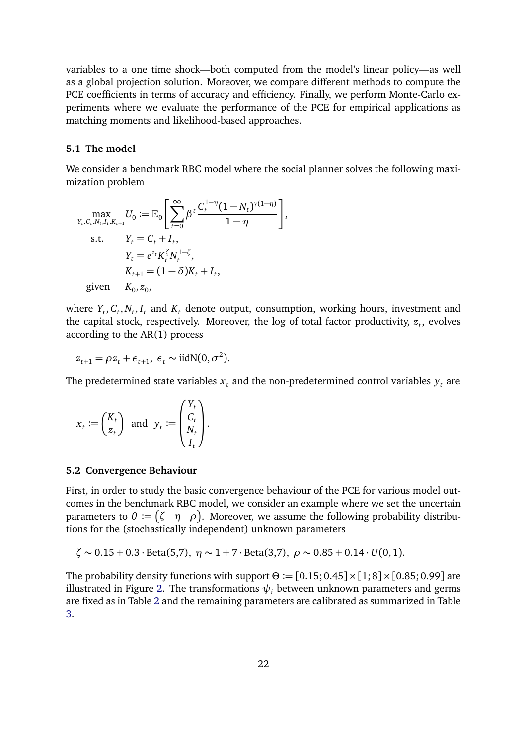variables to a one time shock—both computed from the model's linear policy—as well as a global projection solution. Moreover, we compare different methods to compute the PCE coefficients in terms of accuracy and efficiency. Finally, we perform Monte-Carlo experiments where we evaluate the performance of the PCE for empirical applications as matching moments and likelihood-based approaches.

### 5.1 The model

We consider a benchmark RBC model where the social planner solves the following maximization problem

$$
\begin{aligned}
\max_{Y_t, C_t, N_t, I_t, K_{t+1}} \quad & U_0 := \mathbb{E}_0 \left[ \sum_{t=0}^{\infty} \beta^t \frac{C_t^{1-\eta}(1-N_t)^{\gamma(1-\eta)}}{1-\eta} \right], \\
\text{s.t.} \quad & Y_t = C_t + I_t, \\
& Y_t = e^{z_t} K_t^{\zeta} N_t^{1-\zeta}, \\
& K_{t+1} = (1-\delta)K_t + I_t, \\
\text{given} \quad & K_0, z_0,
\end{aligned}
$$

where $Y_t, C_t, N_t, I_t$ and $K_t$ denote output, consumption, working hours, investment and the capital stock, respectively. Moreover, the log of total factor productivity, $z_t$, evolves according to the AR(1) process

$$
z_{t+1} = \rho z_t + \epsilon_{t+1}, \; \epsilon_t \sim \text{iidN}(0, \sigma^2).
$$

The predetermined state variables $x_t$ and the non-predetermined control variables $y_t$ are

$$
x_t := \begin{pmatrix} K_t \\ z_t \end{pmatrix} \;\text{ and }\; y_t := \begin{pmatrix} Y_t \\ C_t \\ N_t \\ I_t \end{pmatrix}.
$$

### 5.2 Convergence Behaviour

First, in order to study the basic convergence behaviour of the PCE for various model outcomes in the benchmark RBC model, we consider an example where we set the uncertain parameters to $\theta := \begin{pmatrix} \zeta & \eta & \rho \end{pmatrix}$. Moreover, we assume the following probability distributions for the (stochastically independent) unknown parameters

$$
\zeta \sim 0.15 + 0.3 \cdot \text{Beta}(5,7), \; \eta \sim 1 + 7 \cdot \text{Beta}(3,7), \; \rho \sim 0.85 + 0.14 \cdot U(0,1).
$$

The probability density functions with support $\Theta := [0.15; 0.45] \times [1; 8] \times [0.85; 0.99]$ are illustrated in Figure 2. The transformations $\psi_i$ between unknown parameters and germs are fixed as in Table 2 and the remaining parameters are calibrated as summarized in Table 3.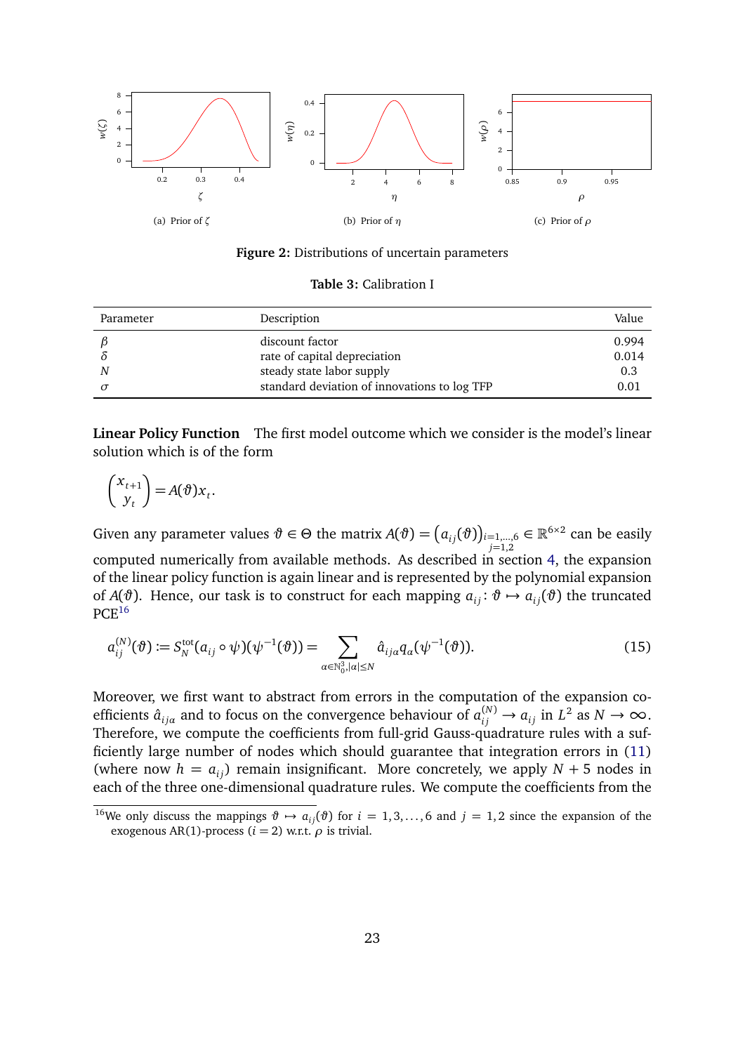(a) Prior of $\zeta$

(b) Prior of $\eta$

(c) Prior of $\rho$

**Figure 2:** Distributions of uncertain parameters

**Table 3:** Calibration I

| Parameter | Description | Value |
|---|---|---|
| $\beta$ | discount factor | 0.994 |
| $\delta$ | rate of capital depreciation | 0.014 |
| $N$ | steady state labor supply | 0.3 |
| $\sigma$ | standard deviation of innovations to log TFP | 0.01 |

**Linear Policy Function** The first model outcome which we consider is the model's linear solution which is of the form

$$\begin{pmatrix} x_{t+1} \\ y_t \end{pmatrix} = A(\vartheta) x_t.$$

Given any parameter values $\vartheta \in \Theta$ the matrix $A(\vartheta) = \left(a_{ij}(\vartheta)\right)_{\substack{i=1,\ldots,6 \\ j=1,2}} \in \mathbb{R}^{6\times 2}$ can be easily computed numerically from available methods. As described in section 4, the expansion of the linear policy function is again linear and is represented by the polynomial expansion of $A(\vartheta)$. Hence, our task is to construct for each mapping $a_{ij} \colon \vartheta \mapsto a_{ij}(\vartheta)$ the truncated PCE[16]

$$a_{ij}^{(N)}(\vartheta) := S_N^{\text{tot}}(a_{ij} \circ \psi)(\psi^{-1}(\vartheta)) = \sum_{\alpha \in \mathbb{N}_0^3, |\alpha| \le N} \hat{a}_{ij\alpha} q_\alpha(\psi^{-1}(\vartheta)). \tag{15}$$

Moreover, we first want to abstract from errors in the computation of the expansion coefficients $\hat{a}_{ij\alpha}$ and to focus on the convergence behaviour of $a_{ij}^{(N)} \to a_{ij}$ in $L^2$ as $N \to \infty$. Therefore, we compute the coefficients from full-grid Gauss-quadrature rules with a sufficiently large number of nodes which should guarantee that integration errors in (11) (where now $h = a_{ij}$) remain insignificant. More concretely, we apply $N+5$ nodes in each of the three one-dimensional quadrature rules. We compute the coefficients from the

[16] We only discuss the mappings $\vartheta \mapsto a_{ij}(\vartheta)$ for $i = 1, 3, \ldots, 6$ and $j = 1, 2$ since the expansion of the exogenous AR(1)-process ($i = 2$) w.r.t. $\rho$ is trivial.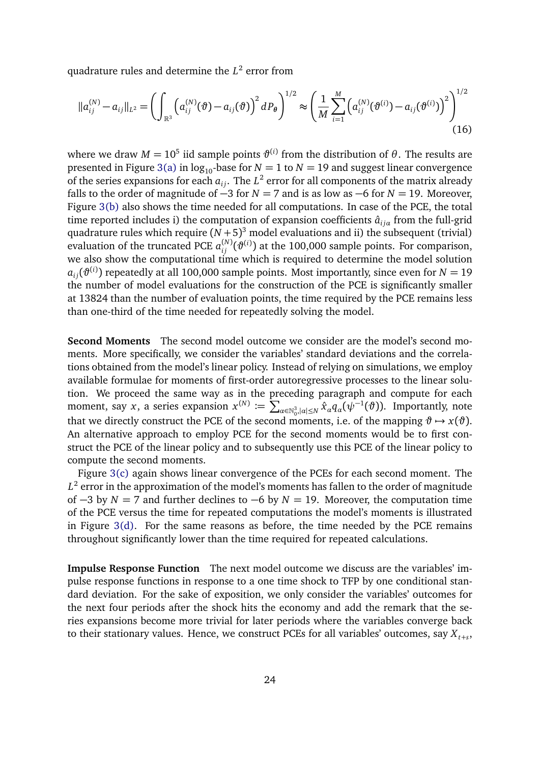quadrature rules and determine the $L^2$ error from

$$\|a_{ij}^{(N)} - a_{ij}\|_{L^2} = \left( \int_{\mathbb{R}^3} \left( a_{ij}^{(N)}(\vartheta) - a_{ij}(\vartheta) \right)^2 dP_{\theta} \right)^{1/2} \approx \left( \frac{1}{M} \sum_{i=1}^{M} \left( a_{ij}^{(N)}(\vartheta^{(i)}) - a_{ij}(\vartheta^{(i)}) \right)^2 \right)^{1/2} \tag{16}$$

where we draw $M = 10^5$ iid sample points $\vartheta^{(i)}$ from the distribution of $\theta$. The results are presented in Figure 3(a) in $\log_{10}$-base for $N = 1$ to $N = 19$ and suggest linear convergence of the series expansions for each $a_{ij}$. The $L^2$ error for all components of the matrix already falls to the order of magnitude of $-3$ for $N = 7$ and is as low as $-6$ for $N = 19$. Moreover, Figure 3(b) also shows the time needed for all computations. In case of the PCE, the total time reported includes i) the computation of expansion coefficients $\hat{a}_{ij\alpha}$ from the full-grid quadrature rules which require $(N+5)^3$ model evaluations and ii) the subsequent (trivial) evaluation of the truncated PCE $a_{ij}^{(N)}(\vartheta^{(i)})$ at the 100,000 sample points. For comparison, we also show the computational time which is required to determine the model solution $a_{ij}(\vartheta^{(i)})$ repeatedly at all 100,000 sample points. Most importantly, since even for $N = 19$ the number of model evaluations for the construction of the PCE is significantly smaller at 13824 than the number of evaluation points, the time required by the PCE remains less than one-third of the time needed for repeatedly solving the model.

**Second Moments** The second model outcome we consider are the model's second moments. More specifically, we consider the variables' standard deviations and the correlations obtained from the model's linear policy. Instead of relying on simulations, we employ available formulae for moments of first-order autoregressive processes to the linear solution. We proceed the same way as in the preceding paragraph and compute for each moment, say $x$, a series expansion $x^{(N)} := \sum_{\alpha \in \mathbb{N}_0^3, |\alpha| \leq N} \hat{x}_\alpha q_\alpha(\psi^{-1}(\vartheta))$. Importantly, note that we directly construct the PCE of the second moments, i.e. of the mapping $\vartheta \mapsto x(\vartheta)$. An alternative approach to employ PCE for the second moments would be to first construct the PCE of the linear policy and to subsequently use this PCE of the linear policy to compute the second moments.

Figure 3(c) again shows linear convergence of the PCEs for each second moment. The $L^2$ error in the approximation of the model's moments has fallen to the order of magnitude of $-3$ by $N = 7$ and further declines to $-6$ by $N = 19$. Moreover, the computation time of the PCE versus the time for repeated computations the model's moments is illustrated in Figure 3(d). For the same reasons as before, the time needed by the PCE remains throughout significantly lower than the time required for repeated calculations.

**Impulse Response Function** The next model outcome we discuss are the variables' impulse response functions in response to a one time shock to TFP by one conditional standard deviation. For the sake of exposition, we only consider the variables' outcomes for the next four periods after the shock hits the economy and add the remark that the series expansions become more trivial for later periods where the variables converge back to their stationary values. Hence, we construct PCEs for all variables' outcomes, say $X_{t+s}$,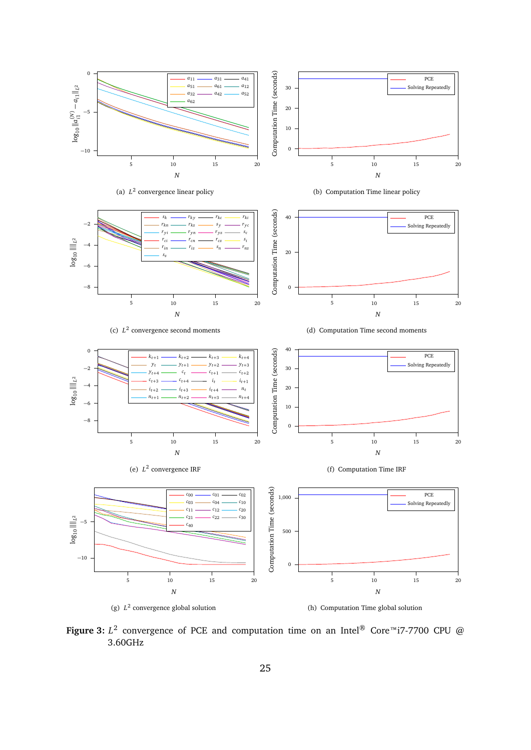(a) $L^2$ convergence linear policy

(b) Computation Time linear policy

(c) $L^2$ convergence second moments

(d) Computation Time second moments

(e) $L^2$ convergence IRF

(f) Computation Time IRF

(g) $L^2$ convergence global solution

(h) Computation Time global solution

**Figure 3:** $L^2$ convergence of PCE and computation time on an Intel® Core™i7-7700 CPU @ 3.60GHz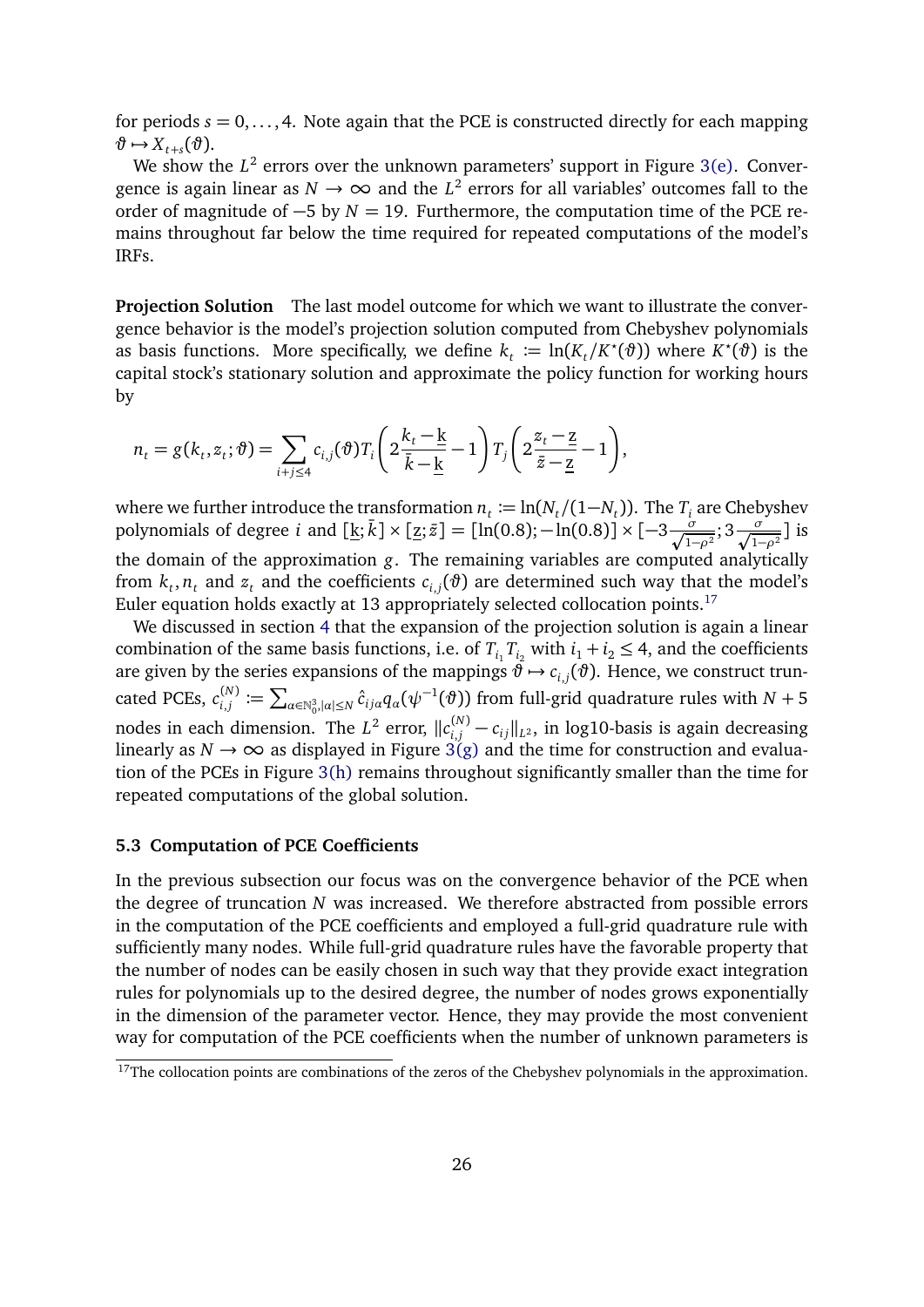for periods $s = 0, \dots, 4$. Note again that the PCE is constructed directly for each mapping $\vartheta \mapsto X_{t+s}(\vartheta)$.

We show the $L^2$ errors over the unknown parameters' support in Figure 3(e). Convergence is again linear as $N \to \infty$ and the $L^2$ errors for all variables' outcomes fall to the order of magnitude of $-5$ by $N = 19$. Furthermore, the computation time of the PCE remains throughout far below the time required for repeated computations of the model's IRFs.

**Projection Solution** The last model outcome for which we want to illustrate the convergence behavior is the model's projection solution computed from Chebyshev polynomials as basis functions. More specifically, we define $k_t := \ln(K_t/K^\star(\vartheta))$ where $K^\star(\vartheta)$ is the capital stock's stationary solution and approximate the policy function for working hours by

$$n_t = g(k_t, z_t; \vartheta) = \sum_{i+j \le 4} c_{i,j}(\vartheta) T_i\left(2\frac{k_t - \underline{k}}{\bar{k} - \underline{k}} - 1\right) T_j\left(2\frac{z_t - \underline{z}}{\bar{z} - \underline{z}} - 1\right),$$

where we further introduce the transformation $n_t := \ln(N_t/(1-N_t))$. The $T_i$ are Chebyshev polynomials of degree $i$ and $[\underline{k}; \bar{k}] \times [\underline{z}; \bar{z}] = [\ln(0.8); -\ln(0.8)] \times [-3\frac{\sigma}{\sqrt{1-\rho^2}}; 3\frac{\sigma}{\sqrt{1-\rho^2}}]$ is the domain of the approximation $g$. The remaining variables are computed analytically from $k_t, n_t$ and $z_t$ and the coefficients $c_{i,j}(\vartheta)$ are determined such way that the model's Euler equation holds exactly at 13 appropriately selected collocation points.[17]

We discussed in section 4 that the expansion of the projection solution is again a linear combination of the same basis functions, i.e. of $T_{i_1} T_{i_2}$ with $i_1 + i_2 \le 4$, and the coefficients are given by the series expansions of the mappings $\vartheta \mapsto c_{i,j}(\vartheta)$. Hence, we construct truncated PCEs, $c_{i,j}^{(N)} := \sum_{\alpha \in \mathbb{N}_0^3, |\alpha| \le N} \hat{c}_{ij\alpha} q_\alpha(\psi^{-1}(\vartheta))$ from full-grid quadrature rules with $N + 5$ nodes in each dimension. The $L^2$ error, $\|c_{i,j}^{(N)} - c_{ij}\|_{L^2}$, in log10-basis is again decreasing linearly as $N \to \infty$ as displayed in Figure 3(g) and the time for construction and evaluation of the PCEs in Figure 3(h) remains throughout significantly smaller than the time for repeated computations of the global solution.

### 5.3 Computation of PCE Coefficients

In the previous subsection our focus was on the convergence behavior of the PCE when the degree of truncation $N$ was increased. We therefore abstracted from possible errors in the computation of the PCE coefficients and employed a full-grid quadrature rule with sufficiently many nodes. While full-grid quadrature rules have the favorable property that the number of nodes can be easily chosen in such way that they provide exact integration rules for polynomials up to the desired degree, the number of nodes grows exponentially in the dimension of the parameter vector. Hence, they may provide the most convenient way for computation of the PCE coefficients when the number of unknown parameters is

[17] The collocation points are combinations of the zeros of the Chebyshev polynomials in the approximation.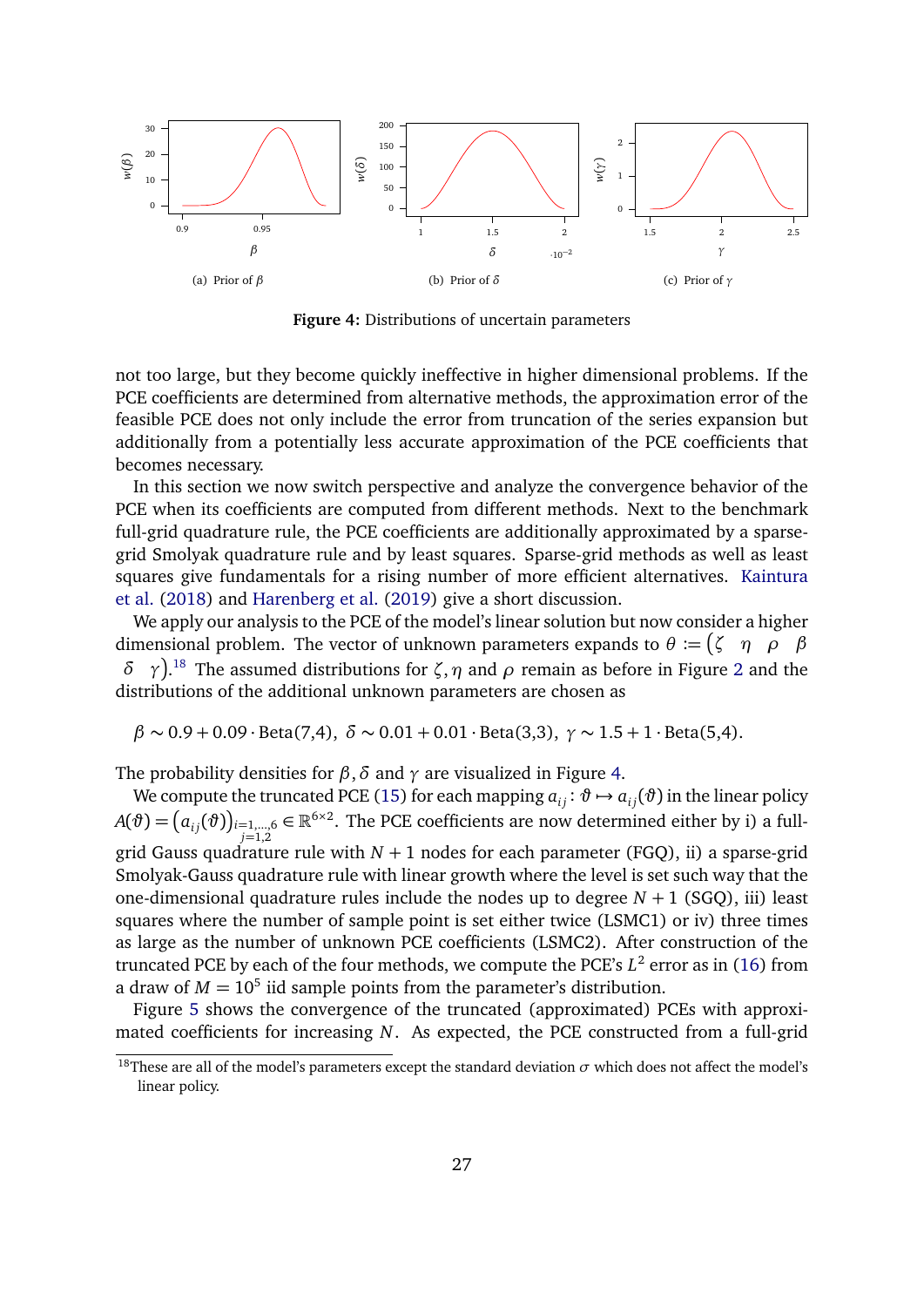(a) Prior of $\beta$

(b) Prior of $\delta$

(c) Prior of $\gamma$

**Figure 4:** Distributions of uncertain parameters

not too large, but they become quickly ineffective in higher dimensional problems. If the PCE coefficients are determined from alternative methods, the approximation error of the feasible PCE does not only include the error from truncation of the series expansion but additionally from a potentially less accurate approximation of the PCE coefficients that becomes necessary.

In this section we now switch perspective and analyze the convergence behavior of the PCE when its coefficients are computed from different methods. Next to the benchmark full-grid quadrature rule, the PCE coefficients are additionally approximated by a sparse-grid Smolyak quadrature rule and by least squares. Sparse-grid methods as well as least squares give fundamentals for a rising number of more efficient alternatives. Kaintura et al. (2018) and Harenberg et al. (2019) give a short discussion.

We apply our analysis to the PCE of the model's linear solution but now consider a higher dimensional problem. The vector of unknown parameters expands to $\theta := \begin{pmatrix} \zeta & \eta & \rho & \beta & \delta & \gamma \end{pmatrix}$.[18] The assumed distributions for $\zeta, \eta$ and $\rho$ remain as before in Figure 2 and the distributions of the additional unknown parameters are chosen as

$$\beta \sim 0.9 + 0.09 \cdot \text{Beta}(7,4), \;\; \delta \sim 0.01 + 0.01 \cdot \text{Beta}(3,3), \;\; \gamma \sim 1.5 + 1 \cdot \text{Beta}(5,4).$$

The probability densities for $\beta, \delta$ and $\gamma$ are visualized in Figure 4.

We compute the truncated PCE (15) for each mapping $a_{ij} : \vartheta \mapsto a_{ij}(\vartheta)$ in the linear policy $A(\vartheta) = \big(a_{ij}(\vartheta)\big)_{\substack{i=1,\dots,6 \\ j=1,2}} \in \mathbb{R}^{6\times 2}$. The PCE coefficients are now determined either by i) a full-grid Gauss quadrature rule with $N+1$ nodes for each parameter (FGQ), ii) a sparse-grid Smolyak-Gauss quadrature rule with linear growth where the level is set such way that the one-dimensional quadrature rules include the nodes up to degree $N+1$ (SGQ), iii) least squares where the number of sample point is set either twice (LSMC1) or iv) three times as large as the number of unknown PCE coefficients (LSMC2). After construction of the truncated PCE by each of the four methods, we compute the PCE's $L^2$ error as in (16) from a draw of $M = 10^5$ iid sample points from the parameter's distribution.

Figure 5 shows the convergence of the truncated (approximated) PCEs with approximated coefficients for increasing $N$. As expected, the PCE constructed from a full-grid

[18] These are all of the model's parameters except the standard deviation $\sigma$ which does not affect the model's linear policy.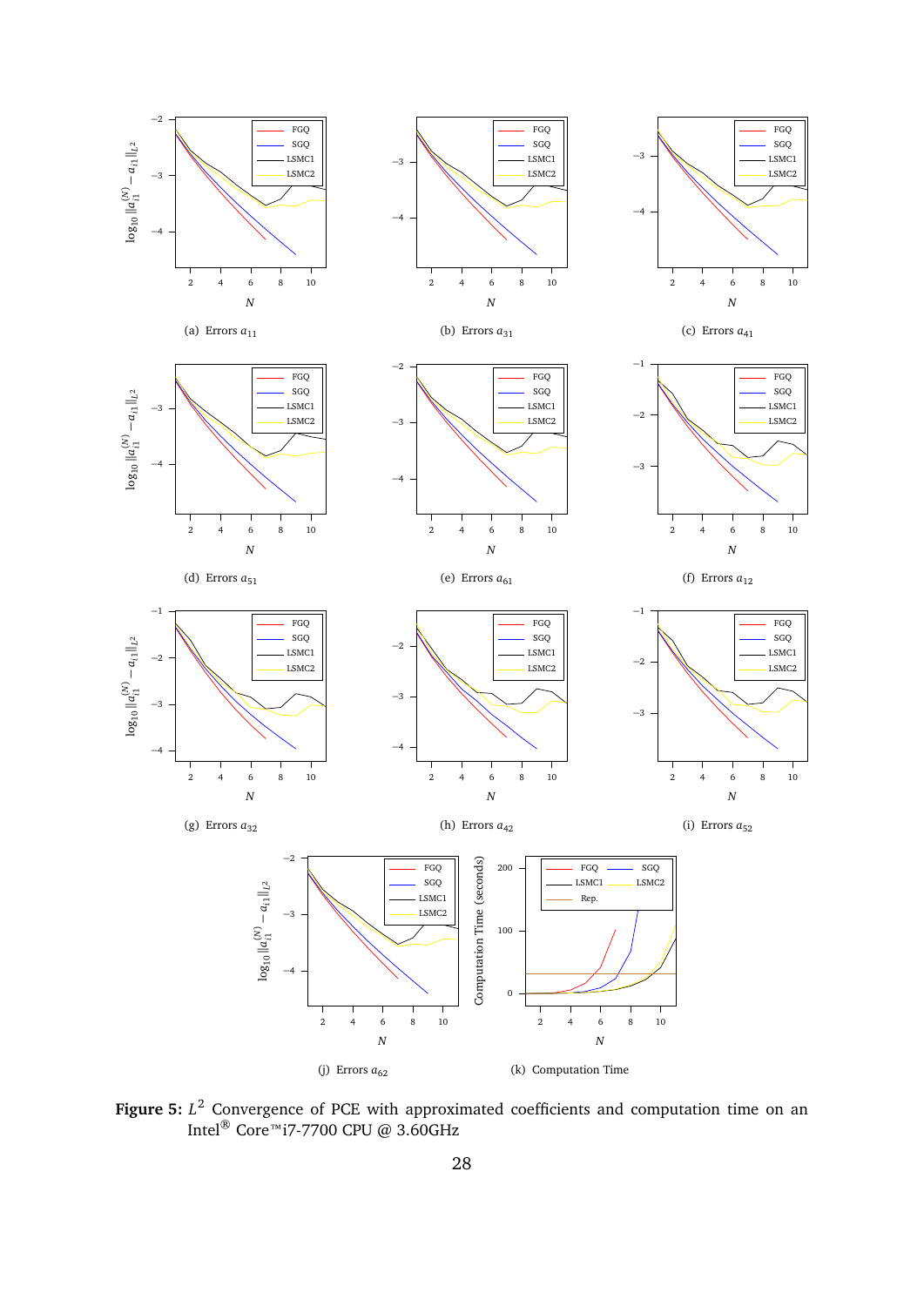(a) Errors $a_{11}$

(b) Errors $a_{31}$

(c) Errors $a_{41}$

(d) Errors $a_{51}$

(e) Errors $a_{61}$

(f) Errors $a_{12}$

(g) Errors $a_{32}$

(h) Errors $a_{42}$

(i) Errors $a_{52}$

(j) Errors $a_{62}$

(k) Computation Time

**Figure 5:** $L^2$ Convergence of PCE with approximated coefficients and computation time on an Intel® Core™i7-7700 CPU @ 3.60GHz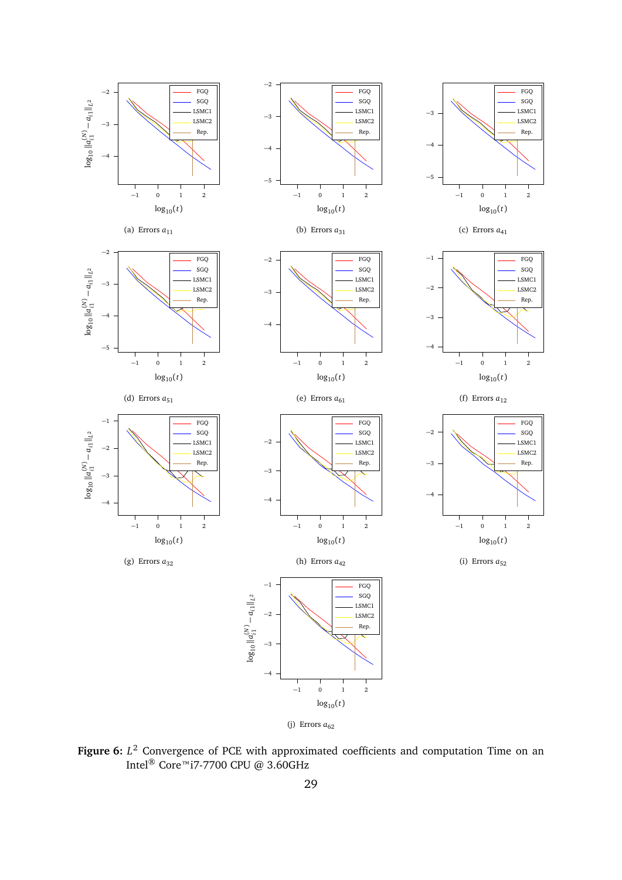(a) Errors $a_{11}$

(b) Errors $a_{31}$

(c) Errors $a_{41}$

(d) Errors $a_{51}$

(e) Errors $a_{61}$

(f) Errors $a_{12}$

(g) Errors $a_{32}$

(h) Errors $a_{42}$

(i) Errors $a_{52}$

(j) Errors $a_{62}$

**Figure 6:** $L^2$ Convergence of PCE with approximated coefficients and computation Time on an Intel® Core™i7-7700 CPU @ 3.60GHz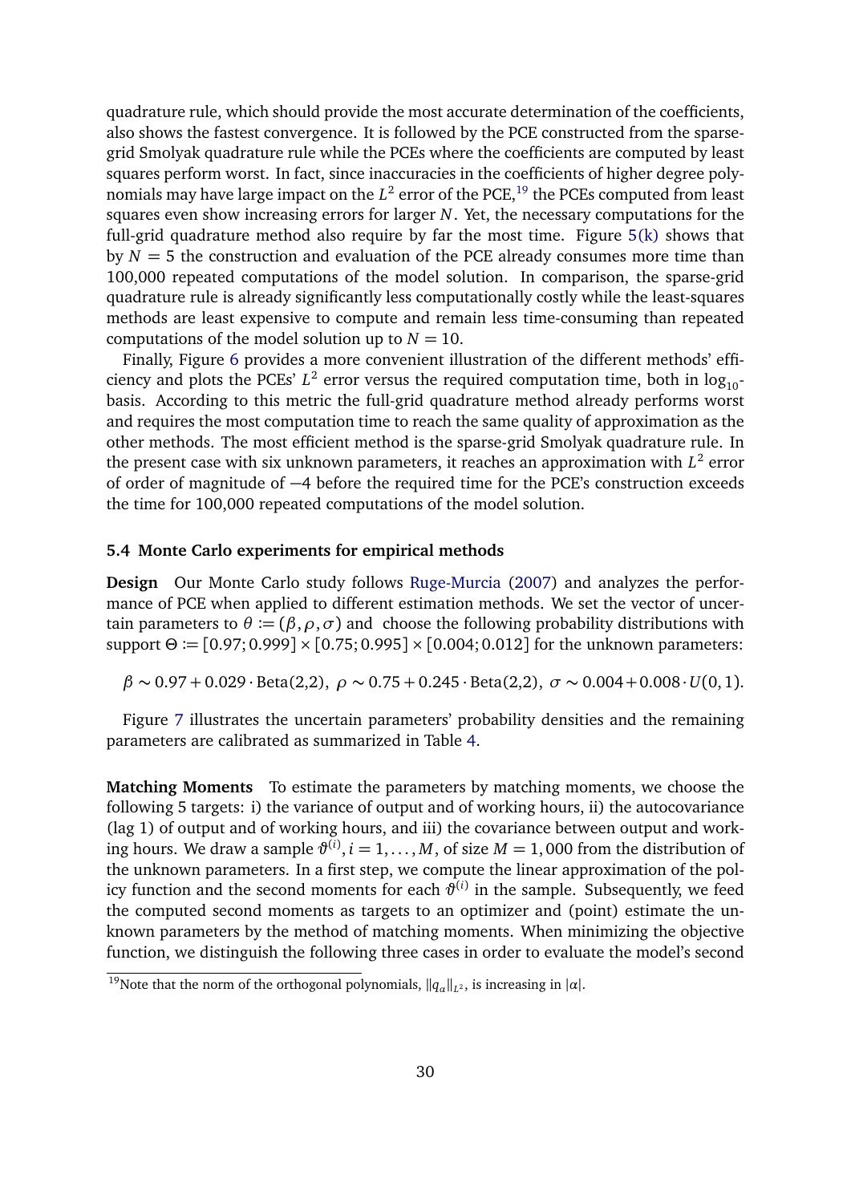quadrature rule, which should provide the most accurate determination of the coefficients, also shows the fastest convergence. It is followed by the PCE constructed from the sparse-grid Smolyak quadrature rule while the PCEs where the coefficients are computed by least squares perform worst. In fact, since inaccuracies in the coefficients of higher degree polynomials may have large impact on the $L^2$ error of the PCE,[19] the PCEs computed from least squares even show increasing errors for larger $N$. Yet, the necessary computations for the full-grid quadrature method also require by far the most time. Figure 5(k) shows that by $N = 5$ the construction and evaluation of the PCE already consumes more time than 100,000 repeated computations of the model solution. In comparison, the sparse-grid quadrature rule is already significantly less computationally costly while the least-squares methods are least expensive to compute and remain less time-consuming than repeated computations of the model solution up to $N = 10$.

Finally, Figure 6 provides a more convenient illustration of the different methods' efficiency and plots the PCEs' $L^2$ error versus the required computation time, both in $\log_{10}$-basis. According to this metric the full-grid quadrature method already performs worst and requires the most computation time to reach the same quality of approximation as the other methods. The most efficient method is the sparse-grid Smolyak quadrature rule. In the present case with six unknown parameters, it reaches an approximation with $L^2$ error of order of magnitude of $-4$ before the required time for the PCE's construction exceeds the time for 100,000 repeated computations of the model solution.

### 5.4 Monte Carlo experiments for empirical methods

**Design** Our Monte Carlo study follows Ruge-Murcia (2007) and analyzes the performance of PCE when applied to different estimation methods. We set the vector of uncertain parameters to $\theta := (\beta, \rho, \sigma)$ and choose the following probability distributions with support $\Theta := [0.97; 0.999] \times [0.75; 0.995] \times [0.004; 0.012]$ for the unknown parameters:

$$\beta \sim 0.97 + 0.029 \cdot \text{Beta}(2,2),\ \rho \sim 0.75 + 0.245 \cdot \text{Beta}(2,2),\ \sigma \sim 0.004 + 0.008 \cdot U(0,1).$$

Figure 7 illustrates the uncertain parameters' probability densities and the remaining parameters are calibrated as summarized in Table 4.

**Matching Moments** To estimate the parameters by matching moments, we choose the following 5 targets: i) the variance of output and of working hours, ii) the autocovariance (lag 1) of output and of working hours, and iii) the covariance between output and working hours. We draw a sample $\vartheta^{(i)}, i = 1, \ldots, M$, of size $M = 1,000$ from the distribution of the unknown parameters. In a first step, we compute the linear approximation of the policy function and the second moments for each $\vartheta^{(i)}$ in the sample. Subsequently, we feed the computed second moments as targets to an optimizer and (point) estimate the unknown parameters by the method of matching moments. When minimizing the objective function, we distinguish the following three cases in order to evaluate the model's second

[19] Note that the norm of the orthogonal polynomials, $\|q_\alpha\|_{L^2}$, is increasing in $|\alpha|$.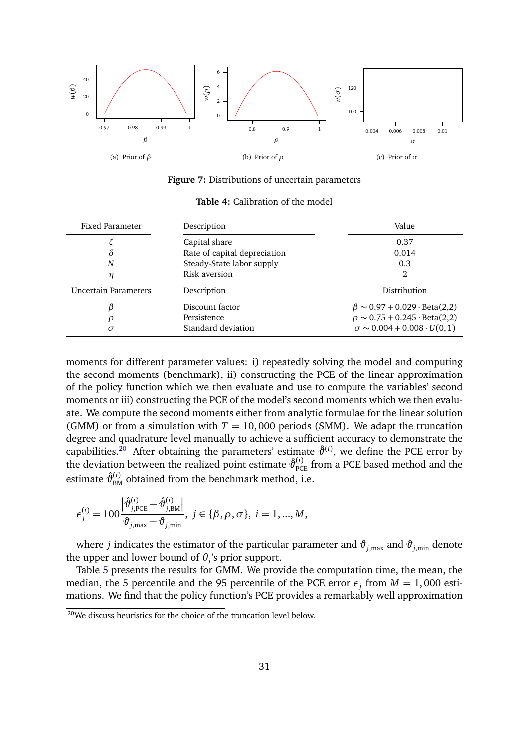(a) Prior of $\beta$

(b) Prior of $\rho$

(c) Prior of $\sigma$

**Figure 7:** Distributions of uncertain parameters

**Table 4:** Calibration of the model

| Fixed Parameter | Description | Value |
|---|---|---|
| $\zeta$ | Capital share | 0.37 |
| $\delta$ | Rate of capital depreciation | 0.014 |
| $N$ | Steady-State labor supply | 0.3 |
| $\eta$ | Risk aversion | 2 |
| **Uncertain Parameters** | **Description** | **Distribution** |
| $\beta$ | Discount factor | $\beta \sim 0.97 + 0.029 \cdot \text{Beta}(2,2)$ |
| $\rho$ | Persistence | $\rho \sim 0.75 + 0.245 \cdot \text{Beta}(2,2)$ |
| $\sigma$ | Standard deviation | $\sigma \sim 0.004 + 0.008 \cdot U(0,1)$ |

moments for different parameter values: i) repeatedly solving the model and computing the second moments (benchmark), ii) constructing the PCE of the linear approximation of the policy function which we then evaluate and use to compute the variables' second moments or iii) constructing the PCE of the model's second moments which we then evaluate. We compute the second moments either from analytic formulae for the linear solution (GMM) or from a simulation with $T = 10,000$ periods (SMM). We adapt the truncation degree and quadrature level manually to achieve a sufficient accuracy to demonstrate the capabilities.[20] After obtaining the parameters' estimate $\hat{\vartheta}^{(i)}$, we define the PCE error by the deviation between the realized point estimate $\hat{\vartheta}^{(i)}_{\text{PCE}}$ from a PCE based method and the estimate $\hat{\vartheta}^{(i)}_{\text{BM}}$ obtained from the benchmark method, i.e.

$$\epsilon_j^{(i)} = 100 \frac{\left| \hat{\vartheta}^{(i)}_{j,\text{PCE}} - \hat{\vartheta}^{(i)}_{j,\text{BM}} \right|}{\vartheta_{j,\max} - \vartheta_{j,\min}}, \; j \in \{\beta, \rho, \sigma\}, \; i = 1, \ldots, M,$$

where $j$ indicates the estimator of the particular parameter and $\vartheta_{j,\max}$ and $\vartheta_{j,\min}$ denote the upper and lower bound of $\theta_j$'s prior support.

Table 5 presents the results for GMM. We provide the computation time, the mean, the median, the 5 percentile and the 95 percentile of the PCE error $\epsilon_j$ from $M = 1,000$ estimations. We find that the policy function's PCE provides a remarkably well approximation

[20] We discuss heuristics for the choice of the truncation level below.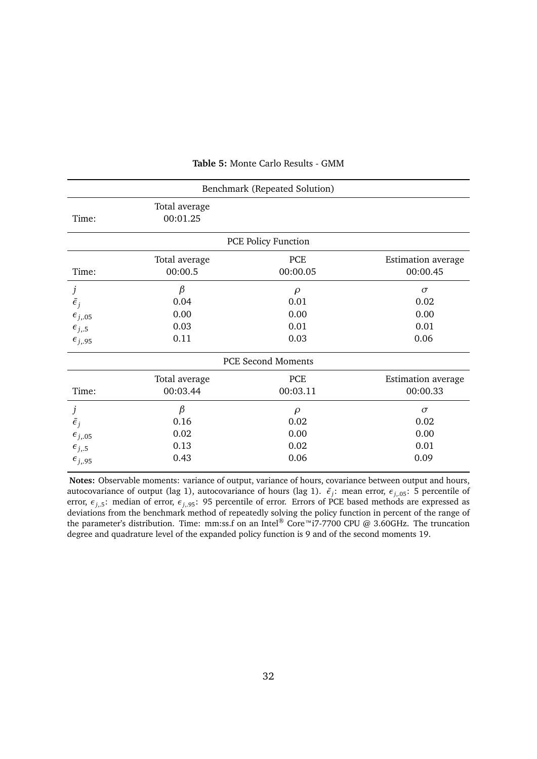**Table 5:** Monte Carlo Results - GMM

| Benchmark (Repeated Solution) | | | |
|---|---|---|---|
| Time: | Total average 00:01.25 | | |
| **PCE Policy Function** | | | |
| Time: | Total average 00:00.5 | PCE 00:00.05 | Estimation average 00:00.45 |
| $j$ | $\beta$ | $\rho$ | $\sigma$ |
| $\bar{\epsilon}_j$ | 0.04 | 0.01 | 0.02 |
| $\epsilon_{j,.05}$ | 0.00 | 0.00 | 0.00 |
| $\epsilon_{j,.5}$ | 0.03 | 0.01 | 0.01 |
| $\epsilon_{j,.95}$ | 0.11 | 0.03 | 0.06 |
| **PCE Second Moments** | | | |
| Time: | Total average 00:03.44 | PCE 00:03.11 | Estimation average 00:00.33 |
| $j$ | $\beta$ | $\rho$ | $\sigma$ |
| $\bar{\epsilon}_j$ | 0.16 | 0.02 | 0.02 |
| $\epsilon_{j,.05}$ | 0.02 | 0.00 | 0.00 |
| $\epsilon_{j,.5}$ | 0.13 | 0.02 | 0.01 |
| $\epsilon_{j,.95}$ | 0.43 | 0.06 | 0.09 |

**Notes:** Observable moments: variance of output, variance of hours, covariance between output and hours, autocovariance of output (lag 1), autocovariance of hours (lag 1). $\bar{\epsilon}_j$: mean error, $\epsilon_{j,.05}$: 5 percentile of error, $\epsilon_{j,.5}$: median of error, $\epsilon_{j,.95}$: 95 percentile of error. Errors of PCE based methods are expressed as deviations from the benchmark method of repeatedly solving the policy function in percent of the range of the parameter's distribution. Time: mm:ss.f on an Intel® Core™i7-7700 CPU @ 3.60GHz. The truncation degree and quadrature level of the expanded policy function is 9 and of the second moments 19.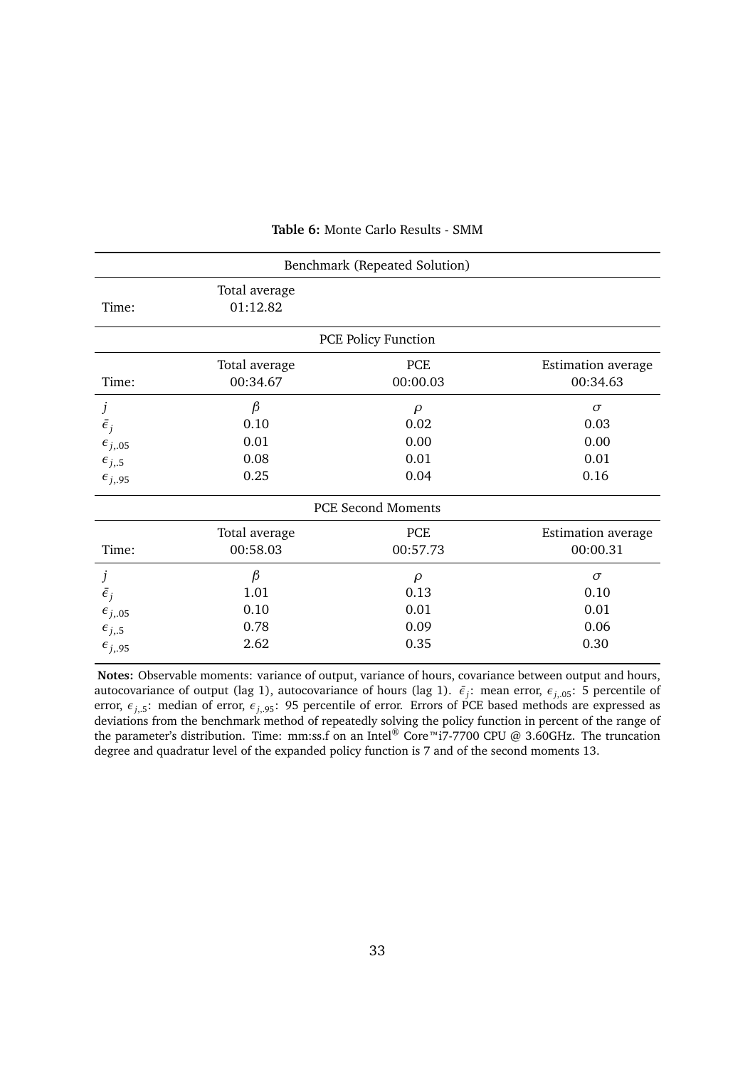**Table 6:** Monte Carlo Results - SMM

| Benchmark (Repeated Solution) | | | |
|---|---|---|---|
| Time: | Total average<br>01:12.82 | | |
| **PCE Policy Function** | | | |
| Time: | Total average<br>00:34.67 | PCE<br>00:00.03 | Estimation average<br>00:34.63 |
| $j$ | $\beta$ | $\rho$ | $\sigma$ |
| $\bar{\epsilon}_j$ | 0.10 | 0.02 | 0.03 |
| $\epsilon_{j,.05}$ | 0.01 | 0.00 | 0.00 |
| $\epsilon_{j,.5}$ | 0.08 | 0.01 | 0.01 |
| $\epsilon_{j,.95}$ | 0.25 | 0.04 | 0.16 |
| **PCE Second Moments** | | | |
| Time: | Total average<br>00:58.03 | PCE<br>00:57.73 | Estimation average<br>00:00.31 |
| $j$ | $\beta$ | $\rho$ | $\sigma$ |
| $\bar{\epsilon}_j$ | 1.01 | 0.13 | 0.10 |
| $\epsilon_{j,.05}$ | 0.10 | 0.01 | 0.01 |
| $\epsilon_{j,.5}$ | 0.78 | 0.09 | 0.06 |
| $\epsilon_{j,.95}$ | 2.62 | 0.35 | 0.30 |

**Notes:** Observable moments: variance of output, variance of hours, covariance between output and hours, autocovariance of output (lag 1), autocovariance of hours (lag 1). $\bar{\epsilon}_j$: mean error, $\epsilon_{j,.05}$: 5 percentile of error, $\epsilon_{j,.5}$: median of error, $\epsilon_{j,.95}$: 95 percentile of error. Errors of PCE based methods are expressed as deviations from the benchmark method of repeatedly solving the policy function in percent of the range of the parameter's distribution. Time: mm:ss.f on an Intel® Core™i7-7700 CPU @ 3.60GHz. The truncation degree and quadratur level of the expanded policy function is 7 and of the second moments 13.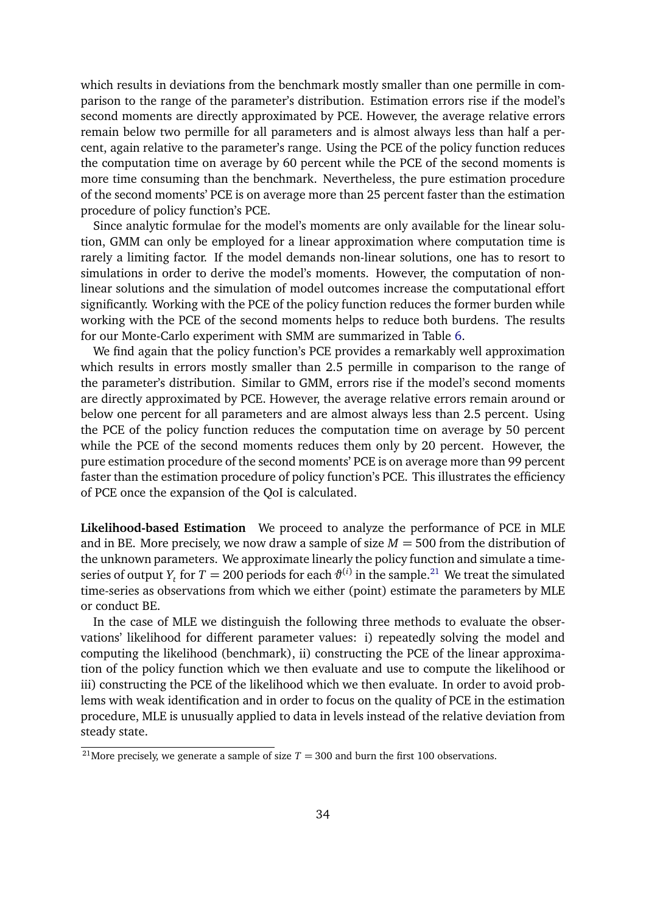which results in deviations from the benchmark mostly smaller than one permille in comparison to the range of the parameter's distribution. Estimation errors rise if the model's second moments are directly approximated by PCE. However, the average relative errors remain below two permille for all parameters and is almost always less than half a percent, again relative to the parameter's range. Using the PCE of the policy function reduces the computation time on average by 60 percent while the PCE of the second moments is more time consuming than the benchmark. Nevertheless, the pure estimation procedure of the second moments' PCE is on average more than 25 percent faster than the estimation procedure of policy function's PCE.

Since analytic formulae for the model's moments are only available for the linear solution, GMM can only be employed for a linear approximation where computation time is rarely a limiting factor. If the model demands non-linear solutions, one has to resort to simulations in order to derive the model's moments. However, the computation of non-linear solutions and the simulation of model outcomes increase the computational effort significantly. Working with the PCE of the policy function reduces the former burden while working with the PCE of the second moments helps to reduce both burdens. The results for our Monte-Carlo experiment with SMM are summarized in Table 6.

We find again that the policy function's PCE provides a remarkably well approximation which results in errors mostly smaller than 2.5 permille in comparison to the range of the parameter's distribution. Similar to GMM, errors rise if the model's second moments are directly approximated by PCE. However, the average relative errors remain around or below one percent for all parameters and are almost always less than 2.5 percent. Using the PCE of the policy function reduces the computation time on average by 50 percent while the PCE of the second moments reduces them only by 20 percent. However, the pure estimation procedure of the second moments' PCE is on average more than 99 percent faster than the estimation procedure of policy function's PCE. This illustrates the efficiency of PCE once the expansion of the QoI is calculated.

**Likelihood-based Estimation** We proceed to analyze the performance of PCE in MLE and in BE. More precisely, we now draw a sample of size $M = 500$ from the distribution of the unknown parameters. We approximate linearly the policy function and simulate a time-series of output $Y_t$ for $T = 200$ periods for each $\vartheta^{(i)}$ in the sample.[21] We treat the simulated time-series as observations from which we either (point) estimate the parameters by MLE or conduct BE.

In the case of MLE we distinguish the following three methods to evaluate the observations' likelihood for different parameter values: i) repeatedly solving the model and computing the likelihood (benchmark), ii) constructing the PCE of the linear approximation of the policy function which we then evaluate and use to compute the likelihood or iii) constructing the PCE of the likelihood which we then evaluate. In order to avoid problems with weak identification and in order to focus on the quality of PCE in the estimation procedure, MLE is unusually applied to data in levels instead of the relative deviation from steady state.

[21] More precisely, we generate a sample of size $T = 300$ and burn the first 100 observations.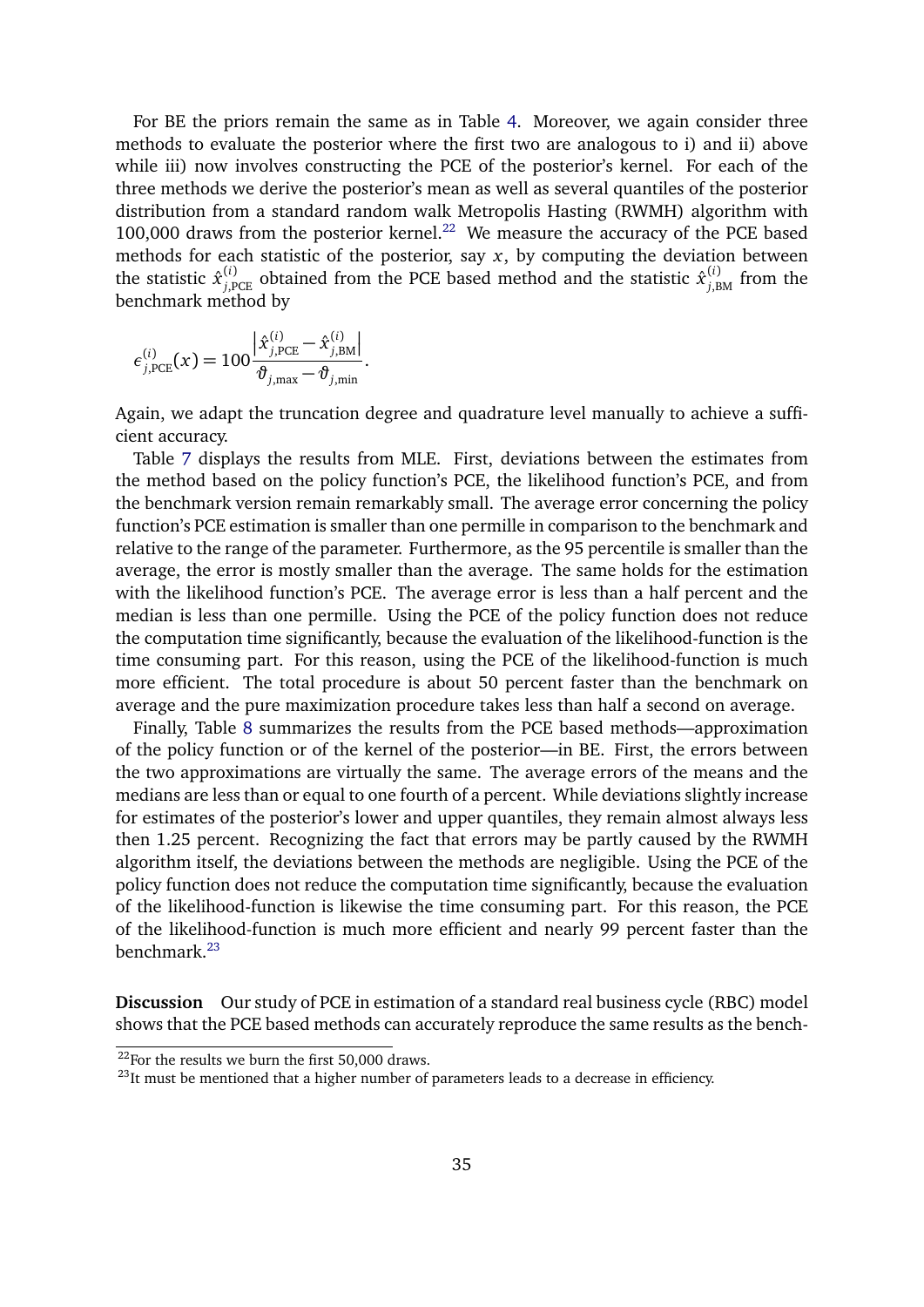For BE the priors remain the same as in Table 4. Moreover, we again consider three methods to evaluate the posterior where the first two are analogous to i) and ii) above while iii) now involves constructing the PCE of the posterior's kernel. For each of the three methods we derive the posterior's mean as well as several quantiles of the posterior distribution from a standard random walk Metropolis Hasting (RWMH) algorithm with 100,000 draws from the posterior kernel.[22] We measure the accuracy of the PCE based methods for each statistic of the posterior, say $x$, by computing the deviation between the statistic $\hat{x}^{(i)}_{j,\text{PCE}}$ obtained from the PCE based method and the statistic $\hat{x}^{(i)}_{j,\text{BM}}$ from the benchmark method by

$$\epsilon^{(i)}_{j,\text{PCE}}(x) = 100\frac{\left|\hat{x}^{(i)}_{j,\text{PCE}} - \hat{x}^{(i)}_{j,\text{BM}}\right|}{\vartheta_{j,\max} - \vartheta_{j,\min}}.$$

Again, we adapt the truncation degree and quadrature level manually to achieve a sufficient accuracy.

Table 7 displays the results from MLE. First, deviations between the estimates from the method based on the policy function's PCE, the likelihood function's PCE, and from the benchmark version remain remarkably small. The average error concerning the policy function's PCE estimation is smaller than one permille in comparison to the benchmark and relative to the range of the parameter. Furthermore, as the 95 percentile is smaller than the average, the error is mostly smaller than the average. The same holds for the estimation with the likelihood function's PCE. The average error is less than a half percent and the median is less than one permille. Using the PCE of the policy function does not reduce the computation time significantly, because the evaluation of the likelihood-function is the time consuming part. For this reason, using the PCE of the likelihood-function is much more efficient. The total procedure is about 50 percent faster than the benchmark on average and the pure maximization procedure takes less than half a second on average.

Finally, Table 8 summarizes the results from the PCE based methods—approximation of the policy function or of the kernel of the posterior—in BE. First, the errors between the two approximations are virtually the same. The average errors of the means and the medians are less than or equal to one fourth of a percent. While deviations slightly increase for estimates of the posterior's lower and upper quantiles, they remain almost always less then 1.25 percent. Recognizing the fact that errors may be partly caused by the RWMH algorithm itself, the deviations between the methods are negligible. Using the PCE of the policy function does not reduce the computation time significantly, because the evaluation of the likelihood-function is likewise the time consuming part. For this reason, the PCE of the likelihood-function is much more efficient and nearly 99 percent faster than the benchmark.[23]

**Discussion** Our study of PCE in estimation of a standard real business cycle (RBC) model shows that the PCE based methods can accurately reproduce the same results as the bench-

[22] For the results we burn the first 50,000 draws.

[23] It must be mentioned that a higher number of parameters leads to a decrease in efficiency.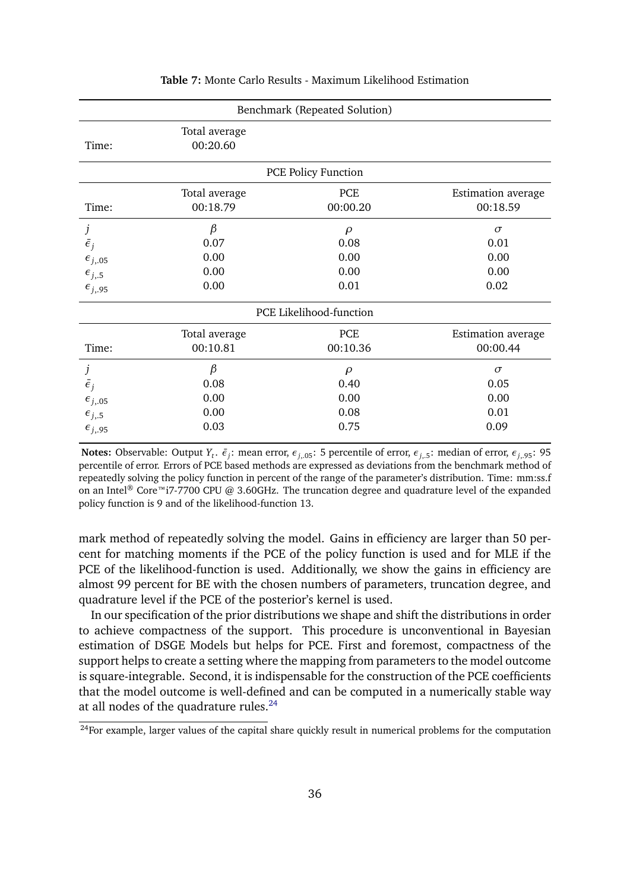**Table 7:** Monte Carlo Results - Maximum Likelihood Estimation

| Benchmark (Repeated Solution) | | | |
|---|---|---|---|
| Time: | Total average 00:20.60 | | |
| **PCE Policy Function** | | | |
| Time: | Total average 00:18.79 | PCE 00:00.20 | Estimation average 00:18.59 |
| $j$ | $\beta$ | $\rho$ | $\sigma$ |
| $\bar{\epsilon}_j$ | 0.07 | 0.08 | 0.01 |
| $\epsilon_{j,.05}$ | 0.00 | 0.00 | 0.00 |
| $\epsilon_{j,.5}$ | 0.00 | 0.00 | 0.00 |
| $\epsilon_{j,.95}$ | 0.00 | 0.01 | 0.02 |
| **PCE Likelihood-function** | | | |
| Time: | Total average 00:10.81 | PCE 00:10.36 | Estimation average 00:00.44 |
| $j$ | $\beta$ | $\rho$ | $\sigma$ |
| $\bar{\epsilon}_j$ | 0.08 | 0.40 | 0.05 |
| $\epsilon_{j,.05}$ | 0.00 | 0.00 | 0.00 |
| $\epsilon_{j,.5}$ | 0.00 | 0.08 | 0.01 |
| $\epsilon_{j,.95}$ | 0.03 | 0.75 | 0.09 |

**Notes:** Observable: Output $Y_t$. $\bar{\epsilon}_j$: mean error, $\epsilon_{j,.05}$: 5 percentile of error, $\epsilon_{j,.5}$: median of error, $\epsilon_{j,.95}$: 95 percentile of error. Errors of PCE based methods are expressed as deviations from the benchmark method of repeatedly solving the policy function in percent of the range of the parameter's distribution. Time: mm:ss.f on an Intel® Core™i7-7700 CPU @ 3.60GHz. The truncation degree and quadrature level of the expanded policy function is 9 and of the likelihood-function 13.

mark method of repeatedly solving the model. Gains in efficiency are larger than 50 percent for matching moments if the PCE of the policy function is used and for MLE if the PCE of the likelihood-function is used. Additionally, we show the gains in efficiency are almost 99 percent for BE with the chosen numbers of parameters, truncation degree, and quadrature level if the PCE of the posterior's kernel is used.

In our specification of the prior distributions we shape and shift the distributions in order to achieve compactness of the support. This procedure is unconventional in Bayesian estimation of DSGE Models but helps for PCE. First and foremost, compactness of the support helps to create a setting where the mapping from parameters to the model outcome is square-integrable. Second, it is indispensable for the construction of the PCE coefficients that the model outcome is well-defined and can be computed in a numerically stable way at all nodes of the quadrature rules.[24]

[24]For example, larger values of the capital share quickly result in numerical problems for the computation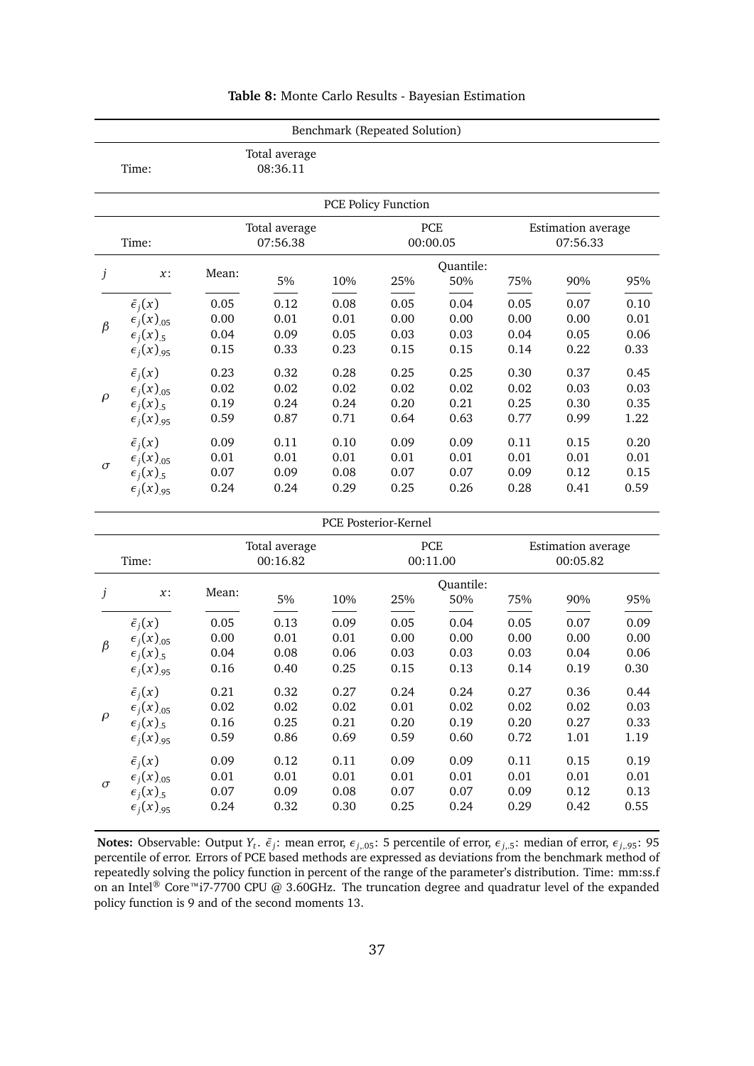**Table 8:** Monte Carlo Results - Bayesian Estimation

| Benchmark (Repeated Solution) | | | | | | | | | |
|---|---|---|---|---|---|---|---|---|---|
| | Time: | | Total average 08:36.11 | | | | | | |

| PCE Policy Function | | | | | | | | | |
|---|---|---|---|---|---|---|---|---|---|
| | Time: | | Total average 07:56.38 | | | PCE 00:00.05 | | Estimation average 07:56.33 | |
| | | | Quantile: | | | | | | |
| $j$ | $x$: | Mean: | 5% | 10% | 25% | 50% | 75% | 90% | 95% |
| $\beta$ | $\bar{\epsilon}_j(x)$ | 0.05 | 0.12 | 0.08 | 0.05 | 0.04 | 0.05 | 0.07 | 0.10 |
| | $\epsilon_j(x)_{.05}$ | 0.00 | 0.01 | 0.01 | 0.00 | 0.00 | 0.00 | 0.00 | 0.01 |
| | $\epsilon_j(x)_{.5}$ | 0.04 | 0.09 | 0.05 | 0.03 | 0.03 | 0.04 | 0.05 | 0.06 |
| | $\epsilon_j(x)_{.95}$ | 0.15 | 0.33 | 0.23 | 0.15 | 0.15 | 0.14 | 0.22 | 0.33 |
| $\rho$ | $\bar{\epsilon}_j(x)$ | 0.23 | 0.32 | 0.28 | 0.25 | 0.25 | 0.30 | 0.37 | 0.45 |
| | $\epsilon_j(x)_{.05}$ | 0.02 | 0.02 | 0.02 | 0.02 | 0.02 | 0.02 | 0.03 | 0.03 |
| | $\epsilon_j(x)_{.5}$ | 0.19 | 0.24 | 0.24 | 0.20 | 0.21 | 0.25 | 0.30 | 0.35 |
| | $\epsilon_j(x)_{.95}$ | 0.59 | 0.87 | 0.71 | 0.64 | 0.63 | 0.77 | 0.99 | 1.22 |
| $\sigma$ | $\bar{\epsilon}_j(x)$ | 0.09 | 0.11 | 0.10 | 0.09 | 0.09 | 0.11 | 0.15 | 0.20 |
| | $\epsilon_j(x)_{.05}$ | 0.01 | 0.01 | 0.01 | 0.01 | 0.01 | 0.01 | 0.01 | 0.01 |
| | $\epsilon_j(x)_{.5}$ | 0.07 | 0.09 | 0.08 | 0.07 | 0.07 | 0.09 | 0.12 | 0.15 |
| | $\epsilon_j(x)_{.95}$ | 0.24 | 0.24 | 0.29 | 0.25 | 0.26 | 0.28 | 0.41 | 0.59 |

| PCE Posterior-Kernel | | | | | | | | | |
|---|---|---|---|---|---|---|---|---|---|
| | Time: | | Total average 00:16.82 | | | PCE 00:11.00 | | Estimation average 00:05.82 | |
| | | | Quantile: | | | | | | |
| $j$ | $x$: | Mean: | 5% | 10% | 25% | 50% | 75% | 90% | 95% |
| $\beta$ | $\bar{\epsilon}_j(x)$ | 0.05 | 0.13 | 0.09 | 0.05 | 0.04 | 0.05 | 0.07 | 0.09 |
| | $\epsilon_j(x)_{.05}$ | 0.00 | 0.01 | 0.01 | 0.00 | 0.00 | 0.00 | 0.00 | 0.00 |
| | $\epsilon_j(x)_{.5}$ | 0.04 | 0.08 | 0.06 | 0.03 | 0.03 | 0.03 | 0.04 | 0.06 |
| | $\epsilon_j(x)_{.95}$ | 0.16 | 0.40 | 0.25 | 0.15 | 0.13 | 0.14 | 0.19 | 0.30 |
| $\rho$ | $\bar{\epsilon}_j(x)$ | 0.21 | 0.32 | 0.27 | 0.24 | 0.24 | 0.27 | 0.36 | 0.44 |
| | $\epsilon_j(x)_{.05}$ | 0.02 | 0.02 | 0.02 | 0.01 | 0.02 | 0.02 | 0.02 | 0.03 |
| | $\epsilon_j(x)_{.5}$ | 0.16 | 0.25 | 0.21 | 0.20 | 0.19 | 0.20 | 0.27 | 0.33 |
| | $\epsilon_j(x)_{.95}$ | 0.59 | 0.86 | 0.69 | 0.59 | 0.60 | 0.72 | 1.01 | 1.19 |
| $\sigma$ | $\bar{\epsilon}_j(x)$ | 0.09 | 0.12 | 0.11 | 0.09 | 0.09 | 0.11 | 0.15 | 0.19 |
| | $\epsilon_j(x)_{.05}$ | 0.01 | 0.01 | 0.01 | 0.01 | 0.01 | 0.01 | 0.01 | 0.01 |
| | $\epsilon_j(x)_{.5}$ | 0.07 | 0.09 | 0.08 | 0.07 | 0.07 | 0.09 | 0.12 | 0.13 |
| | $\epsilon_j(x)_{.95}$ | 0.24 | 0.32 | 0.30 | 0.25 | 0.24 | 0.29 | 0.42 | 0.55 |

**Notes:** Observable: Output $Y_t$. $\bar{\epsilon}_j$: mean error, $\epsilon_{j,.05}$: 5 percentile of error, $\epsilon_{j,.5}$: median of error, $\epsilon_{j,.95}$: 95 percentile of error. Errors of PCE based methods are expressed as deviations from the benchmark method of repeatedly solving the policy function in percent of the range of the parameter's distribution. Time: mm:ss.f on an Intel® Core™i7-7700 CPU @ 3.60GHz. The truncation degree and quadratur level of the expanded policy function is 9 and of the second moments 13.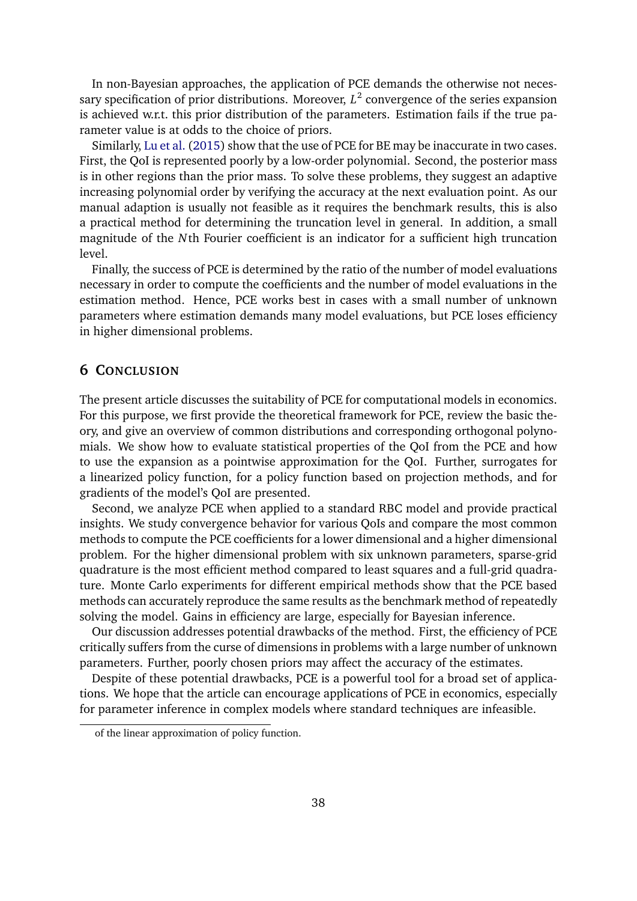In non-Bayesian approaches, the application of PCE demands the otherwise not necessary specification of prior distributions. Moreover, $L^2$ convergence of the series expansion is achieved w.r.t. this prior distribution of the parameters. Estimation fails if the true parameter value is at odds to the choice of priors.

Similarly, Lu et al. (2015) show that the use of PCE for BE may be inaccurate in two cases. First, the QoI is represented poorly by a low-order polynomial. Second, the posterior mass is in other regions than the prior mass. To solve these problems, they suggest an adaptive increasing polynomial order by verifying the accuracy at the next evaluation point. As our manual adaption is usually not feasible as it requires the benchmark results, this is also a practical method for determining the truncation level in general. In addition, a small magnitude of the $N$th Fourier coefficient is an indicator for a sufficient high truncation level.

Finally, the success of PCE is determined by the ratio of the number of model evaluations necessary in order to compute the coefficients and the number of model evaluations in the estimation method. Hence, PCE works best in cases with a small number of unknown parameters where estimation demands many model evaluations, but PCE loses efficiency in higher dimensional problems.

## 6 Conclusion

The present article discusses the suitability of PCE for computational models in economics. For this purpose, we first provide the theoretical framework for PCE, review the basic theory, and give an overview of common distributions and corresponding orthogonal polynomials. We show how to evaluate statistical properties of the QoI from the PCE and how to use the expansion as a pointwise approximation for the QoI. Further, surrogates for a linearized policy function, for a policy function based on projection methods, and for gradients of the model's QoI are presented.

Second, we analyze PCE when applied to a standard RBC model and provide practical insights. We study convergence behavior for various QoIs and compare the most common methods to compute the PCE coefficients for a lower dimensional and a higher dimensional problem. For the higher dimensional problem with six unknown parameters, sparse-grid quadrature is the most efficient method compared to least squares and a full-grid quadrature. Monte Carlo experiments for different empirical methods show that the PCE based methods can accurately reproduce the same results as the benchmark method of repeatedly solving the model. Gains in efficiency are large, especially for Bayesian inference.

Our discussion addresses potential drawbacks of the method. First, the efficiency of PCE critically suffers from the curse of dimensions in problems with a large number of unknown parameters. Further, poorly chosen priors may affect the accuracy of the estimates.

Despite of these potential drawbacks, PCE is a powerful tool for a broad set of applications. We hope that the article can encourage applications of PCE in economics, especially for parameter inference in complex models where standard techniques are infeasible.

---

of the linear approximation of policy function.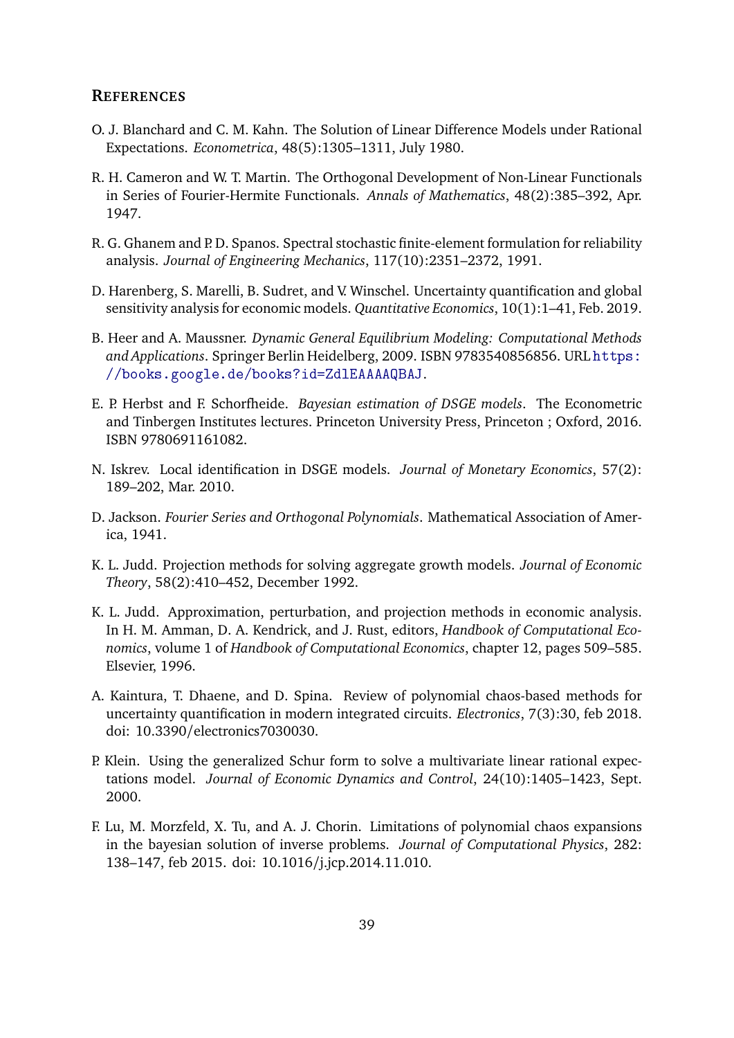## REFERENCES

O. J. Blanchard and C. M. Kahn. The Solution of Linear Difference Models under Rational Expectations. *Econometrica*, 48(5):1305–1311, July 1980.

R. H. Cameron and W. T. Martin. The Orthogonal Development of Non-Linear Functionals in Series of Fourier-Hermite Functionals. *Annals of Mathematics*, 48(2):385–392, Apr. 1947.

R. G. Ghanem and P. D. Spanos. Spectral stochastic finite-element formulation for reliability analysis. *Journal of Engineering Mechanics*, 117(10):2351–2372, 1991.

D. Harenberg, S. Marelli, B. Sudret, and V. Winschel. Uncertainty quantification and global sensitivity analysis for economic models. *Quantitative Economics*, 10(1):1–41, Feb. 2019.

B. Heer and A. Maussner. *Dynamic General Equilibrium Modeling: Computational Methods and Applications*. Springer Berlin Heidelberg, 2009. ISBN 9783540856856. URL https://books.google.de/books?id=ZdlEAAAAQBAJ.

E. P. Herbst and F. Schorfheide. *Bayesian estimation of DSGE models*. The Econometric and Tinbergen Institutes lectures. Princeton University Press, Princeton ; Oxford, 2016. ISBN 9780691161082.

N. Iskrev. Local identification in DSGE models. *Journal of Monetary Economics*, 57(2): 189–202, Mar. 2010.

D. Jackson. *Fourier Series and Orthogonal Polynomials*. Mathematical Association of America, 1941.

K. L. Judd. Projection methods for solving aggregate growth models. *Journal of Economic Theory*, 58(2):410–452, December 1992.

K. L. Judd. Approximation, perturbation, and projection methods in economic analysis. In H. M. Amman, D. A. Kendrick, and J. Rust, editors, *Handbook of Computational Economics*, volume 1 of *Handbook of Computational Economics*, chapter 12, pages 509–585. Elsevier, 1996.

A. Kaintura, T. Dhaene, and D. Spina. Review of polynomial chaos-based methods for uncertainty quantification in modern integrated circuits. *Electronics*, 7(3):30, feb 2018. doi: 10.3390/electronics7030030.

P. Klein. Using the generalized Schur form to solve a multivariate linear rational expectations model. *Journal of Economic Dynamics and Control*, 24(10):1405–1423, Sept. 2000.

F. Lu, M. Morzfeld, X. Tu, and A. J. Chorin. Limitations of polynomial chaos expansions in the bayesian solution of inverse problems. *Journal of Computational Physics*, 282: 138–147, feb 2015. doi: 10.1016/j.jcp.2014.11.010.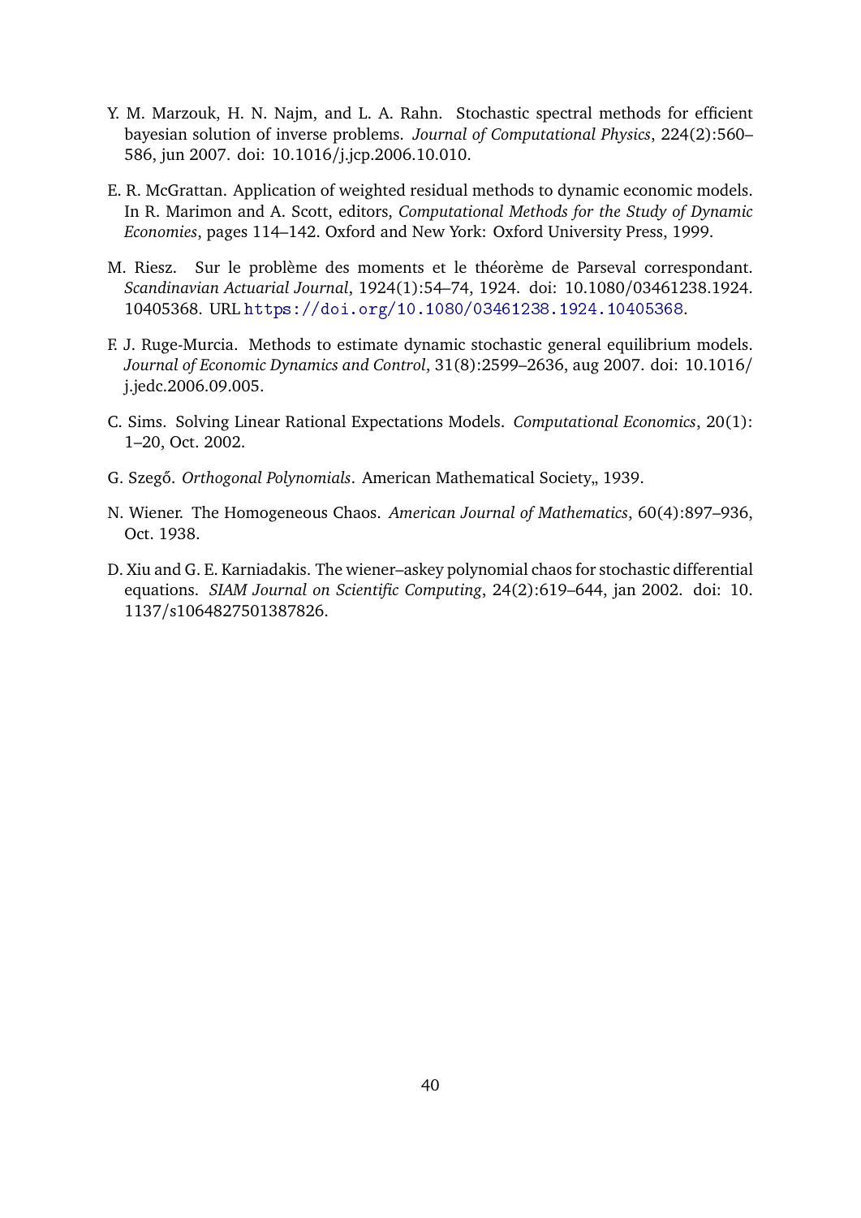Y. M. Marzouk, H. N. Najm, and L. A. Rahn. Stochastic spectral methods for efficient bayesian solution of inverse problems. *Journal of Computational Physics*, 224(2):560–586, jun 2007. doi: 10.1016/j.jcp.2006.10.010.

E. R. McGrattan. Application of weighted residual methods to dynamic economic models. In R. Marimon and A. Scott, editors, *Computational Methods for the Study of Dynamic Economies*, pages 114–142. Oxford and New York: Oxford University Press, 1999.

M. Riesz. Sur le problème des moments et le théorème de Parseval correspondant. *Scandinavian Actuarial Journal*, 1924(1):54–74, 1924. doi: 10.1080/03461238.1924.10405368. URL https://doi.org/10.1080/03461238.1924.10405368.

F. J. Ruge-Murcia. Methods to estimate dynamic stochastic general equilibrium models. *Journal of Economic Dynamics and Control*, 31(8):2599–2636, aug 2007. doi: 10.1016/j.jedc.2006.09.005.

C. Sims. Solving Linear Rational Expectations Models. *Computational Economics*, 20(1):1–20, Oct. 2002.

G. Szegő. *Orthogonal Polynomials*. American Mathematical Society,, 1939.

N. Wiener. The Homogeneous Chaos. *American Journal of Mathematics*, 60(4):897–936, Oct. 1938.

D. Xiu and G. E. Karniadakis. The wiener–askey polynomial chaos for stochastic differential equations. *SIAM Journal on Scientific Computing*, 24(2):619–644, jan 2002. doi: 10.1137/s1064827501387826.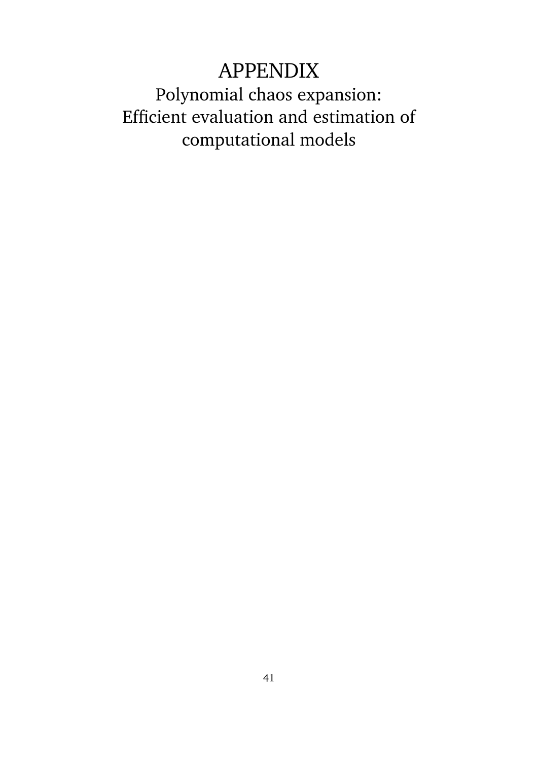# APPENDIX

## Polynomial chaos expansion: Efficient evaluation and estimation of computational models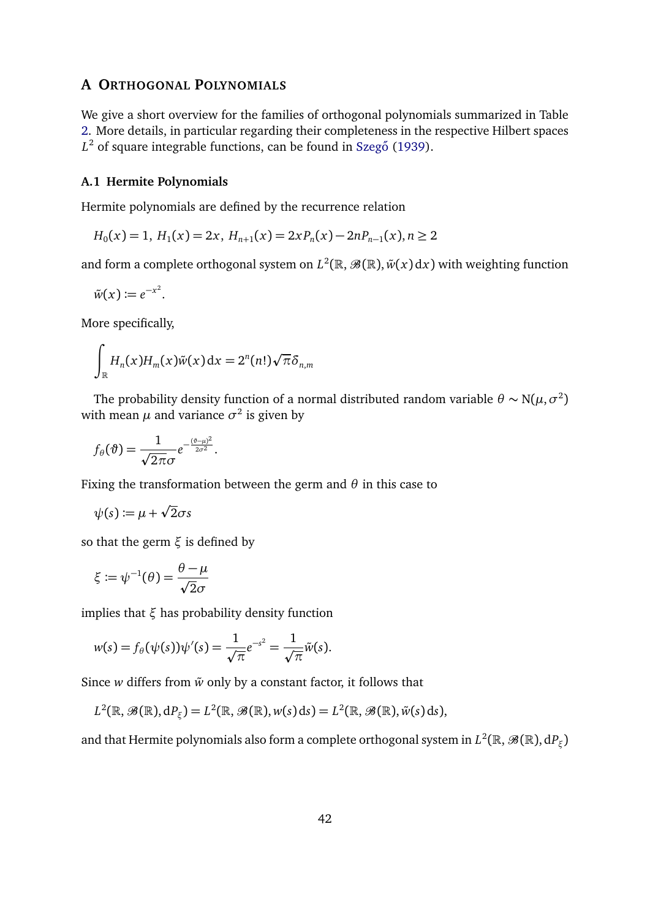# A Orthogonal Polynomials

We give a short overview for the families of orthogonal polynomials summarized in Table 2. More details, in particular regarding their completeness in the respective Hilbert spaces $L^2$ of square integrable functions, can be found in Szegő (1939).

### A.1 Hermite Polynomials

Hermite polynomials are defined by the recurrence relation

$$H_0(x) = 1,\ H_1(x) = 2x,\ H_{n+1}(x) = 2xP_n(x) - 2nP_{n-1}(x), n \geq 2$$

and form a complete orthogonal system on $L^2(\mathbb{R}, \mathscr{B}(\mathbb{R}), \tilde{w}(x)\,\mathrm{d}x)$ with weighting function

$$\tilde{w}(x) := e^{-x^2}.$$

More specifically,

$$\int_{\mathbb{R}} H_n(x)H_m(x)\tilde{w}(x)\,\mathrm{d}x = 2^n(n!)\sqrt{\pi}\delta_{n,m}$$

The probability density function of a normal distributed random variable $\theta \sim \mathrm{N}(\mu, \sigma^2)$ with mean $\mu$ and variance $\sigma^2$ is given by

$$f_\theta(\vartheta) = \frac{1}{\sqrt{2\pi}\sigma} e^{-\frac{(\vartheta-\mu)^2}{2\sigma^2}}.$$

Fixing the transformation between the germ and $\theta$ in this case to

$$\psi(s) := \mu + \sqrt{2}\sigma s$$

so that the germ $\xi$ is defined by

$$\xi := \psi^{-1}(\theta) = \frac{\theta - \mu}{\sqrt{2}\sigma}$$

implies that $\xi$ has probability density function

$$w(s) = f_\theta(\psi(s))\psi'(s) = \frac{1}{\sqrt{\pi}} e^{-s^2} = \frac{1}{\sqrt{\pi}}\tilde{w}(s).$$

Since $w$ differs from $\tilde{w}$ only by a constant factor, it follows that

$$L^2(\mathbb{R}, \mathscr{B}(\mathbb{R}), \mathrm{d}P_\xi) = L^2(\mathbb{R}, \mathscr{B}(\mathbb{R}), w(s)\,\mathrm{d}s) = L^2(\mathbb{R}, \mathscr{B}(\mathbb{R}), \tilde{w}(s)\,\mathrm{d}s),$$

and that Hermite polynomials also form a complete orthogonal system in $L^2(\mathbb{R}, \mathscr{B}(\mathbb{R}), \mathrm{d}P_\xi)$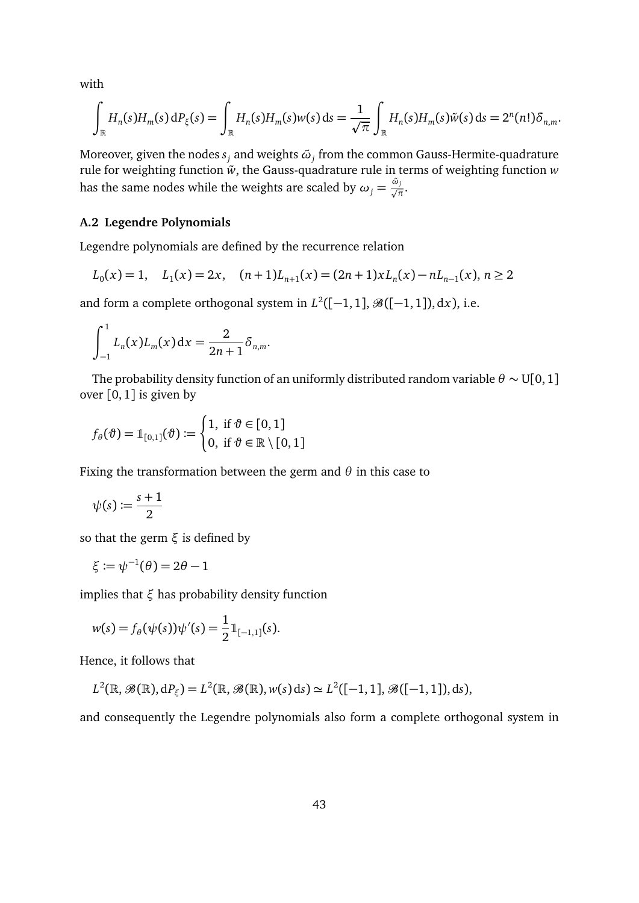with

$$\int_{\mathbb{R}} H_n(s) H_m(s) \, \mathrm{d}P_\xi(s) = \int_{\mathbb{R}} H_n(s) H_m(s) w(s) \, \mathrm{d}s = \frac{1}{\sqrt{\pi}} \int_{\mathbb{R}} H_n(s) H_m(s) \tilde{w}(s) \, \mathrm{d}s = 2^n (n!) \delta_{n,m}.$$

Moreover, given the nodes $s_j$ and weights $\tilde{\omega}_j$ from the common Gauss-Hermite-quadrature rule for weighting function $\tilde{w}$, the Gauss-quadrature rule in terms of weighting function $w$ has the same nodes while the weights are scaled by $\omega_j = \frac{\tilde{\omega}_j}{\sqrt{\pi}}$.

### A.2 Legendre Polynomials

Legendre polynomials are defined by the recurrence relation

$$L_0(x) = 1, \quad L_1(x) = 2x, \quad (n+1) L_{n+1}(x) = (2n+1) x L_n(x) - n L_{n-1}(x), \; n \geq 2$$

and form a complete orthogonal system in $L^2([-1,1], \mathscr{B}([-1,1]), \mathrm{d}x)$, i.e.

$$\int_{-1}^{1} L_n(x) L_m(x) \, \mathrm{d}x = \frac{2}{2n+1} \delta_{n,m}.$$

The probability density function of an uniformly distributed random variable $\theta \sim \mathrm{U}[0,1]$ over $[0,1]$ is given by

$$f_\theta(\vartheta) = \mathbb{1}_{[0,1]}(\vartheta) := \begin{cases} 1, & \text{if } \vartheta \in [0,1] \\ 0, & \text{if } \vartheta \in \mathbb{R} \setminus [0,1] \end{cases}$$

Fixing the transformation between the germ and $\theta$ in this case to

$$\psi(s) := \frac{s+1}{2}$$

so that the germ $\xi$ is defined by

$$\xi := \psi^{-1}(\theta) = 2\theta - 1$$

implies that $\xi$ has probability density function

$$w(s) = f_\theta(\psi(s)) \psi'(s) = \frac{1}{2} \mathbb{1}_{[-1,1]}(s).$$

Hence, it follows that

$$L^2(\mathbb{R}, \mathscr{B}(\mathbb{R}), \mathrm{d}P_\xi) = L^2(\mathbb{R}, \mathscr{B}(\mathbb{R}), w(s) \, \mathrm{d}s) \simeq L^2([-1,1], \mathscr{B}([-1,1]), \mathrm{d}s),$$

and consequently the Legendre polynomials also form a complete orthogonal system in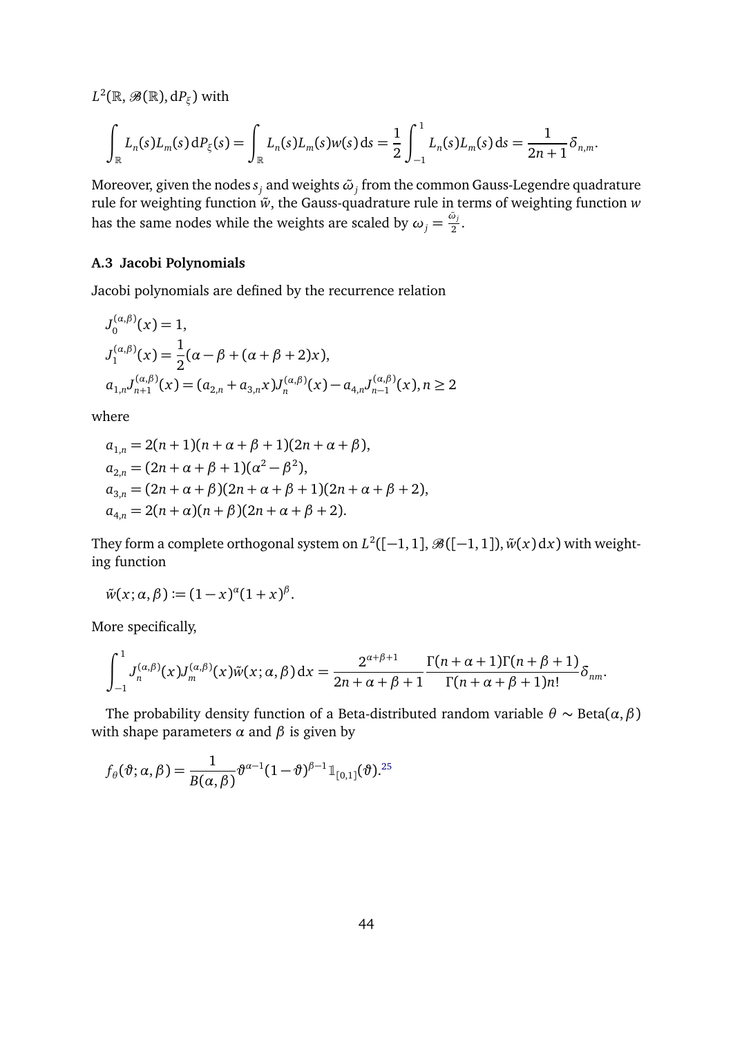$L^2(\mathbb{R}, \mathscr{B}(\mathbb{R}), \mathrm{d}P_\xi)$ with

$$\int_{\mathbb{R}} L_n(s)L_m(s)\,\mathrm{d}P_\xi(s) = \int_{\mathbb{R}} L_n(s)L_m(s)w(s)\,\mathrm{d}s = \frac{1}{2}\int_{-1}^{1} L_n(s)L_m(s)\,\mathrm{d}s = \frac{1}{2n+1}\delta_{n,m}.$$

Moreover, given the nodes $s_j$ and weights $\tilde{\omega}_j$ from the common Gauss-Legendre quadrature rule for weighting function $\tilde{w}$, the Gauss-quadrature rule in terms of weighting function $w$ has the same nodes while the weights are scaled by $\omega_j = \frac{\tilde{\omega}_j}{2}$.

### A.3 Jacobi Polynomials

Jacobi polynomials are defined by the recurrence relation

$$\begin{aligned}
&J_0^{(\alpha,\beta)}(x) = 1,\\
&J_1^{(\alpha,\beta)}(x) = \frac{1}{2}(\alpha - \beta + (\alpha + \beta + 2)x),\\
&a_{1,n}J_{n+1}^{(\alpha,\beta)}(x) = (a_{2,n} + a_{3,n}x)J_n^{(\alpha,\beta)}(x) - a_{4,n}J_{n-1}^{(\alpha,\beta)}(x), n \geq 2
\end{aligned}$$

where

$$\begin{aligned}
a_{1,n} &= 2(n+1)(n+\alpha+\beta+1)(2n+\alpha+\beta),\\
a_{2,n} &= (2n+\alpha+\beta+1)(\alpha^2-\beta^2),\\
a_{3,n} &= (2n+\alpha+\beta)(2n+\alpha+\beta+1)(2n+\alpha+\beta+2),\\
a_{4,n} &= 2(n+\alpha)(n+\beta)(2n+\alpha+\beta+2).
\end{aligned}$$

They form a complete orthogonal system on $L^2([-1,1], \mathscr{B}([-1,1]), \tilde{w}(x)\,\mathrm{d}x)$ with weighting function

$$\tilde{w}(x;\alpha,\beta) := (1-x)^\alpha(1+x)^\beta.$$

More specifically,

$$\int_{-1}^{1} J_n^{(\alpha,\beta)}(x)J_m^{(\alpha,\beta)}(x)\tilde{w}(x;\alpha,\beta)\,\mathrm{d}x = \frac{2^{\alpha+\beta+1}}{2n+\alpha+\beta+1}\frac{\Gamma(n+\alpha+1)\Gamma(n+\beta+1)}{\Gamma(n+\alpha+\beta+1)n!}\delta_{nm}.$$

The probability density function of a Beta-distributed random variable $\theta \sim \mathrm{Beta}(\alpha,\beta)$ with shape parameters $\alpha$ and $\beta$ is given by

$$f_\theta(\vartheta;\alpha,\beta) = \frac{1}{B(\alpha,\beta)}\vartheta^{\alpha-1}(1-\vartheta)^{\beta-1}\mathbb{1}_{[0,1]}(\vartheta).$$ [25]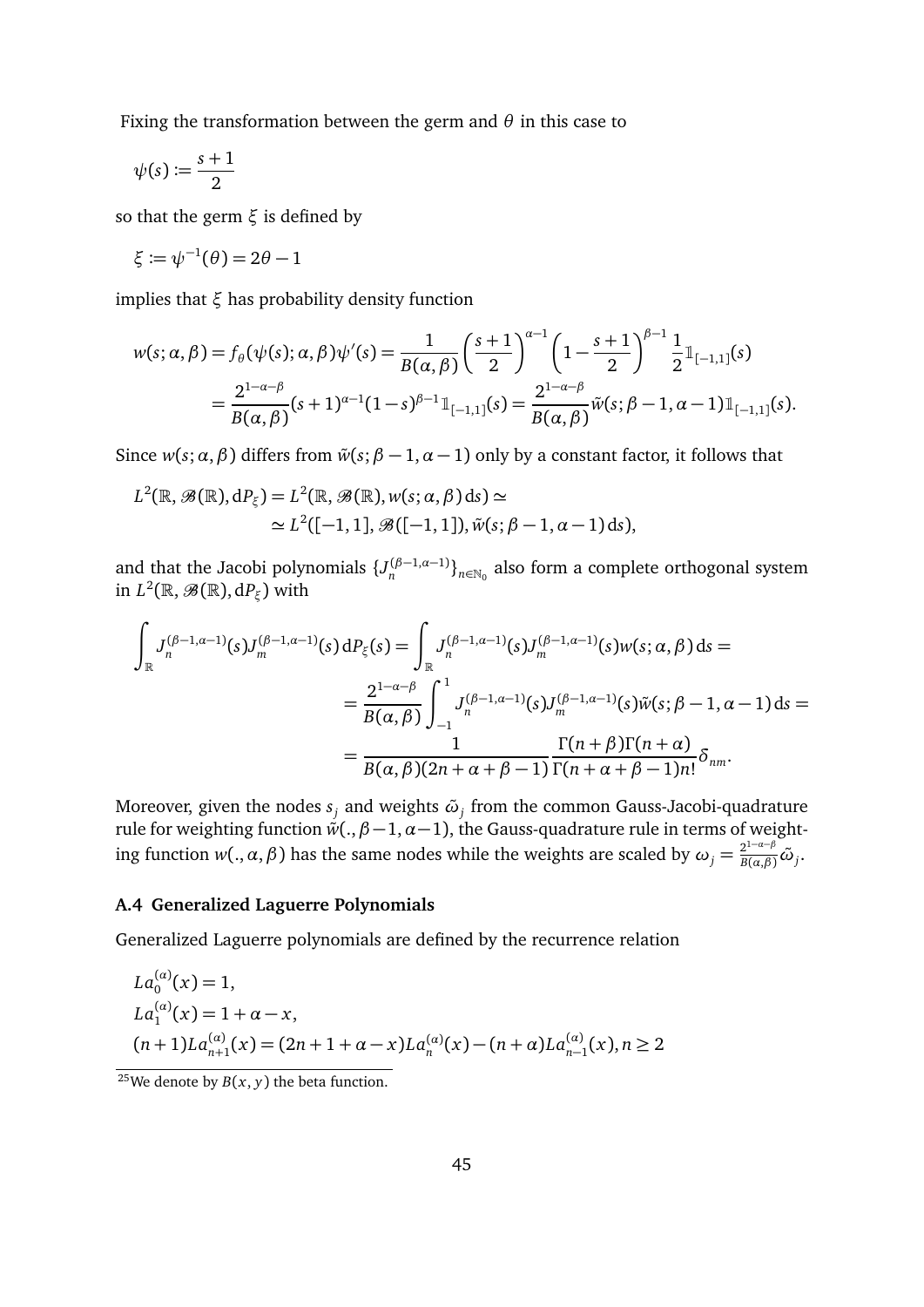Fixing the transformation between the germ and $\theta$ in this case to

$$\psi(s) := \frac{s+1}{2}$$

so that the germ $\xi$ is defined by

$$\xi := \psi^{-1}(\theta) = 2\theta - 1$$

implies that $\xi$ has probability density function

$$\begin{aligned} w(s;\alpha,\beta) &= f_\theta(\psi(s);\alpha,\beta)\psi'(s) = \frac{1}{B(\alpha,\beta)}\left(\frac{s+1}{2}\right)^{\alpha-1}\left(1-\frac{s+1}{2}\right)^{\beta-1}\frac{1}{2}\mathbb{1}_{[-1,1]}(s) \\ &= \frac{2^{1-\alpha-\beta}}{B(\alpha,\beta)}(s+1)^{\alpha-1}(1-s)^{\beta-1}\mathbb{1}_{[-1,1]}(s) = \frac{2^{1-\alpha-\beta}}{B(\alpha,\beta)}\tilde{w}(s;\beta-1,\alpha-1)\mathbb{1}_{[-1,1]}(s). \end{aligned}$$

Since $w(s;\alpha,\beta)$ differs from $\tilde{w}(s;\beta-1,\alpha-1)$ only by a constant factor, it follows that

$$\begin{aligned} L^2(\mathbb{R},\mathscr{B}(\mathbb{R}),\mathrm{d}P_\xi) = L^2(\mathbb{R},\mathscr{B}(\mathbb{R}),w(s;\alpha,\beta)\,\mathrm{d}s) \simeq \\ \simeq L^2([-1,1],\mathscr{B}([-1,1]),\tilde{w}(s;\beta-1,\alpha-1)\,\mathrm{d}s), \end{aligned}$$

and that the Jacobi polynomials $\{J_n^{(\beta-1,\alpha-1)}\}_{n\in\mathbb{N}_0}$ also form a complete orthogonal system in $L^2(\mathbb{R},\mathscr{B}(\mathbb{R}),\mathrm{d}P_\xi)$ with

$$\begin{aligned} \int_{\mathbb{R}} J_n^{(\beta-1,\alpha-1)}(s)J_m^{(\beta-1,\alpha-1)}(s)\,\mathrm{d}P_\xi(s) &= \int_{\mathbb{R}} J_n^{(\beta-1,\alpha-1)}(s)J_m^{(\beta-1,\alpha-1)}(s)w(s;\alpha,\beta)\,\mathrm{d}s = \\ &= \frac{2^{1-\alpha-\beta}}{B(\alpha,\beta)}\int_{-1}^{1} J_n^{(\beta-1,\alpha-1)}(s)J_m^{(\beta-1,\alpha-1)}(s)\tilde{w}(s;\beta-1,\alpha-1)\,\mathrm{d}s = \\ &= \frac{1}{B(\alpha,\beta)(2n+\alpha+\beta-1)}\frac{\Gamma(n+\beta)\Gamma(n+\alpha)}{\Gamma(n+\alpha+\beta-1)n!}\delta_{nm}. \end{aligned}$$

Moreover, given the nodes $s_j$ and weights $\tilde{\omega}_j$ from the common Gauss-Jacobi-quadrature rule for weighting function $\tilde{w}(.,\beta-1,\alpha-1)$, the Gauss-quadrature rule in terms of weighting function $w(.,\alpha,\beta)$ has the same nodes while the weights are scaled by $\omega_j = \frac{2^{1-\alpha-\beta}}{B(\alpha,\beta)}\tilde{\omega}_j$.

### A.4 Generalized Laguerre Polynomials

Generalized Laguerre polynomials are defined by the recurrence relation

$$\begin{aligned} &La_0^{(\alpha)}(x) = 1, \\ &La_1^{(\alpha)}(x) = 1+\alpha-x, \\ &(n+1)La_{n+1}^{(\alpha)}(x) = (2n+1+\alpha-x)La_n^{(\alpha)}(x) - (n+\alpha)La_{n-1}^{(\alpha)}(x), n \geq 2 \end{aligned}$$

[25] We denote by $B(x,y)$ the beta function.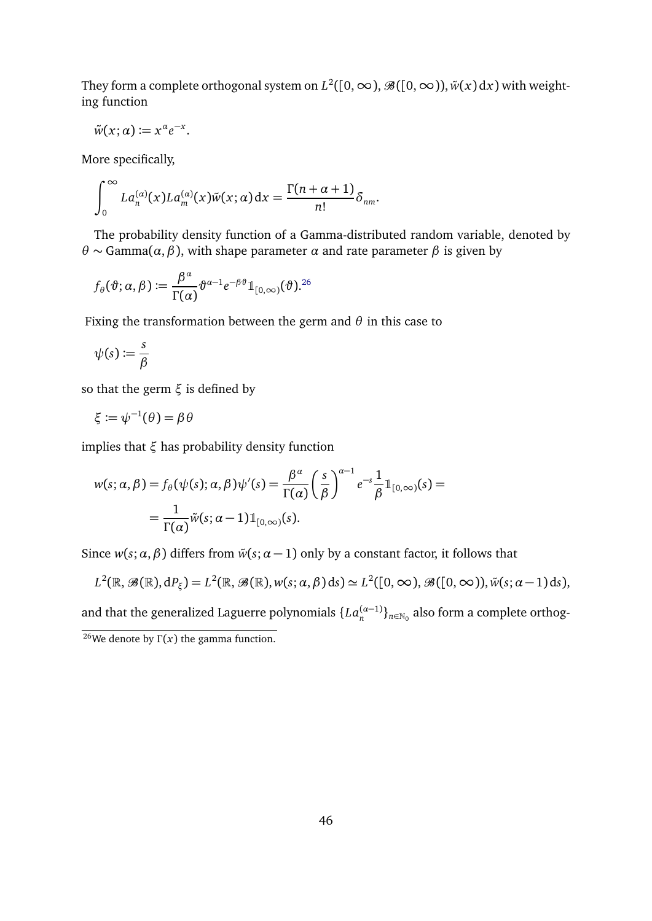They form a complete orthogonal system on $L^2([0,\infty), \mathscr{B}([0,\infty)), \tilde{w}(x)\,\mathrm{d}x)$ with weighting function

$$\tilde{w}(x;\alpha) := x^{\alpha} e^{-x}.$$

More specifically,

$$\int_0^{\infty} La_n^{(\alpha)}(x) La_m^{(\alpha)}(x) \tilde{w}(x;\alpha)\,\mathrm{d}x = \frac{\Gamma(n+\alpha+1)}{n!}\delta_{nm}.$$

The probability density function of a Gamma-distributed random variable, denoted by $\theta \sim \mathrm{Gamma}(\alpha,\beta)$, with shape parameter $\alpha$ and rate parameter $\beta$ is given by

$$f_{\theta}(\vartheta;\alpha,\beta) := \frac{\beta^{\alpha}}{\Gamma(\alpha)} \vartheta^{\alpha-1} e^{-\beta\vartheta} \mathbb{1}_{[0,\infty)}(\vartheta).$$[26]

Fixing the transformation between the germ and $\theta$ in this case to

$$\psi(s) := \frac{s}{\beta}$$

so that the germ $\xi$ is defined by

$$\xi := \psi^{-1}(\theta) = \beta\theta$$

implies that $\xi$ has probability density function

$$\begin{aligned} w(s;\alpha,\beta) = f_{\theta}(\psi(s);\alpha,\beta)\psi'(s) = \frac{\beta^{\alpha}}{\Gamma(\alpha)}\left(\frac{s}{\beta}\right)^{\alpha-1} e^{-s}\frac{1}{\beta}\mathbb{1}_{[0,\infty)}(s) = \\ = \frac{1}{\Gamma(\alpha)}\tilde{w}(s;\alpha-1)\mathbb{1}_{[0,\infty)}(s). \end{aligned}$$

Since $w(s;\alpha,\beta)$ differs from $\tilde{w}(s;\alpha-1)$ only by a constant factor, it follows that

$$L^2(\mathbb{R},\mathscr{B}(\mathbb{R}),\mathrm{d}P_{\xi}) = L^2(\mathbb{R},\mathscr{B}(\mathbb{R}),w(s;\alpha,\beta)\,\mathrm{d}s) \simeq L^2([0,\infty),\mathscr{B}([0,\infty)),\tilde{w}(s;\alpha-1)\,\mathrm{d}s),$$

and that the generalized Laguerre polynomials $\{La_n^{(\alpha-1)}\}_{n\in\mathbb{N}_0}$ also form a complete orthog-

[26] We denote by $\Gamma(x)$ the gamma function.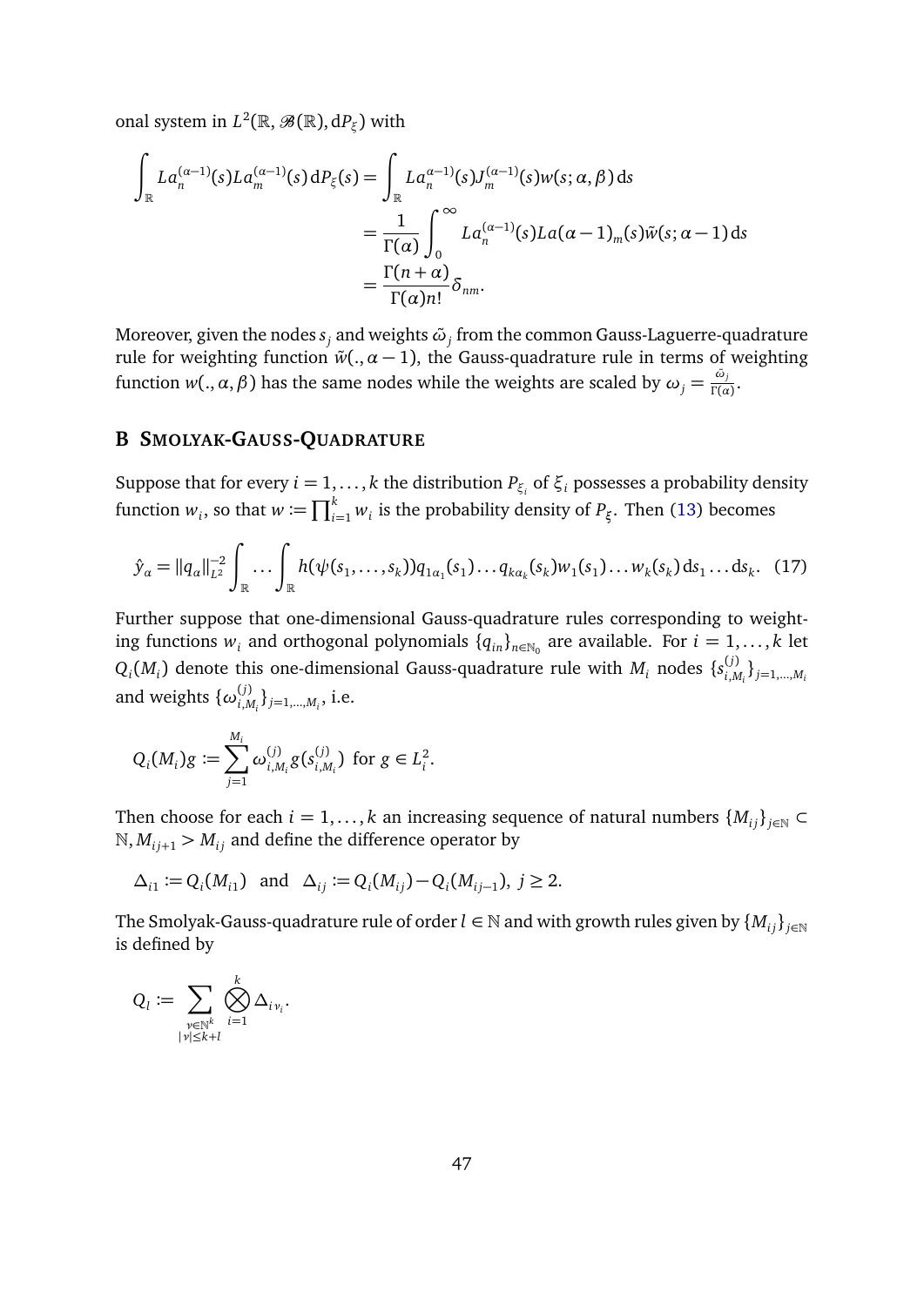onal system in $L^2(\mathbb{R}, \mathscr{B}(\mathbb{R}), \mathrm{d}P_\xi)$ with

$$
\begin{aligned}
\int_{\mathbb{R}} La_n^{(\alpha-1)}(s) La_m^{(\alpha-1)}(s)\,\mathrm{d}P_\xi(s) &= \int_{\mathbb{R}} La_n^{\alpha-1)}(s) J_m^{(\alpha-1)}(s) w(s;\alpha,\beta)\,\mathrm{d}s \\
&= \frac{1}{\Gamma(\alpha)} \int_0^\infty La_n^{(\alpha-1)}(s) La(\alpha-1)_m(s) \tilde{w}(s;\alpha-1)\,\mathrm{d}s \\
&= \frac{\Gamma(n+\alpha)}{\Gamma(\alpha) n!} \delta_{nm}.
\end{aligned}
$$

Moreover, given the nodes $s_j$ and weights $\tilde{\omega}_j$ from the common Gauss-Laguerre-quadrature rule for weighting function $\tilde{w}(.,\alpha-1)$, the Gauss-quadrature rule in terms of weighting function $w(.,\alpha,\beta)$ has the same nodes while the weights are scaled by $\omega_j = \frac{\tilde{\omega}_j}{\Gamma(\alpha)}$.

## B Smolyak-Gauss-Quadrature

Suppose that for every $i = 1, \ldots, k$ the distribution $P_{\xi_i}$ of $\xi_i$ possesses a probability density function $w_i$, so that $w := \prod_{i=1}^k w_i$ is the probability density of $P_\xi$. Then (13) becomes

$$
\hat{y}_\alpha = \|q_\alpha\|_{L^2}^{-2} \int_{\mathbb{R}} \ldots \int_{\mathbb{R}} h(\psi(s_1,\ldots,s_k)) q_{1\alpha_1}(s_1) \ldots q_{k\alpha_k}(s_k) w_1(s_1) \ldots w_k(s_k)\,\mathrm{d}s_1 \ldots \mathrm{d}s_k. \quad (17)
$$

Further suppose that one-dimensional Gauss-quadrature rules corresponding to weighting functions $w_i$ and orthogonal polynomials $\{q_{in}\}_{n\in\mathbb{N}_0}$ are available. For $i = 1, \ldots, k$ let $Q_i(M_i)$ denote this one-dimensional Gauss-quadrature rule with $M_i$ nodes $\{s_{i,M_i}^{(j)}\}_{j=1,\ldots,M_i}$ and weights $\{\omega_{i,M_i}^{(j)}\}_{j=1,\ldots,M_i}$, i.e.

$$
Q_i(M_i) g := \sum_{j=1}^{M_i} \omega_{i,M_i}^{(j)} g(s_{i,M_i}^{(j)}) \text{ for } g \in L_i^2.
$$

Then choose for each $i = 1, \ldots, k$ an increasing sequence of natural numbers $\{M_{ij}\}_{j\in\mathbb{N}} \subset \mathbb{N}, M_{ij+1} > M_{ij}$ and define the difference operator by

$$
\Delta_{i1} := Q_i(M_{i1}) \quad \text{and} \quad \Delta_{ij} := Q_i(M_{ij}) - Q_i(M_{ij-1}),\ j \geq 2.
$$

The Smolyak-Gauss-quadrature rule of order $l \in \mathbb{N}$ and with growth rules given by $\{M_{ij}\}_{j\in\mathbb{N}}$ is defined by

$$
Q_l := \sum_{\substack{\nu\in\mathbb{N}^k \\ |\nu|\leq k+l}} \bigotimes_{i=1}^k \Delta_{i\nu_i}.
$$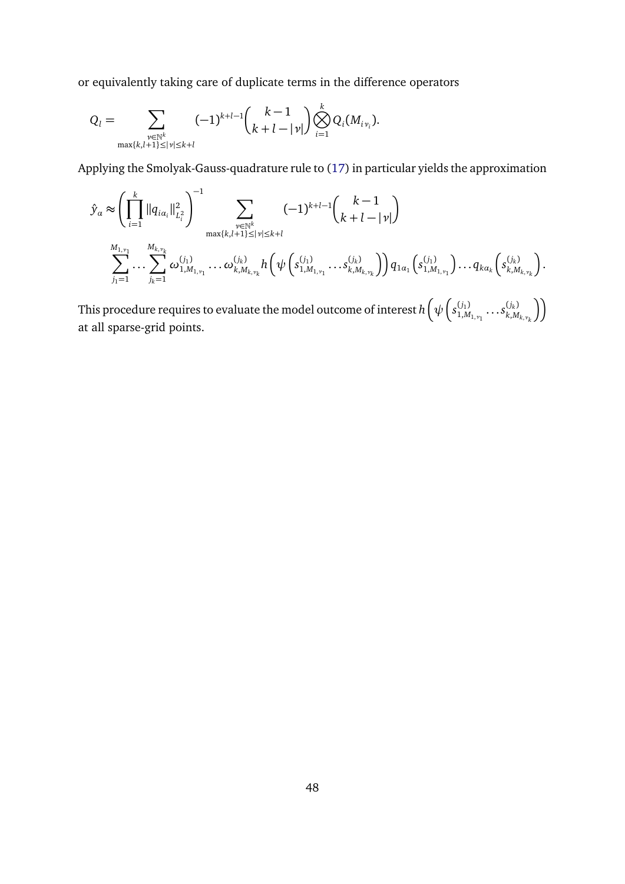or equivalently taking care of duplicate terms in the difference operators

$$Q_l = \sum_{\substack{\nu \in \mathbb{N}^k \\ \max\{k, l+1\} \leq |\nu| \leq k+l}} (-1)^{k+l-1} \binom{k-1}{k+l-|\nu|} \bigotimes_{i=1}^{k} Q_i(M_{i\nu_i}).$$

Applying the Smolyak-Gauss-quadrature rule to (17) in particular yields the approximation

$$\hat{y}_\alpha \approx \left( \prod_{i=1}^{k} \|q_{i\alpha_i}\|^2_{L^2_i} \right)^{-1} \sum_{\substack{\nu \in \mathbb{N}^k \\ \max\{k, l+1\} \leq |\nu| \leq k+l}} (-1)^{k+l-1} \binom{k-1}{k+l-|\nu|}$$

$$\sum_{j_1=1}^{M_{1,\nu_1}} \cdots \sum_{j_k=1}^{M_{k,\nu_k}} \omega^{(j_1)}_{1,M_{1,\nu_1}} \cdots \omega^{(j_k)}_{k,M_{k,\nu_k}} h\left(\psi\left(s^{(j_1)}_{1,M_{1,\nu_1}} \cdots s^{(j_k)}_{k,M_{k,\nu_k}}\right)\right) q_{1\alpha_1}\left(s^{(j_1)}_{1,M_{1,\nu_1}}\right) \cdots q_{k\alpha_k}\left(s^{(j_k)}_{k,M_{k,\nu_k}}\right).$$

This procedure requires to evaluate the model outcome of interest $h\left(\psi\left(s^{(j_1)}_{1,M_{1,\nu_1}} \cdots s^{(j_k)}_{k,M_{k,\nu_k}}\right)\right)$ at all sparse-grid points.